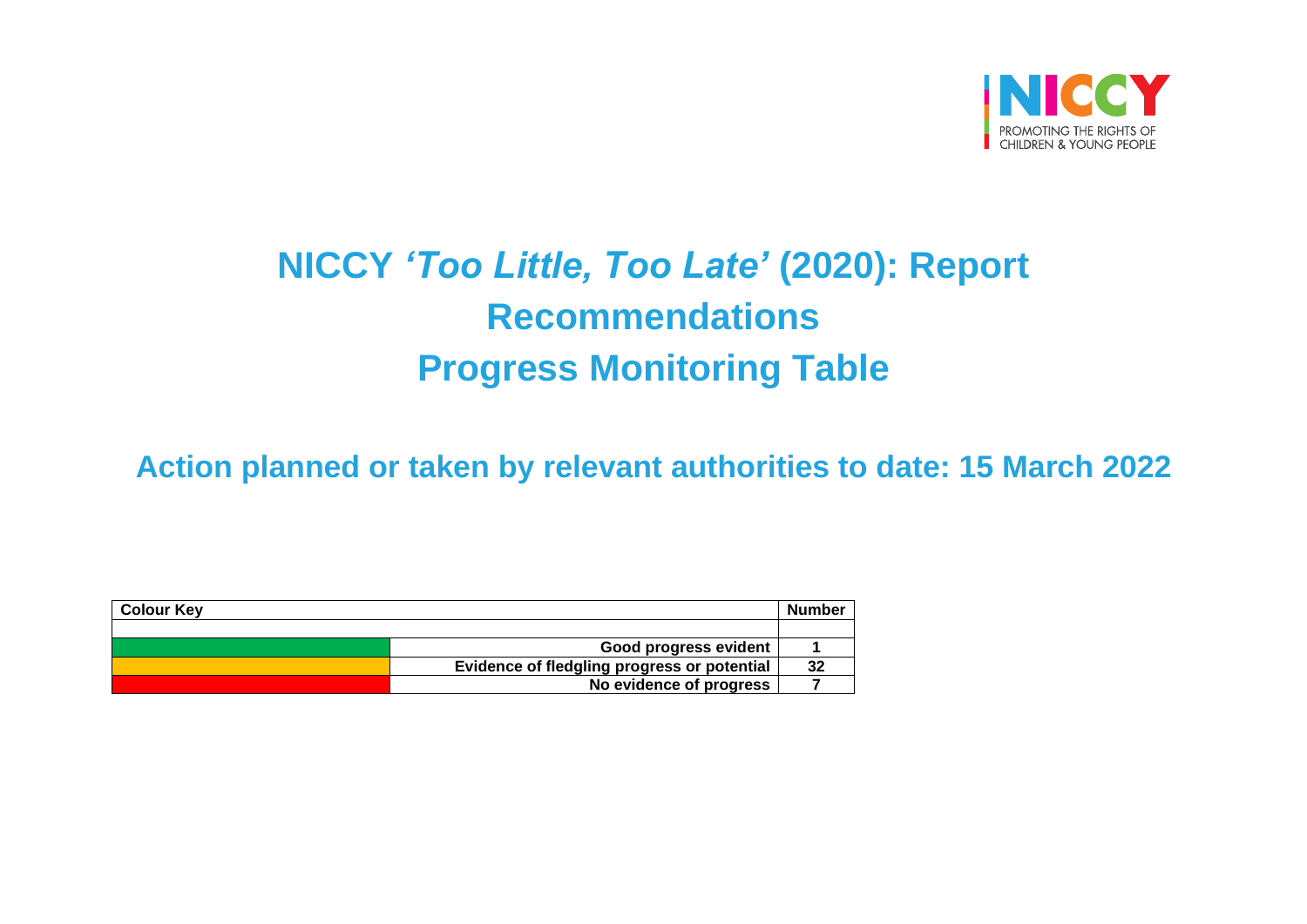NICCY

PROMOTING THE RIGHTS OF CHILDREN & YOUNG PEOPLE

# NICCY *'Too Little, Too Late'* (2020): Report Recommendations Progress Monitoring Table

## Action planned or taken by relevant authorities to date: 15 March 2022

| Colour Key | | Number |
|---|---|---|
| | | |
| Green | **Good progress evident** | **1** |
| Amber | **Evidence of fledgling progress or potential** | **32** |
| Red | **No evidence of progress** | **7** |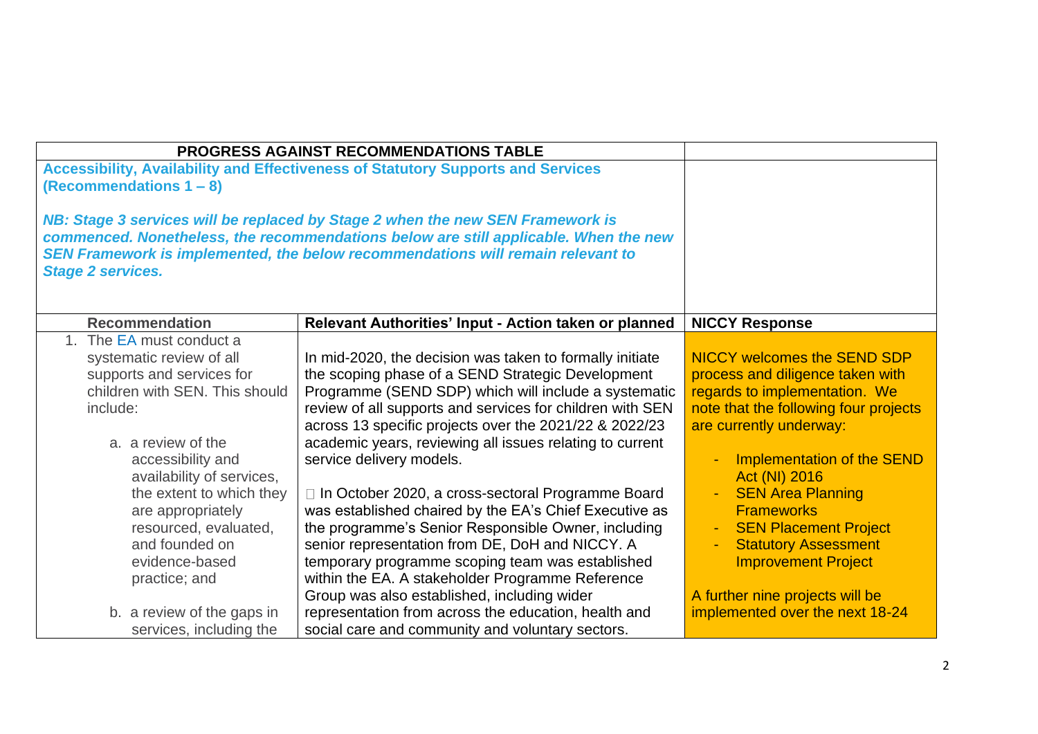| PROGRESS AGAINST RECOMMENDATIONS TABLE | | |
|---|---|---|
| **Accessibility, Availability and Effectiveness of Statutory Supports and Services (Recommendations 1 – 8)**<br><br>***NB: Stage 3 services will be replaced by Stage 2 when the new SEN Framework is commenced. Nonetheless, the recommendations below are still applicable. When the new SEN Framework is implemented, the below recommendations will remain relevant to Stage 2 services.*** | | |
| **Recommendation** | **Relevant Authorities' Input - Action taken or planned** | **NICCY Response** |
| 1. The EA must conduct a systematic review of all supports and services for children with SEN. This should include:<br><br>a. a review of the accessibility and availability of services, the extent to which they are appropriately resourced, evaluated, and founded on evidence-based practice; and<br><br>b. a review of the gaps in services, including the | In mid-2020, the decision was taken to formally initiate the scoping phase of a SEND Strategic Development Programme (SEND SDP) which will include a systematic review of all supports and services for children with SEN across 13 specific projects over the 2021/22 & 2022/23 academic years, reviewing all issues relating to current service delivery models.<br><br>□ In October 2020, a cross-sectoral Programme Board was established chaired by the EA's Chief Executive as the programme's Senior Responsible Owner, including senior representation from DE, DoH and NICCY. A temporary programme scoping team was established within the EA. A stakeholder Programme Reference Group was also established, including wider representation from across the education, health and social care and community and voluntary sectors. | NICCY welcomes the SEND SDP process and diligence taken with regards to implementation. We note that the following four projects are currently underway:<br><br>- Implementation of the SEND Act (NI) 2016<br>- SEN Area Planning Frameworks<br>- SEN Placement Project<br>- Statutory Assessment Improvement Project<br><br>A further nine projects will be implemented over the next 18-24 |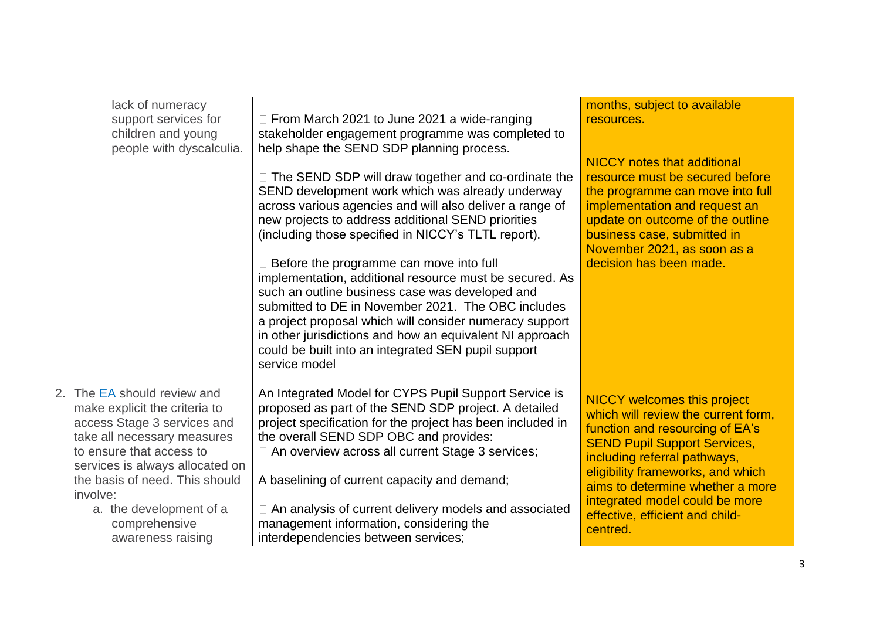| | | |
|---|---|---|
| lack of numeracy support services for children and young people with dyscalculia. | □ From March 2021 to June 2021 a wide-ranging stakeholder engagement programme was completed to help shape the SEND SDP planning process.<br><br>□ The SEND SDP will draw together and co-ordinate the SEND development work which was already underway across various agencies and will also deliver a range of new projects to address additional SEND priorities (including those specified in NICCY's TLTL report).<br><br>□ Before the programme can move into full implementation, additional resource must be secured. As such an outline business case was developed and submitted to DE in November 2021. The OBC includes a project proposal which will consider numeracy support in other jurisdictions and how an equivalent NI approach could be built into an integrated SEN pupil support service model | months, subject to available resources.<br><br>NICCY notes that additional resource must be secured before the programme can move into full implementation and request an update on outcome of the outline business case, submitted in November 2021, as soon as a decision has been made. |
| 2. The EA should review and make explicit the criteria to access Stage 3 services and take all necessary measures to ensure that access to services is always allocated on the basis of need. This should involve:<br>a. the development of a comprehensive awareness raising | An Integrated Model for CYPS Pupil Support Service is proposed as part of the SEND SDP project. A detailed project specification for the project has been included in the overall SEND SDP OBC and provides:<br>□ An overview across all current Stage 3 services;<br><br>A baselining of current capacity and demand;<br><br>□ An analysis of current delivery models and associated management information, considering the interdependencies between services; | NICCY welcomes this project which will review the current form, function and resourcing of EA's SEND Pupil Support Services, including referral pathways, eligibility frameworks, and which aims to determine whether a more integrated model could be more effective, efficient and child-centred. |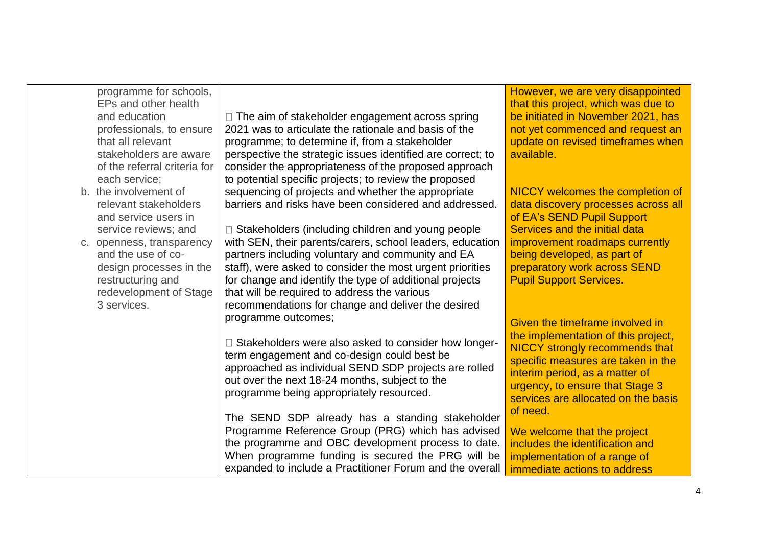| | | | |
|---|---|---|---|
| | programme for schools, EPs and other health and education professionals, to ensure that all relevant stakeholders are aware of the referral criteria for each service;<br>b. the involvement of relevant stakeholders and service users in service reviews; and<br>c. openness, transparency and the use of co-design processes in the restructuring and redevelopment of Stage 3 services. | □ The aim of stakeholder engagement across spring 2021 was to articulate the rationale and basis of the programme; to determine if, from a stakeholder perspective the strategic issues identified are correct; to consider the appropriateness of the proposed approach to potential specific projects; to review the proposed sequencing of projects and whether the appropriate barriers and risks have been considered and addressed.<br><br>□ Stakeholders (including children and young people with SEN, their parents/carers, school leaders, education partners including voluntary and community and EA staff), were asked to consider the most urgent priorities for change and identify the type of additional projects that will be required to address the various recommendations for change and deliver the desired programme outcomes;<br><br>□ Stakeholders were also asked to consider how longer-term engagement and co-design could best be approached as individual SEND SDP projects are rolled out over the next 18-24 months, subject to the programme being appropriately resourced.<br><br>The SEND SDP already has a standing stakeholder Programme Reference Group (PRG) which has advised the programme and OBC development process to date. When programme funding is secured the PRG will be expanded to include a Practitioner Forum and the overall | However, we are very disappointed that this project, which was due to be initiated in November 2021, has not yet commenced and request an update on revised timeframes when available.<br><br>NICCY welcomes the completion of data discovery processes across all of EA's SEND Pupil Support Services and the initial data improvement roadmaps currently being developed, as part of preparatory work across SEND Pupil Support Services.<br><br>Given the timeframe involved in the implementation of this project, NICCY strongly recommends that specific measures are taken in the interim period, as a matter of urgency, to ensure that Stage 3 services are allocated on the basis of need.<br><br>We welcome that the project includes the identification and implementation of a range of immediate actions to address |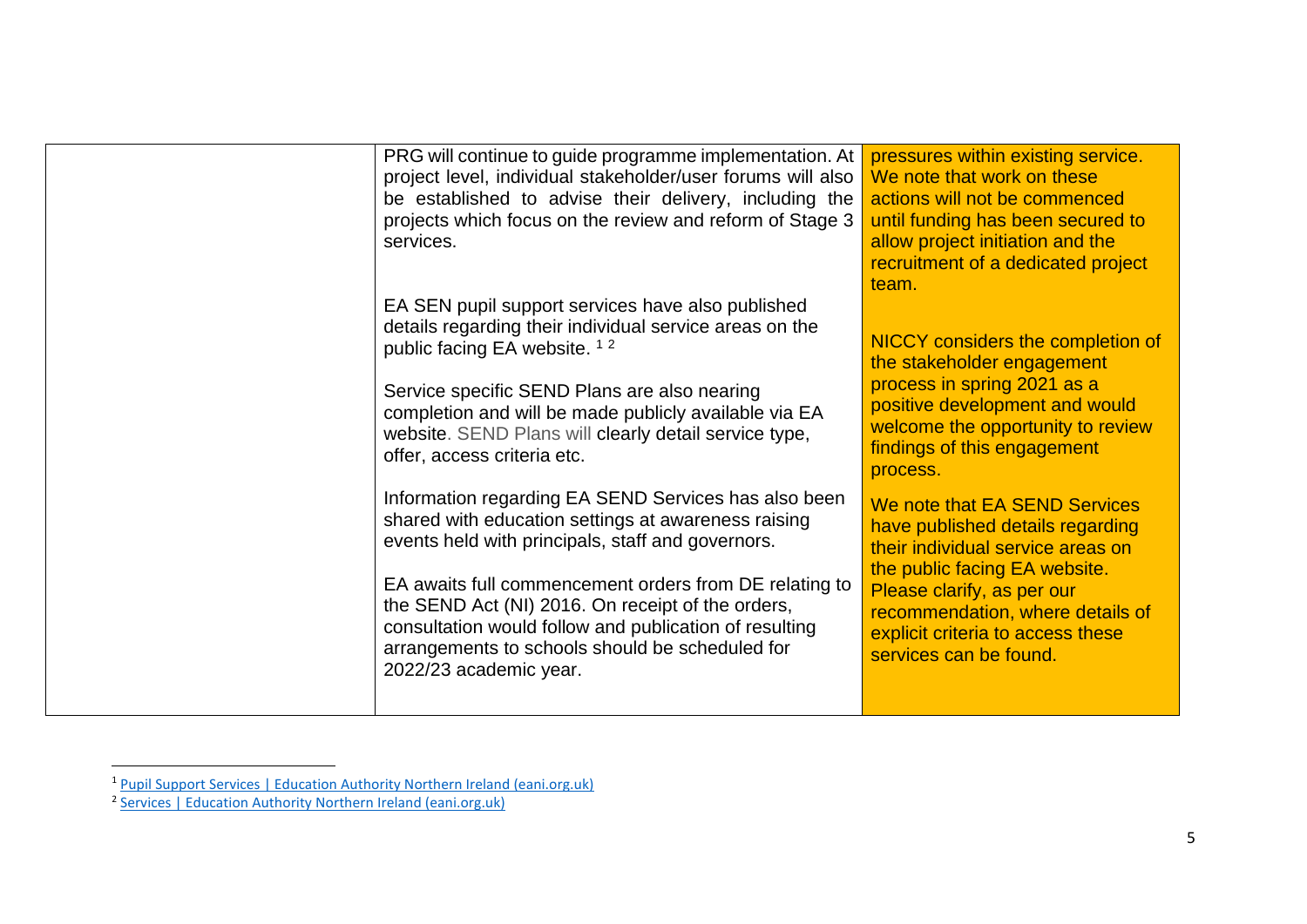| | | |
|---|---|---|
| | PRG will continue to guide programme implementation. At project level, individual stakeholder/user forums will also be established to advise their delivery, including the projects which focus on the review and reform of Stage 3 services.<br><br>EA SEN pupil support services have also published details regarding their individual service areas on the public facing EA website. [1] [2]<br><br>Service specific SEND Plans are also nearing completion and will be made publicly available via EA website. SEND Plans will clearly detail service type, offer, access criteria etc.<br><br>Information regarding EA SEND Services has also been shared with education settings at awareness raising events held with principals, staff and governors.<br><br>EA awaits full commencement orders from DE relating to the SEND Act (NI) 2016. On receipt of the orders, consultation would follow and publication of resulting arrangements to schools should be scheduled for 2022/23 academic year. | pressures within existing service. We note that work on these actions will not be commenced until funding has been secured to allow project initiation and the recruitment of a dedicated project team.<br><br>NICCY considers the completion of the stakeholder engagement process in spring 2021 as a positive development and would welcome the opportunity to review findings of this engagement process.<br><br>We note that EA SEND Services have published details regarding their individual service areas on the public facing EA website. Please clarify, as per our recommendation, where details of explicit criteria to access these services can be found. |

[1] Pupil Support Services | Education Authority Northern Ireland (eani.org.uk)

[2] Services | Education Authority Northern Ireland (eani.org.uk)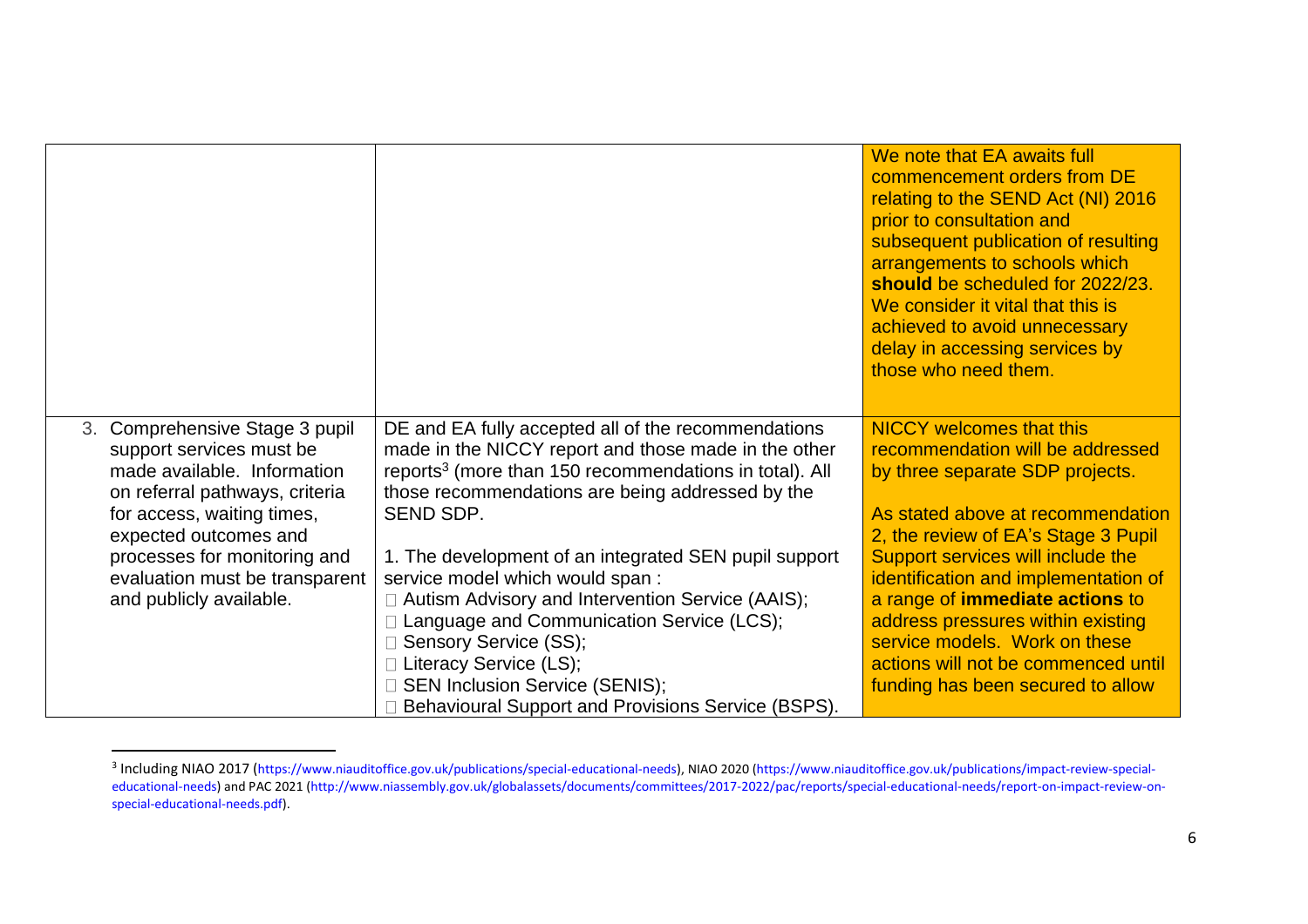| | | |
|---|---|---|
| | | We note that EA awaits full commencement orders from DE relating to the SEND Act (NI) 2016 prior to consultation and subsequent publication of resulting arrangements to schools which **should** be scheduled for 2022/23. We consider it vital that this is achieved to avoid unnecessary delay in accessing services by those who need them. |
| 3. Comprehensive Stage 3 pupil support services must be made available. Information on referral pathways, criteria for access, waiting times, expected outcomes and processes for monitoring and evaluation must be transparent and publicly available. | DE and EA fully accepted all of the recommendations made in the NICCY report and those made in the other reports[3] (more than 150 recommendations in total). All those recommendations are being addressed by the SEND SDP.<br><br>1. The development of an integrated SEN pupil support service model which would span :<br>□ Autism Advisory and Intervention Service (AAIS);<br>□ Language and Communication Service (LCS);<br>□ Sensory Service (SS);<br>□ Literacy Service (LS);<br>□ SEN Inclusion Service (SENIS);<br>□ Behavioural Support and Provisions Service (BSPS). | NICCY welcomes that this recommendation will be addressed by three separate SDP projects.<br><br>As stated above at recommendation 2, the review of EA's Stage 3 Pupil Support services will include the identification and implementation of a range of **immediate actions** to address pressures within existing service models. Work on these actions will not be commenced until funding has been secured to allow |

[3] Including NIAO 2017 (https://www.niauditoffice.gov.uk/publications/special-educational-needs), NIAO 2020 (https://www.niauditoffice.gov.uk/publications/impact-review-special-educational-needs) and PAC 2021 (http://www.niassembly.gov.uk/globalassets/documents/committees/2017-2022/pac/reports/special-educational-needs/report-on-impact-review-on-special-educational-needs.pdf).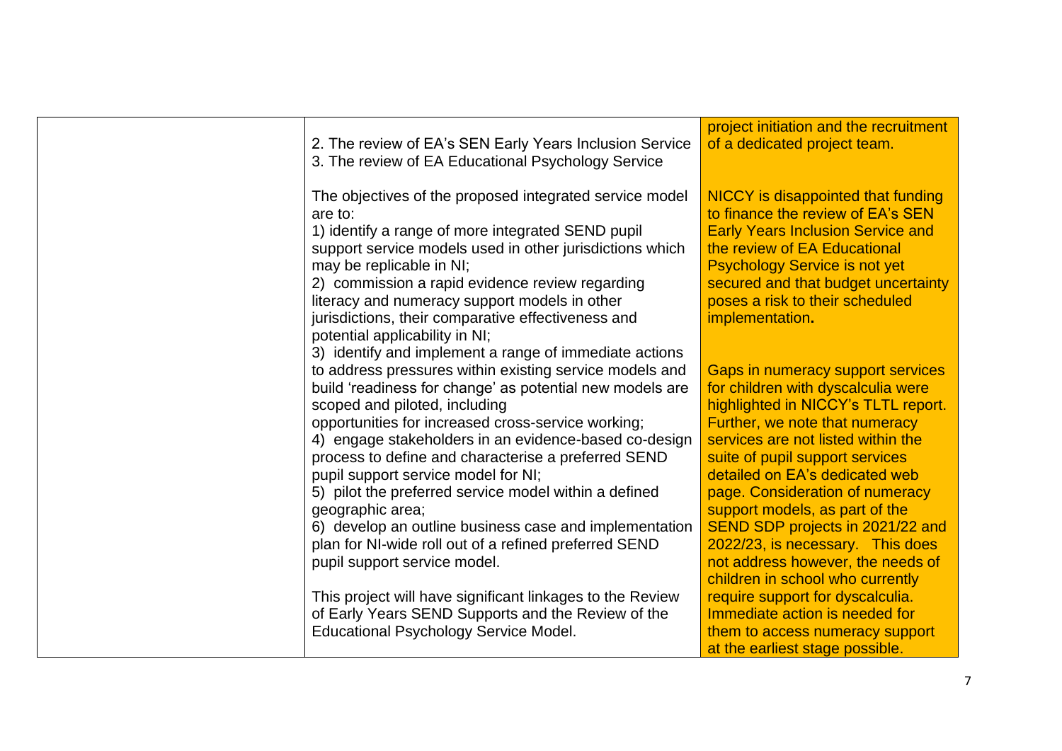| | | |
|---|---|---|
| | 2. The review of EA's SEN Early Years Inclusion Service<br>3. The review of EA Educational Psychology Service<br><br>The objectives of the proposed integrated service model are to:<br>1) identify a range of more integrated SEND pupil support service models used in other jurisdictions which may be replicable in NI;<br>2) commission a rapid evidence review regarding literacy and numeracy support models in other jurisdictions, their comparative effectiveness and potential applicability in NI;<br>3) identify and implement a range of immediate actions to address pressures within existing service models and build 'readiness for change' as potential new models are scoped and piloted, including opportunities for increased cross-service working;<br>4) engage stakeholders in an evidence-based co-design process to define and characterise a preferred SEND pupil support service model for NI;<br>5) pilot the preferred service model within a defined geographic area;<br>6) develop an outline business case and implementation plan for NI-wide roll out of a refined preferred SEND pupil support service model.<br><br>This project will have significant linkages to the Review of Early Years SEND Supports and the Review of the Educational Psychology Service Model. | project initiation and the recruitment of a dedicated project team.<br><br>NICCY is disappointed that funding to finance the review of EA's SEN Early Years Inclusion Service and the review of EA Educational Psychology Service is not yet secured and that budget uncertainty poses a risk to their scheduled implementation**.**<br><br>Gaps in numeracy support services for children with dyscalculia were highlighted in NICCY's TLTL report. Further, we note that numeracy services are not listed within the suite of pupil support services detailed on EA's dedicated web page. Consideration of numeracy support models, as part of the SEND SDP projects in 2021/22 and 2022/23, is necessary. This does not address however, the needs of children in school who currently require support for dyscalculia. Immediate action is needed for them to access numeracy support at the earliest stage possible. |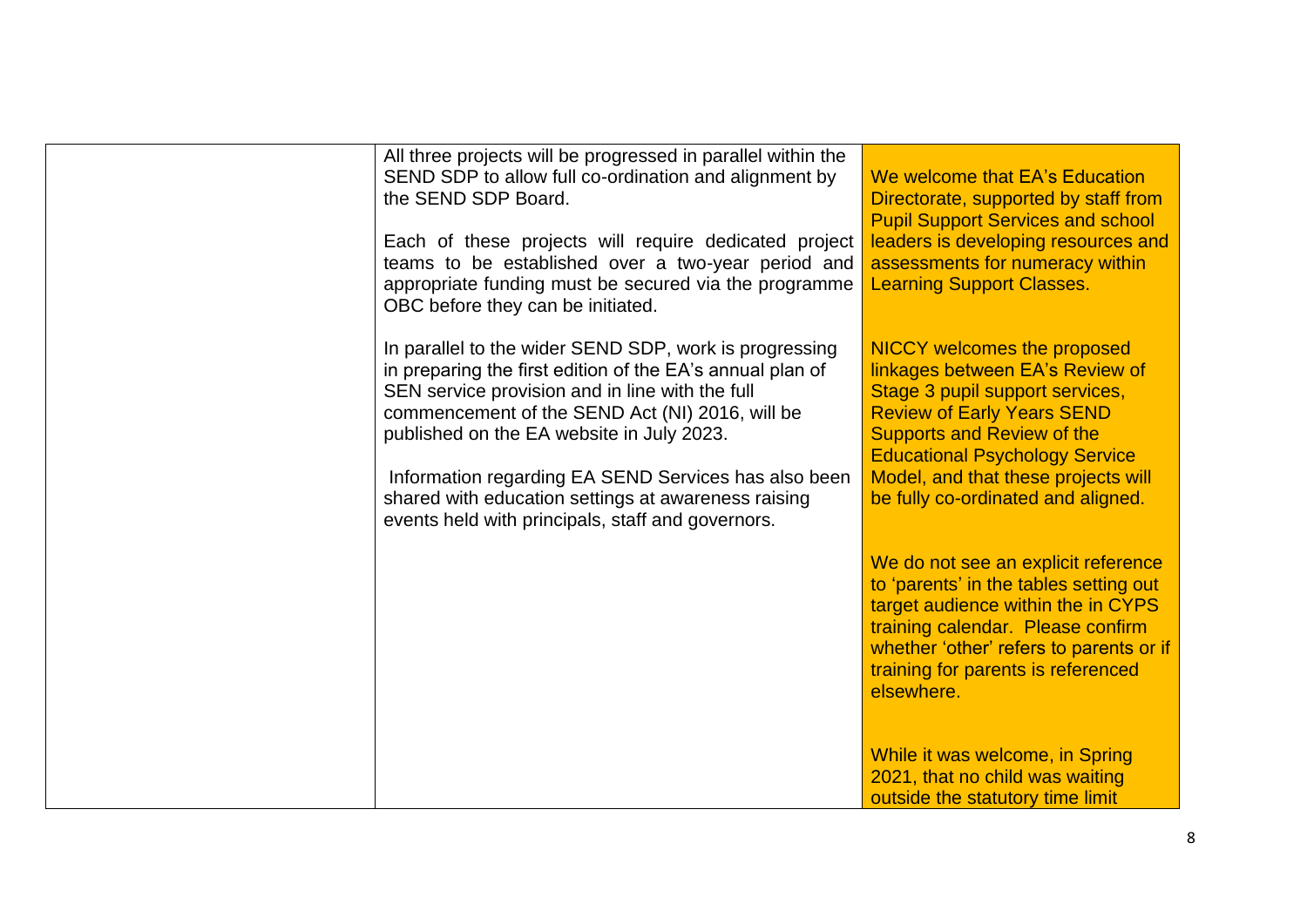| | | |
|---|---|---|
| | All three projects will be progressed in parallel within the SEND SDP to allow full co-ordination and alignment by the SEND SDP Board.<br><br>Each of these projects will require dedicated project teams to be established over a two-year period and appropriate funding must be secured via the programme OBC before they can be initiated.<br><br>In parallel to the wider SEND SDP, work is progressing in preparing the first edition of the EA's annual plan of SEN service provision and in line with the full commencement of the SEND Act (NI) 2016, will be published on the EA website in July 2023.<br><br>Information regarding EA SEND Services has also been shared with education settings at awareness raising events held with principals, staff and governors. | We welcome that EA's Education Directorate, supported by staff from Pupil Support Services and school leaders is developing resources and assessments for numeracy within Learning Support Classes.<br><br>NICCY welcomes the proposed linkages between EA's Review of Stage 3 pupil support services, Review of Early Years SEND Supports and Review of the Educational Psychology Service Model, and that these projects will be fully co-ordinated and aligned.<br><br>We do not see an explicit reference to 'parents' in the tables setting out target audience within the in CYPS training calendar. Please confirm whether 'other' refers to parents or if training for parents is referenced elsewhere.<br><br>While it was welcome, in Spring 2021, that no child was waiting outside the statutory time limit |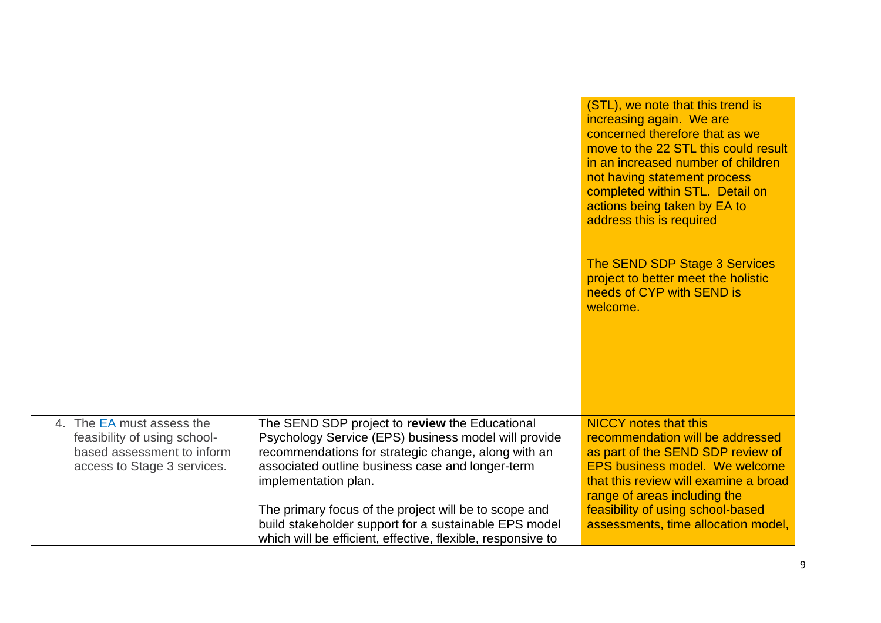| | | |
|---|---|---|
| | | (STL), we note that this trend is increasing again. We are concerned therefore that as we move to the 22 STL this could result in an increased number of children not having statement process completed within STL. Detail on actions being taken by EA to address this is required<br><br>The SEND SDP Stage 3 Services project to better meet the holistic needs of CYP with SEND is welcome. |
| 4. The EA must assess the feasibility of using school-based assessment to inform access to Stage 3 services. | The SEND SDP project to **review** the Educational Psychology Service (EPS) business model will provide recommendations for strategic change, along with an associated outline business case and longer-term implementation plan.<br><br>The primary focus of the project will be to scope and build stakeholder support for a sustainable EPS model which will be efficient, effective, flexible, responsive to | NICCY notes that this recommendation will be addressed as part of the SEND SDP review of EPS business model. We welcome that this review will examine a broad range of areas including the feasibility of using school-based assessments, time allocation model, |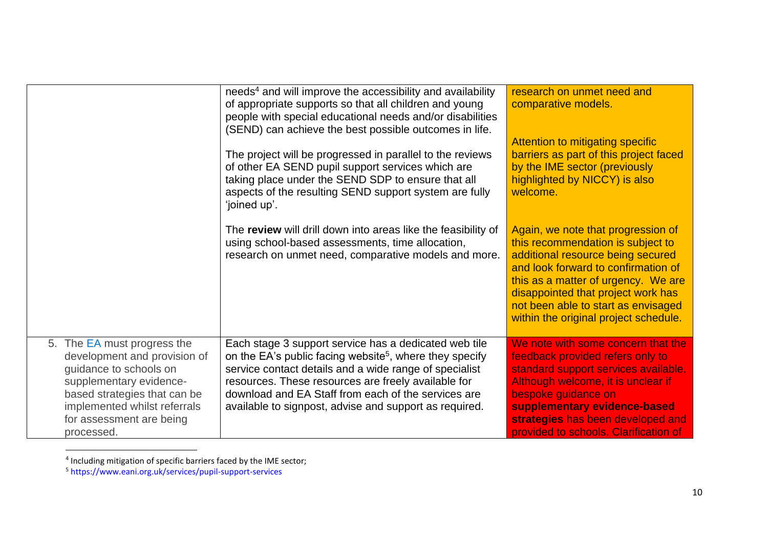| | | |
|---|---|---|
| | needs[4] and will improve the accessibility and availability of appropriate supports so that all children and young people with special educational needs and/or disabilities (SEND) can achieve the best possible outcomes in life.<br><br>The project will be progressed in parallel to the reviews of other EA SEND pupil support services which are taking place under the SEND SDP to ensure that all aspects of the resulting SEND support system are fully 'joined up'.<br><br>The **review** will drill down into areas like the feasibility of using school-based assessments, time allocation, research on unmet need, comparative models and more. | research on unmet need and comparative models.<br><br>Attention to mitigating specific barriers as part of this project faced by the IME sector (previously highlighted by NICCY) is also welcome.<br><br>Again, we note that progression of this recommendation is subject to additional resource being secured and look forward to confirmation of this as a matter of urgency. We are disappointed that project work has not been able to start as envisaged within the original project schedule. |
| 5. The EA must progress the development and provision of guidance to schools on supplementary evidence-based strategies that can be implemented whilst referrals for assessment are being processed. | Each stage 3 support service has a dedicated web tile on the EA's public facing website[5], where they specify service contact details and a wide range of specialist resources. These resources are freely available for download and EA Staff from each of the services are available to signpost, advise and support as required. | We note with some concern that the feedback provided refers only to standard support services available. Although welcome, it is unclear if bespoke guidance on **supplementary evidence-based strategies** has been developed and provided to schools. Clarification of |

[4] Including mitigation of specific barriers faced by the IME sector;

[5] https://www.eani.org.uk/services/pupil-support-services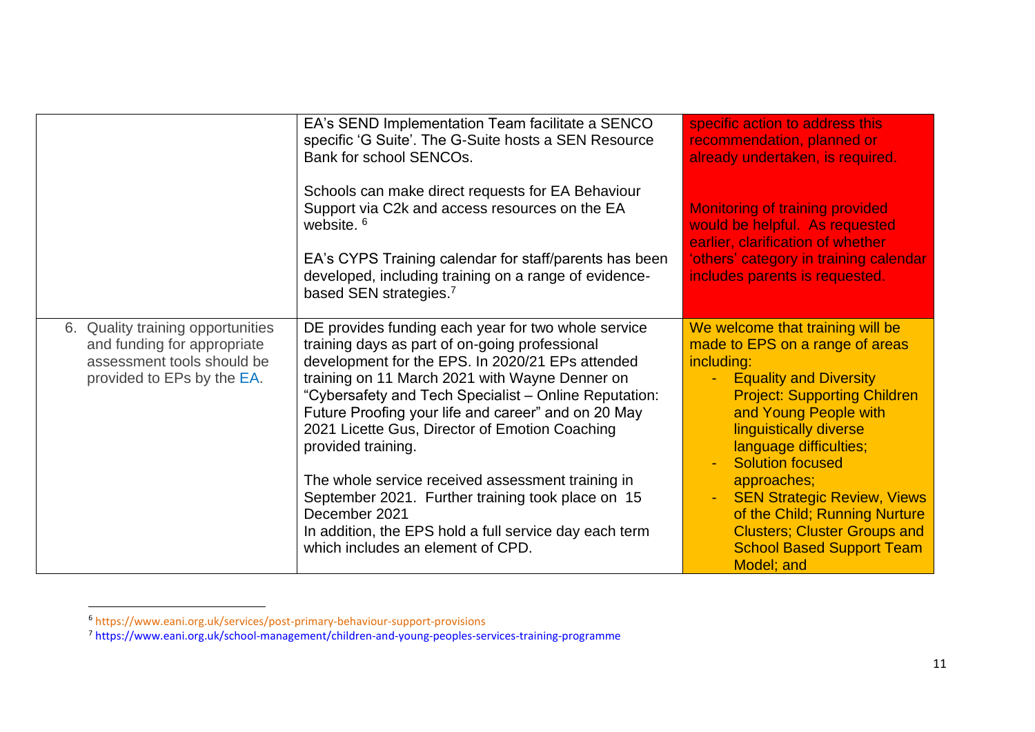| | | |
|---|---|---|
| | EA's SEND Implementation Team facilitate a SENCO specific 'G Suite'. The G-Suite hosts a SEN Resource Bank for school SENCOs.<br><br>Schools can make direct requests for EA Behaviour Support via C2k and access resources on the EA website. [6]<br><br>EA's CYPS Training calendar for staff/parents has been developed, including training on a range of evidence-based SEN strategies.[7] | specific action to address this recommendation, planned or already undertaken, is required.<br><br>Monitoring of training provided would be helpful. As requested earlier, clarification of whether 'others' category in training calendar includes parents is requested. |
| 6. Quality training opportunities and funding for appropriate assessment tools should be provided to EPs by the EA. | DE provides funding each year for two whole service training days as part of on-going professional development for the EPS. In 2020/21 EPs attended training on 11 March 2021 with Wayne Denner on "Cybersafety and Tech Specialist – Online Reputation: Future Proofing your life and career" and on 20 May 2021 Licette Gus, Director of Emotion Coaching provided training.<br><br>The whole service received assessment training in September 2021. Further training took place on 15 December 2021<br>In addition, the EPS hold a full service day each term which includes an element of CPD. | We welcome that training will be made to EPS on a range of areas including:<br>- Equality and Diversity Project: Supporting Children and Young People with linguistically diverse language difficulties;<br>- Solution focused approaches;<br>- SEN Strategic Review, Views of the Child; Running Nurture Clusters; Cluster Groups and School Based Support Team Model; and |

[6] https://www.eani.org.uk/services/post-primary-behaviour-support-provisions

[7] https://www.eani.org.uk/school-management/children-and-young-peoples-services-training-programme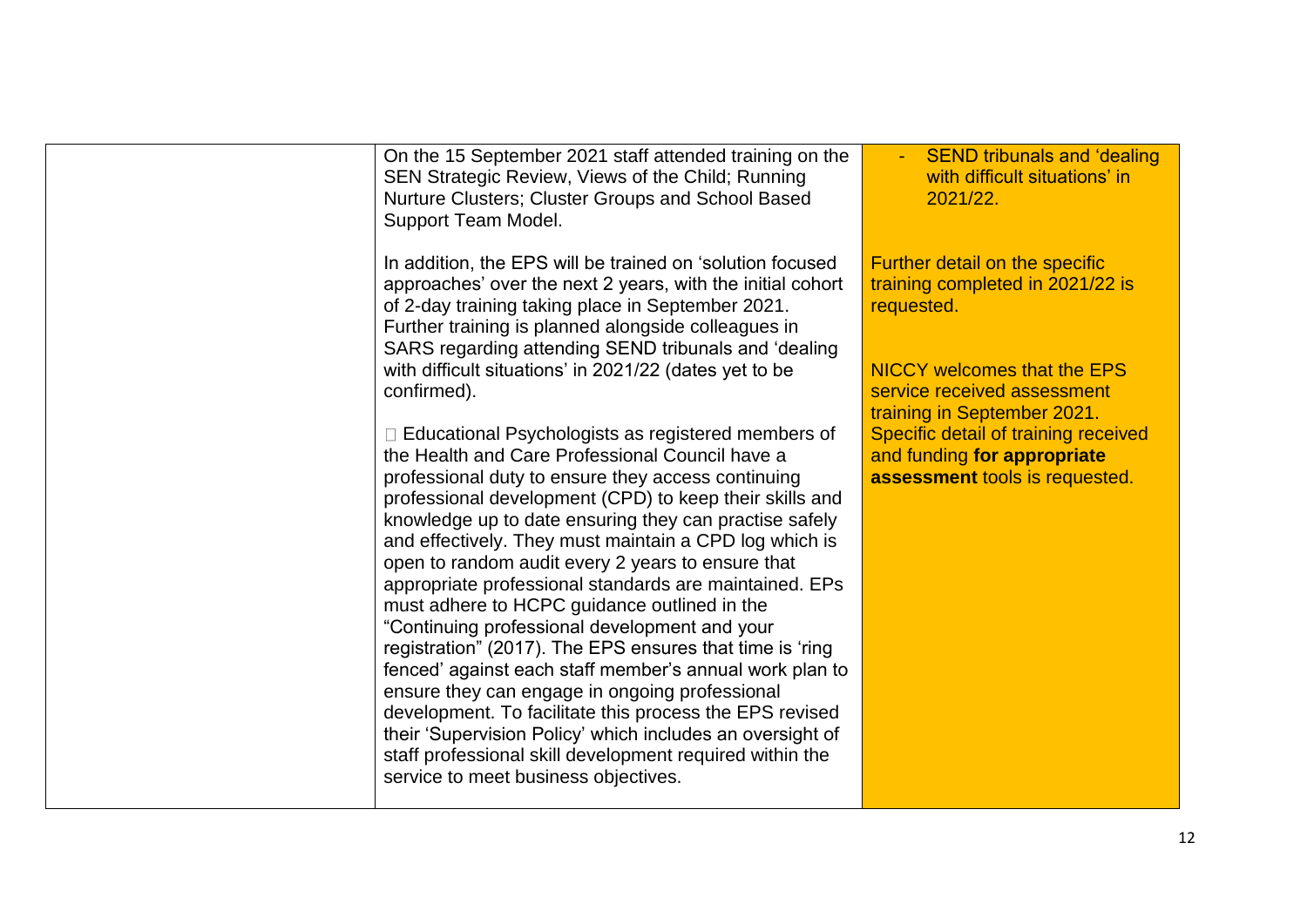| | | |
|---|---|---|
| | On the 15 September 2021 staff attended training on the SEN Strategic Review, Views of the Child; Running Nurture Clusters; Cluster Groups and School Based Support Team Model.<br><br>In addition, the EPS will be trained on 'solution focused approaches' over the next 2 years, with the initial cohort of 2-day training taking place in September 2021. Further training is planned alongside colleagues in SARS regarding attending SEND tribunals and 'dealing with difficult situations' in 2021/22 (dates yet to be confirmed).<br><br>□ Educational Psychologists as registered members of the Health and Care Professional Council have a professional duty to ensure they access continuing professional development (CPD) to keep their skills and knowledge up to date ensuring they can practise safely and effectively. They must maintain a CPD log which is open to random audit every 2 years to ensure that appropriate professional standards are maintained. EPs must adhere to HCPC guidance outlined in the "Continuing professional development and your registration" (2017). The EPS ensures that time is 'ring fenced' against each staff member's annual work plan to ensure they can engage in ongoing professional development. To facilitate this process the EPS revised their 'Supervision Policy' which includes an oversight of staff professional skill development required within the service to meet business objectives. | - SEND tribunals and 'dealing with difficult situations' in 2021/22.<br><br>Further detail on the specific training completed in 2021/22 is requested.<br><br>NICCY welcomes that the EPS service received assessment training in September 2021. Specific detail of training received and funding **for appropriate assessment** tools is requested. |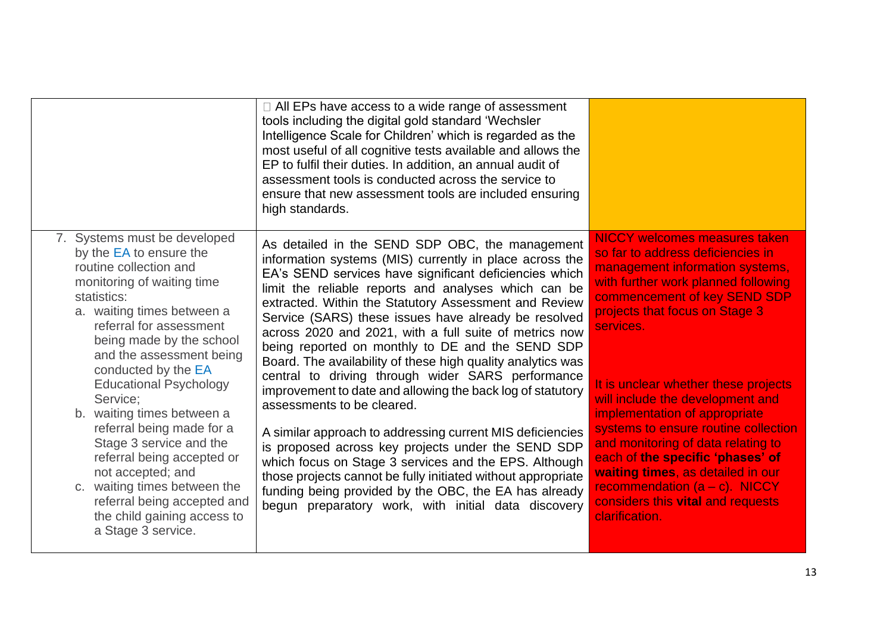| | | |
|---|---|---|
| | All EPs have access to a wide range of assessment tools including the digital gold standard 'Wechsler Intelligence Scale for Children' which is regarded as the most useful of all cognitive tests available and allows the EP to fulfil their duties. In addition, an annual audit of assessment tools is conducted across the service to ensure that new assessment tools are included ensuring high standards. | |
| 7. Systems must be developed by the EA to ensure the routine collection and monitoring of waiting time statistics:<br>a. waiting times between a referral for assessment being made by the school and the assessment being conducted by the EA Educational Psychology Service;<br>b. waiting times between a referral being made for a Stage 3 service and the referral being accepted or not accepted; and<br>c. waiting times between the referral being accepted and the child gaining access to a Stage 3 service. | As detailed in the SEND SDP OBC, the management information systems (MIS) currently in place across the EA's SEND services have significant deficiencies which limit the reliable reports and analyses which can be extracted. Within the Statutory Assessment and Review Service (SARS) these issues have already be resolved across 2020 and 2021, with a full suite of metrics now being reported on monthly to DE and the SEND SDP Board. The availability of these high quality analytics was central to driving through wider SARS performance improvement to date and allowing the back log of statutory assessments to be cleared.<br><br>A similar approach to addressing current MIS deficiencies is proposed across key projects under the SEND SDP which focus on Stage 3 services and the EPS. Although those projects cannot be fully initiated without appropriate funding being provided by the OBC, the EA has already begun preparatory work, with initial data discovery | NICCY welcomes measures taken so far to address deficiencies in management information systems, with further work planned following commencement of key SEND SDP projects that focus on Stage 3 services.<br><br>It is unclear whether these projects will include the development and implementation of appropriate systems to ensure routine collection and monitoring of data relating to each of **the specific 'phases' of waiting times**, as detailed in our recommendation (a – c). NICCY considers this **vital** and requests clarification. |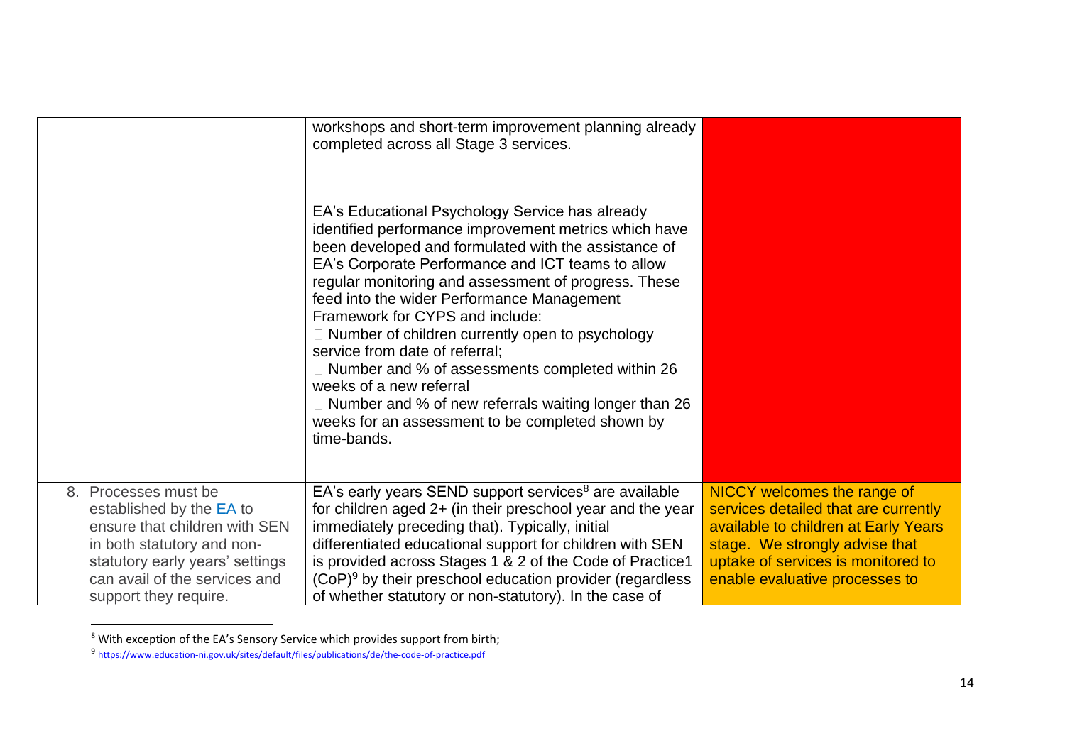| | | |
|---|---|---|
| | workshops and short-term improvement planning already completed across all Stage 3 services.<br><br>EA's Educational Psychology Service has already identified performance improvement metrics which have been developed and formulated with the assistance of EA's Corporate Performance and ICT teams to allow regular monitoring and assessment of progress. These feed into the wider Performance Management Framework for CYPS and include:<br>□ Number of children currently open to psychology service from date of referral;<br>□ Number and % of assessments completed within 26 weeks of a new referral<br>□ Number and % of new referrals waiting longer than 26 weeks for an assessment to be completed shown by time-bands. | |
| 8. Processes must be established by the EA to ensure that children with SEN in both statutory and non-statutory early years' settings can avail of the services and support they require. | EA's early years SEND support services[8] are available for children aged 2+ (in their preschool year and the year immediately preceding that). Typically, initial differentiated educational support for children with SEN is provided across Stages 1 & 2 of the Code of Practice1 (CoP)[9] by their preschool education provider (regardless of whether statutory or non-statutory). In the case of | NICCY welcomes the range of services detailed that are currently available to children at Early Years stage. We strongly advise that uptake of services is monitored to enable evaluative processes to |

[8] With exception of the EA's Sensory Service which provides support from birth;

[9] https://www.education-ni.gov.uk/sites/default/files/publications/de/the-code-of-practice.pdf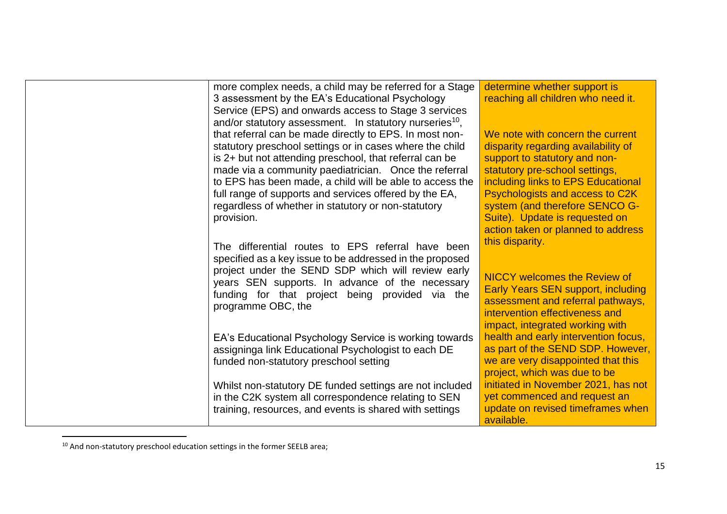| | | |
|---|---|---|
| | more complex needs, a child may be referred for a Stage 3 assessment by the EA's Educational Psychology Service (EPS) and onwards access to Stage 3 services and/or statutory assessment. In statutory nurseries[10], that referral can be made directly to EPS. In most non-statutory preschool settings or in cases where the child is 2+ but not attending preschool, that referral can be made via a community paediatrician. Once the referral to EPS has been made, a child will be able to access the full range of supports and services offered by the EA, regardless of whether in statutory or non-statutory provision.<br><br>The differential routes to EPS referral have been specified as a key issue to be addressed in the proposed project under the SEND SDP which will review early years SEN supports. In advance of the necessary funding for that project being provided via the programme OBC, the<br><br>EA's Educational Psychology Service is working towards assigninga link Educational Psychologist to each DE funded non-statutory preschool setting<br><br>Whilst non-statutory DE funded settings are not included in the C2K system all correspondence relating to SEN training, resources, and events is shared with settings | determine whether support is reaching all children who need it.<br><br>We note with concern the current disparity regarding availability of support to statutory and non-statutory pre-school settings, including links to EPS Educational Psychologists and access to C2K system (and therefore SENCO G-Suite). Update is requested on action taken or planned to address this disparity.<br><br>NICCY welcomes the Review of Early Years SEN support, including assessment and referral pathways, intervention effectiveness and impact, integrated working with health and early intervention focus, as part of the SEND SDP. However, we are very disappointed that this project, which was due to be initiated in November 2021, has not yet commenced and request an update on revised timeframes when available. |

[10] And non-statutory preschool education settings in the former SEELB area;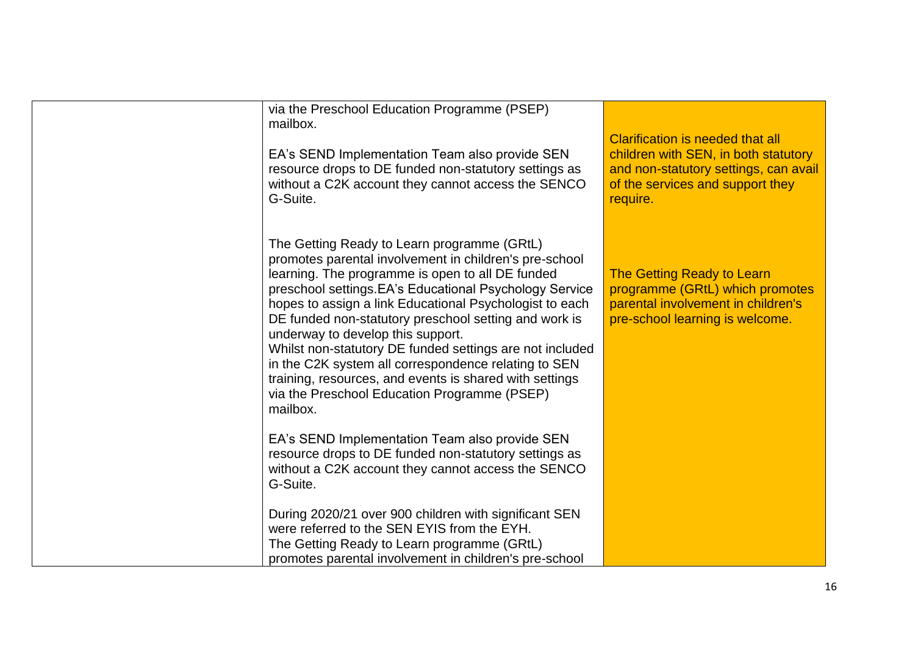| | | |
|---|---|---|
| | via the Preschool Education Programme (PSEP) mailbox.<br><br>EA's SEND Implementation Team also provide SEN resource drops to DE funded non-statutory settings as without a C2K account they cannot access the SENCO G-Suite.<br><br>The Getting Ready to Learn programme (GRtL) promotes parental involvement in children's pre-school learning. The programme is open to all DE funded preschool settings.EA's Educational Psychology Service hopes to assign a link Educational Psychologist to each DE funded non-statutory preschool setting and work is underway to develop this support.<br>Whilst non-statutory DE funded settings are not included in the C2K system all correspondence relating to SEN training, resources, and events is shared with settings via the Preschool Education Programme (PSEP) mailbox.<br><br>EA's SEND Implementation Team also provide SEN resource drops to DE funded non-statutory settings as without a C2K account they cannot access the SENCO G-Suite.<br><br>During 2020/21 over 900 children with significant SEN were referred to the SEN EYIS from the EYH.<br>The Getting Ready to Learn programme (GRtL) promotes parental involvement in children's pre-school | Clarification is needed that all children with SEN, in both statutory and non-statutory settings, can avail of the services and support they require.<br><br>The Getting Ready to Learn programme (GRtL) which promotes parental involvement in children's pre-school learning is welcome. |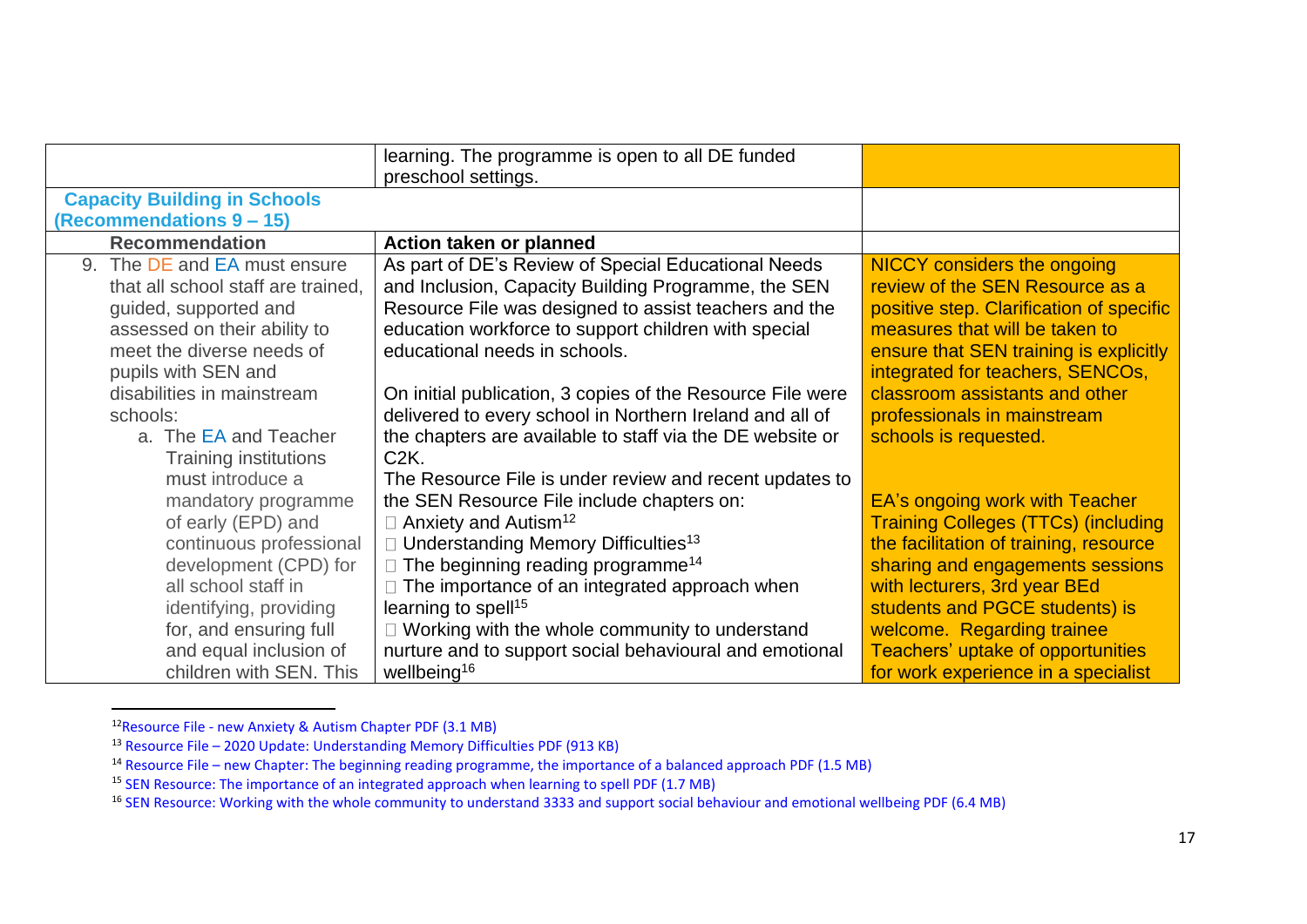| | | |
|---|---|---|
| | learning. The programme is open to all DE funded preschool settings. | |
| **Capacity Building in Schools (Recommendations 9 – 15)** | | |
| **Recommendation** | **Action taken or planned** | |
| 9. The DE and EA must ensure that all school staff are trained, guided, supported and assessed on their ability to meet the diverse needs of pupils with SEN and disabilities in mainstream schools:<br>a. The EA and Teacher Training institutions must introduce a mandatory programme of early (EPD) and continuous professional development (CPD) for all school staff in identifying, providing for, and ensuring full and equal inclusion of children with SEN. This | As part of DE's Review of Special Educational Needs and Inclusion, Capacity Building Programme, the SEN Resource File was designed to assist teachers and the education workforce to support children with special educational needs in schools.<br><br>On initial publication, 3 copies of the Resource File were delivered to every school in Northern Ireland and all of the chapters are available to staff via the DE website or C2K.<br>The Resource File is under review and recent updates to the SEN Resource File include chapters on:<br>• Anxiety and Autism[12]<br>• Understanding Memory Difficulties[13]<br>• The beginning reading programme[14]<br>• The importance of an integrated approach when learning to spell[15]<br>• Working with the whole community to understand nurture and to support social behavioural and emotional wellbeing[16] | NICCY considers the ongoing review of the SEN Resource as a positive step. Clarification of specific measures that will be taken to ensure that SEN training is explicitly integrated for teachers, SENCOs, classroom assistants and other professionals in mainstream schools is requested.<br><br>EA's ongoing work with Teacher Training Colleges (TTCs) (including the facilitation of training, resource sharing and engagements sessions with lecturers, 3rd year BEd students and PGCE students) is welcome. Regarding trainee Teachers' uptake of opportunities for work experience in a specialist |

[12] Resource File - new Anxiety & Autism Chapter PDF (3.1 MB)

[13] Resource File – 2020 Update: Understanding Memory Difficulties PDF (913 KB)

[14] Resource File – new Chapter: The beginning reading programme, the importance of a balanced approach PDF (1.5 MB)

[15] SEN Resource: The importance of an integrated approach when learning to spell PDF (1.7 MB)

[16] SEN Resource: Working with the whole community to understand 3333 and support social behaviour and emotional wellbeing PDF (6.4 MB)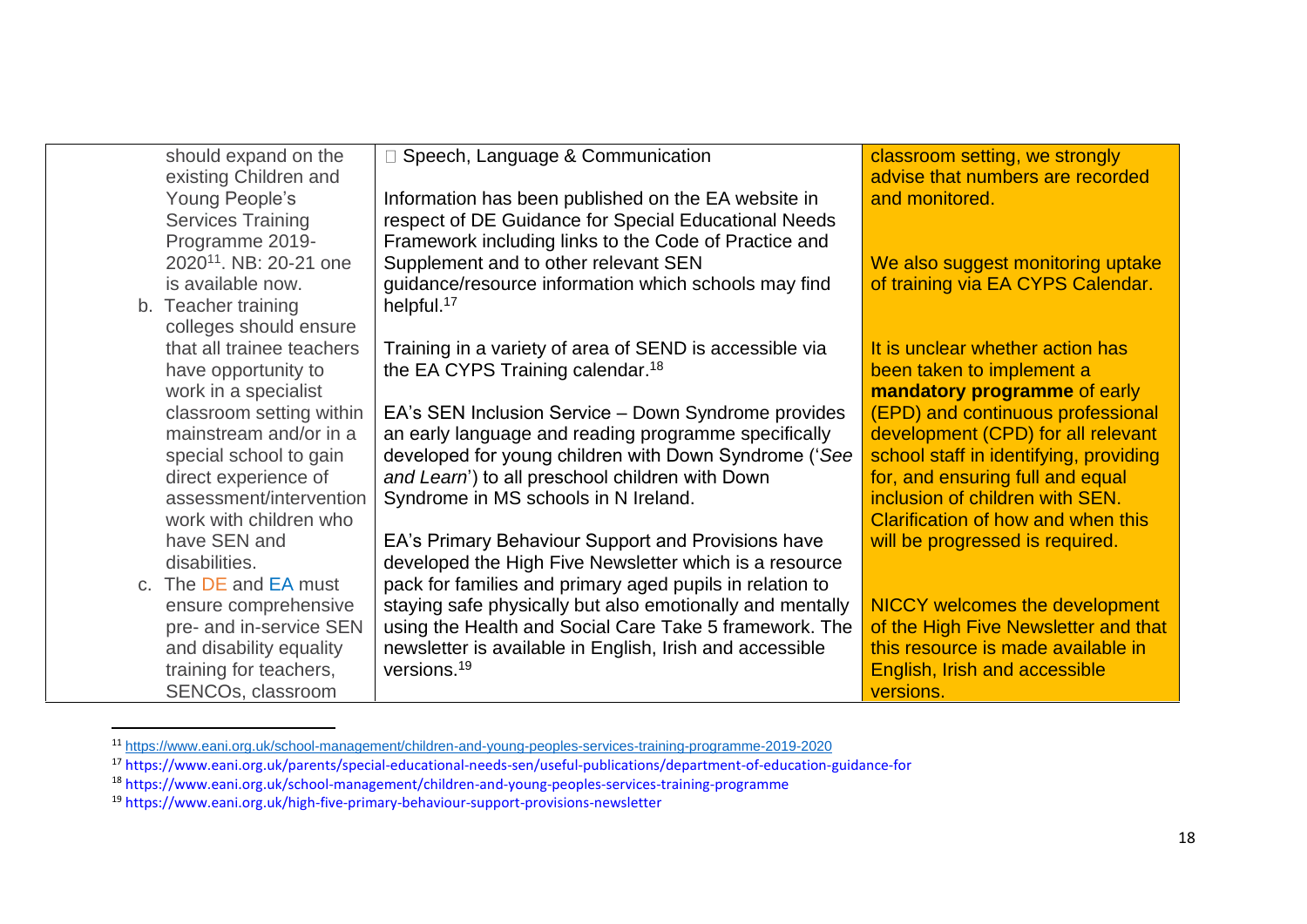| | | |
|---|---|---|
| should expand on the existing Children and Young People's Services Training Programme 2019-2020[11]. NB: 20-21 one is available now.<br>b. Teacher training colleges should ensure that all trainee teachers have opportunity to work in a specialist classroom setting within mainstream and/or in a special school to gain direct experience of assessment/intervention work with children who have SEN and disabilities.<br>c. The DE and EA must ensure comprehensive pre- and in-service SEN and disability equality training for teachers, SENCOs, classroom | □ Speech, Language & Communication<br><br>Information has been published on the EA website in respect of DE Guidance for Special Educational Needs Framework including links to the Code of Practice and Supplement and to other relevant SEN guidance/resource information which schools may find helpful.[17]<br><br>Training in a variety of area of SEND is accessible via the EA CYPS Training calendar.[18]<br><br>EA's SEN Inclusion Service – Down Syndrome provides an early language and reading programme specifically developed for young children with Down Syndrome ('*See and Learn*') to all preschool children with Down Syndrome in MS schools in N Ireland.<br><br>EA's Primary Behaviour Support and Provisions have developed the High Five Newsletter which is a resource pack for families and primary aged pupils in relation to staying safe physically but also emotionally and mentally using the Health and Social Care Take 5 framework. The newsletter is available in English, Irish and accessible versions.[19] | classroom setting, we strongly advise that numbers are recorded and monitored.<br><br>We also suggest monitoring uptake of training via EA CYPS Calendar.<br><br>It is unclear whether action has been taken to implement a **mandatory programme** of early (EPD) and continuous professional development (CPD) for all relevant school staff in identifying, providing for, and ensuring full and equal inclusion of children with SEN. Clarification of how and when this will be progressed is required.<br><br>NICCY welcomes the development of the High Five Newsletter and that this resource is made available in English, Irish and accessible versions. |

[11] https://www.eani.org.uk/school-management/children-and-young-peoples-services-training-programme-2019-2020

[17] https://www.eani.org.uk/parents/special-educational-needs-sen/useful-publications/department-of-education-guidance-for

[18] https://www.eani.org.uk/school-management/children-and-young-peoples-services-training-programme

[19] https://www.eani.org.uk/high-five-primary-behaviour-support-provisions-newsletter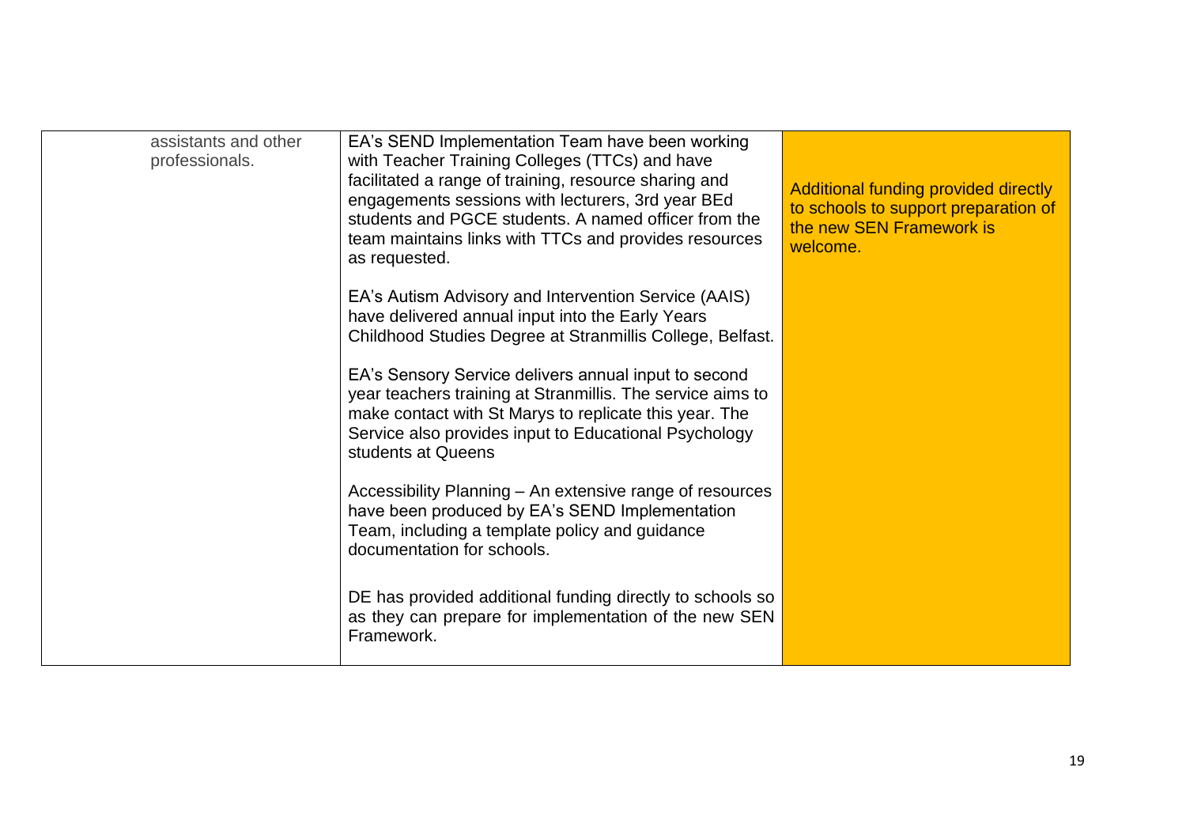| | | |
|---|---|---|
| assistants and other professionals. | EA's SEND Implementation Team have been working with Teacher Training Colleges (TTCs) and have facilitated a range of training, resource sharing and engagements sessions with lecturers, 3rd year BEd students and PGCE students. A named officer from the team maintains links with TTCs and provides resources as requested.<br><br>EA's Autism Advisory and Intervention Service (AAIS) have delivered annual input into the Early Years Childhood Studies Degree at Stranmillis College, Belfast.<br><br>EA's Sensory Service delivers annual input to second year teachers training at Stranmillis. The service aims to make contact with St Marys to replicate this year. The Service also provides input to Educational Psychology students at Queens<br><br>Accessibility Planning – An extensive range of resources have been produced by EA's SEND Implementation Team, including a template policy and guidance documentation for schools.<br><br>DE has provided additional funding directly to schools so as they can prepare for implementation of the new SEN Framework. | Additional funding provided directly to schools to support preparation of the new SEN Framework is welcome. |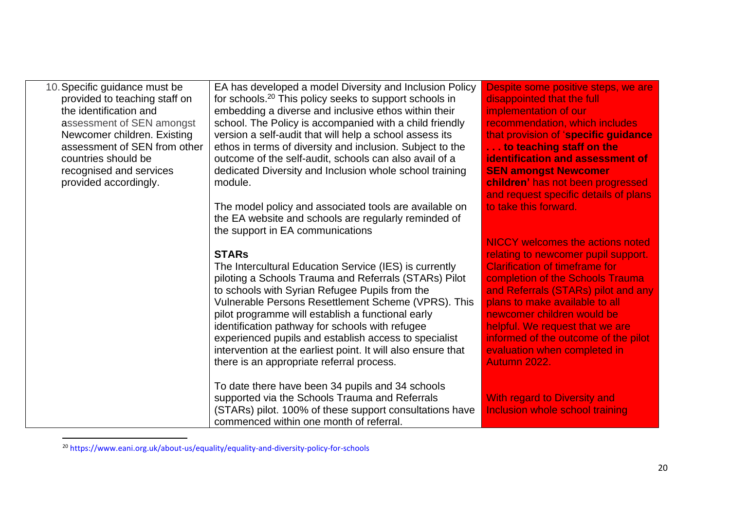| | | |
|---|---|---|
| 10. Specific guidance must be provided to teaching staff on the identification and assessment of SEN amongst Newcomer children. Existing assessment of SEN from other countries should be recognised and services provided accordingly. | EA has developed a model Diversity and Inclusion Policy for schools.[20] This policy seeks to support schools in embedding a diverse and inclusive ethos within their school. The Policy is accompanied with a child friendly version a self-audit that will help a school assess its ethos in terms of diversity and inclusion. Subject to the outcome of the self-audit, schools can also avail of a dedicated Diversity and Inclusion whole school training module.<br><br>The model policy and associated tools are available on the EA website and schools are regularly reminded of the support in EA communications<br><br>**STARs**<br>The Intercultural Education Service (IES) is currently piloting a Schools Trauma and Referrals (STARs) Pilot to schools with Syrian Refugee Pupils from the Vulnerable Persons Resettlement Scheme (VPRS). This pilot programme will establish a functional early identification pathway for schools with refugee experienced pupils and establish access to specialist intervention at the earliest point. It will also ensure that there is an appropriate referral process.<br><br>To date there have been 34 pupils and 34 schools supported via the Schools Trauma and Referrals (STARs) pilot. 100% of these support consultations have commenced within one month of referral. | Despite some positive steps, we are disappointed that the full implementation of our recommendation, which includes that provision of '**specific guidance . . . to teaching staff on the identification and assessment of SEN amongst Newcomer children'** has not been progressed and request specific details of plans to take this forward.<br><br>NICCY welcomes the actions noted relating to newcomer pupil support. Clarification of timeframe for completion of the Schools Trauma and Referrals (STARs) pilot and any plans to make available to all newcomer children would be helpful. We request that we are informed of the outcome of the pilot evaluation when completed in Autumn 2022.<br><br>With regard to Diversity and Inclusion whole school training |

[20] https://www.eani.org.uk/about-us/equality/equality-and-diversity-policy-for-schools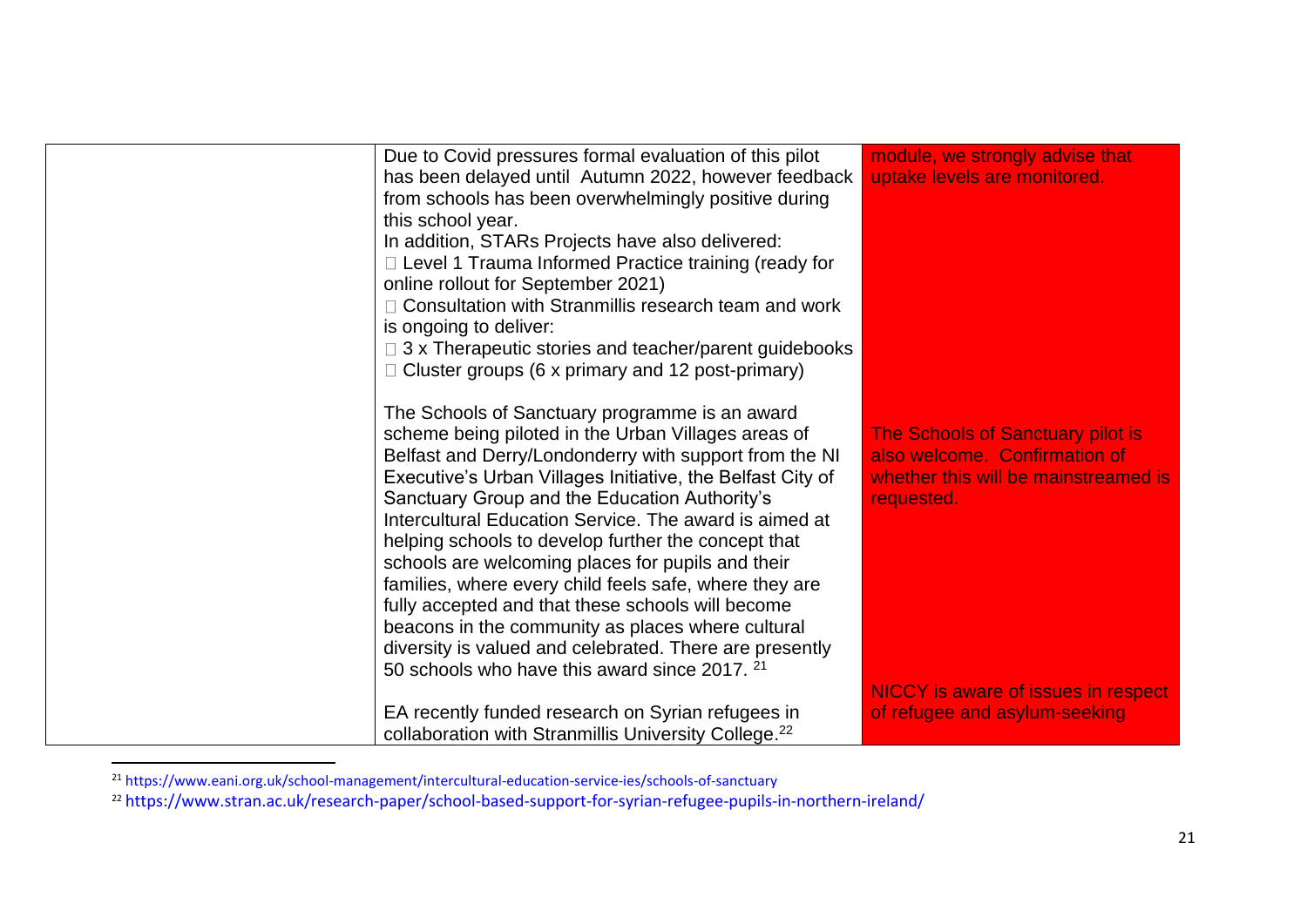| | | |
|---|---|---|
| | Due to Covid pressures formal evaluation of this pilot has been delayed until Autumn 2022, however feedback from schools has been overwhelmingly positive during this school year.<br>In addition, STARs Projects have also delivered:<br>- Level 1 Trauma Informed Practice training (ready for online rollout for September 2021)<br>- Consultation with Stranmillis research team and work is ongoing to deliver:<br>- 3 x Therapeutic stories and teacher/parent guidebooks<br>- Cluster groups (6 x primary and 12 post-primary)<br><br>The Schools of Sanctuary programme is an award scheme being piloted in the Urban Villages areas of Belfast and Derry/Londonderry with support from the NI Executive's Urban Villages Initiative, the Belfast City of Sanctuary Group and the Education Authority's Intercultural Education Service. The award is aimed at helping schools to develop further the concept that schools are welcoming places for pupils and their families, where every child feels safe, where they are fully accepted and that these schools will become beacons in the community as places where cultural diversity is valued and celebrated. There are presently 50 schools who have this award since 2017. [21]<br><br>EA recently funded research on Syrian refugees in collaboration with Stranmillis University College.[22] | module, we strongly advise that uptake levels are monitored.<br><br>The Schools of Sanctuary pilot is also welcome. Confirmation of whether this will be mainstreamed is requested.<br><br>NICCY is aware of issues in respect of refugee and asylum-seeking |

[21] https://www.eani.org.uk/school-management/intercultural-education-service-ies/schools-of-sanctuary

[22] https://www.stran.ac.uk/research-paper/school-based-support-for-syrian-refugee-pupils-in-northern-ireland/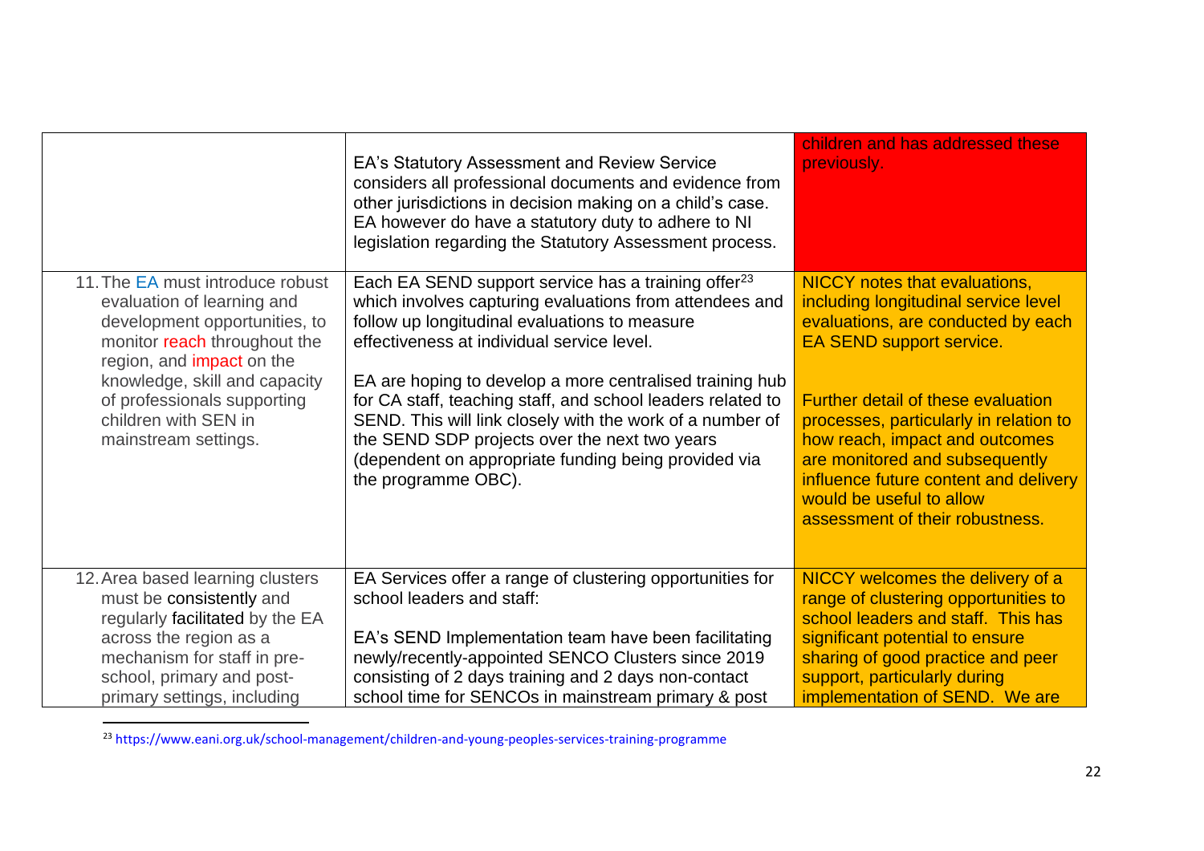| | | |
|---|---|---|
| | EA's Statutory Assessment and Review Service considers all professional documents and evidence from other jurisdictions in decision making on a child's case. EA however do have a statutory duty to adhere to NI legislation regarding the Statutory Assessment process. | children and has addressed these previously. |
| 11. The EA must introduce robust evaluation of learning and development opportunities, to monitor reach throughout the region, and impact on the knowledge, skill and capacity of professionals supporting children with SEN in mainstream settings. | Each EA SEND support service has a training offer[23] which involves capturing evaluations from attendees and follow up longitudinal evaluations to measure effectiveness at individual service level.<br><br>EA are hoping to develop a more centralised training hub for CA staff, teaching staff, and school leaders related to SEND. This will link closely with the work of a number of the SEND SDP projects over the next two years (dependent on appropriate funding being provided via the programme OBC). | NICCY notes that evaluations, including longitudinal service level evaluations, are conducted by each EA SEND support service.<br><br>Further detail of these evaluation processes, particularly in relation to how reach, impact and outcomes are monitored and subsequently influence future content and delivery would be useful to allow assessment of their robustness. |
| 12. Area based learning clusters must be consistently and regularly facilitated by the EA across the region as a mechanism for staff in pre-school, primary and post-primary settings, including | EA Services offer a range of clustering opportunities for school leaders and staff:<br><br>EA's SEND Implementation team have been facilitating newly/recently-appointed SENCO Clusters since 2019 consisting of 2 days training and 2 days non-contact school time for SENCOs in mainstream primary & post | NICCY welcomes the delivery of a range of clustering opportunities to school leaders and staff. This has significant potential to ensure sharing of good practice and peer support, particularly during implementation of SEND. We are |

[23] https://www.eani.org.uk/school-management/children-and-young-peoples-services-training-programme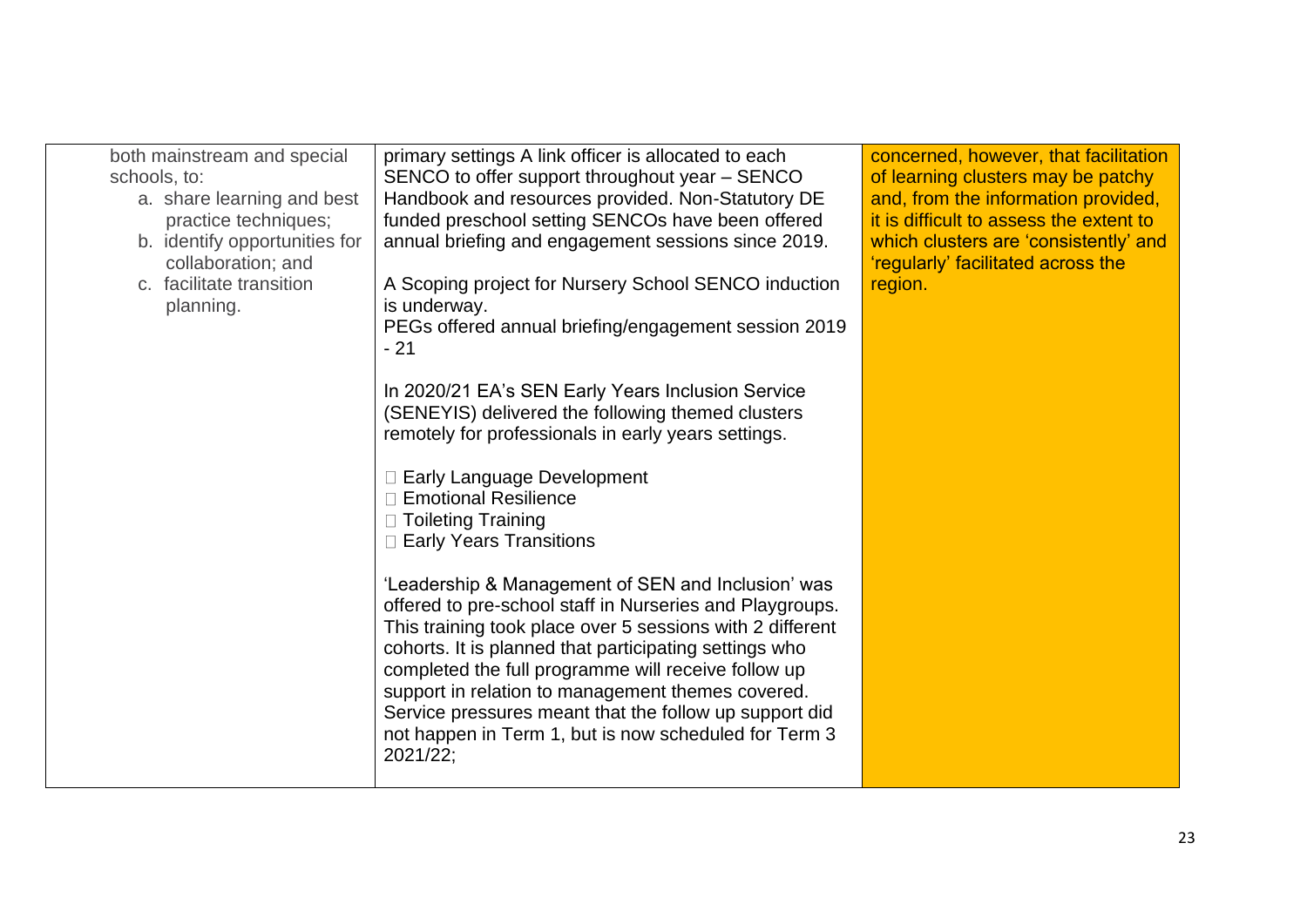| | | |
|---|---|---|
| both mainstream and special schools, to:<br>a. share learning and best practice techniques;<br>b. identify opportunities for collaboration; and<br>c. facilitate transition planning. | primary settings A link officer is allocated to each SENCO to offer support throughout year – SENCO Handbook and resources provided. Non-Statutory DE funded preschool setting SENCOs have been offered annual briefing and engagement sessions since 2019.<br><br>A Scoping project for Nursery School SENCO induction is underway.<br>PEGs offered annual briefing/engagement session 2019 - 21<br><br>In 2020/21 EA's SEN Early Years Inclusion Service (SENEYIS) delivered the following themed clusters remotely for professionals in early years settings.<br><br>• Early Language Development<br>• Emotional Resilience<br>• Toileting Training<br>• Early Years Transitions<br><br>'Leadership & Management of SEN and Inclusion' was offered to pre-school staff in Nurseries and Playgroups. This training took place over 5 sessions with 2 different cohorts. It is planned that participating settings who completed the full programme will receive follow up support in relation to management themes covered. Service pressures meant that the follow up support did not happen in Term 1, but is now scheduled for Term 3 2021/22; | concerned, however, that facilitation of learning clusters may be patchy and, from the information provided, it is difficult to assess the extent to which clusters are 'consistently' and 'regularly' facilitated across the region. |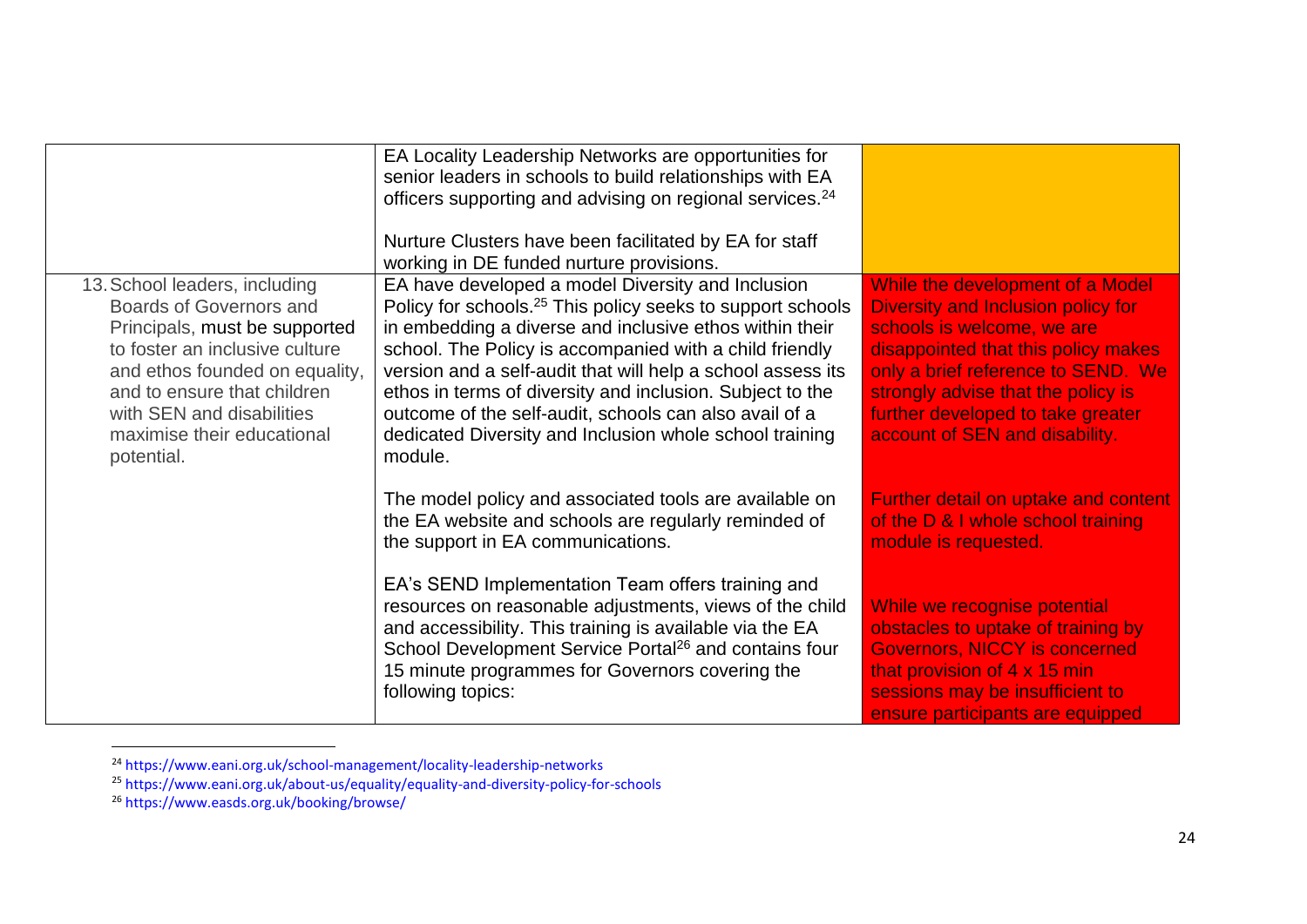|  |  |  |
|---|---|---|
|  | EA Locality Leadership Networks are opportunities for senior leaders in schools to build relationships with EA officers supporting and advising on regional services.[24]<br><br>Nurture Clusters have been facilitated by EA for staff working in DE funded nurture provisions. |  |
| 13. School leaders, including Boards of Governors and Principals, must be supported to foster an inclusive culture and ethos founded on equality, and to ensure that children with SEN and disabilities maximise their educational potential. | EA have developed a model Diversity and Inclusion Policy for schools.[25] This policy seeks to support schools in embedding a diverse and inclusive ethos within their school. The Policy is accompanied with a child friendly version and a self-audit that will help a school assess its ethos in terms of diversity and inclusion. Subject to the outcome of the self-audit, schools can also avail of a dedicated Diversity and Inclusion whole school training module.<br><br>The model policy and associated tools are available on the EA website and schools are regularly reminded of the support in EA communications.<br><br>EA's SEND Implementation Team offers training and resources on reasonable adjustments, views of the child and accessibility. This training is available via the EA School Development Service Portal[26] and contains four 15 minute programmes for Governors covering the following topics: | While the development of a Model Diversity and Inclusion policy for schools is welcome, we are disappointed that this policy makes only a brief reference to SEND. We strongly advise that the policy is further developed to take greater account of SEN and disability.<br><br>Further detail on uptake and content of the D & I whole school training module is requested.<br><br>While we recognise potential obstacles to uptake of training by Governors, NICCY is concerned that provision of 4 x 15 min sessions may be insufficient to ensure participants are equipped |

[24] https://www.eani.org.uk/school-management/locality-leadership-networks

[25] https://www.eani.org.uk/about-us/equality/equality-and-diversity-policy-for-schools

[26] https://www.easds.org.uk/booking/browse/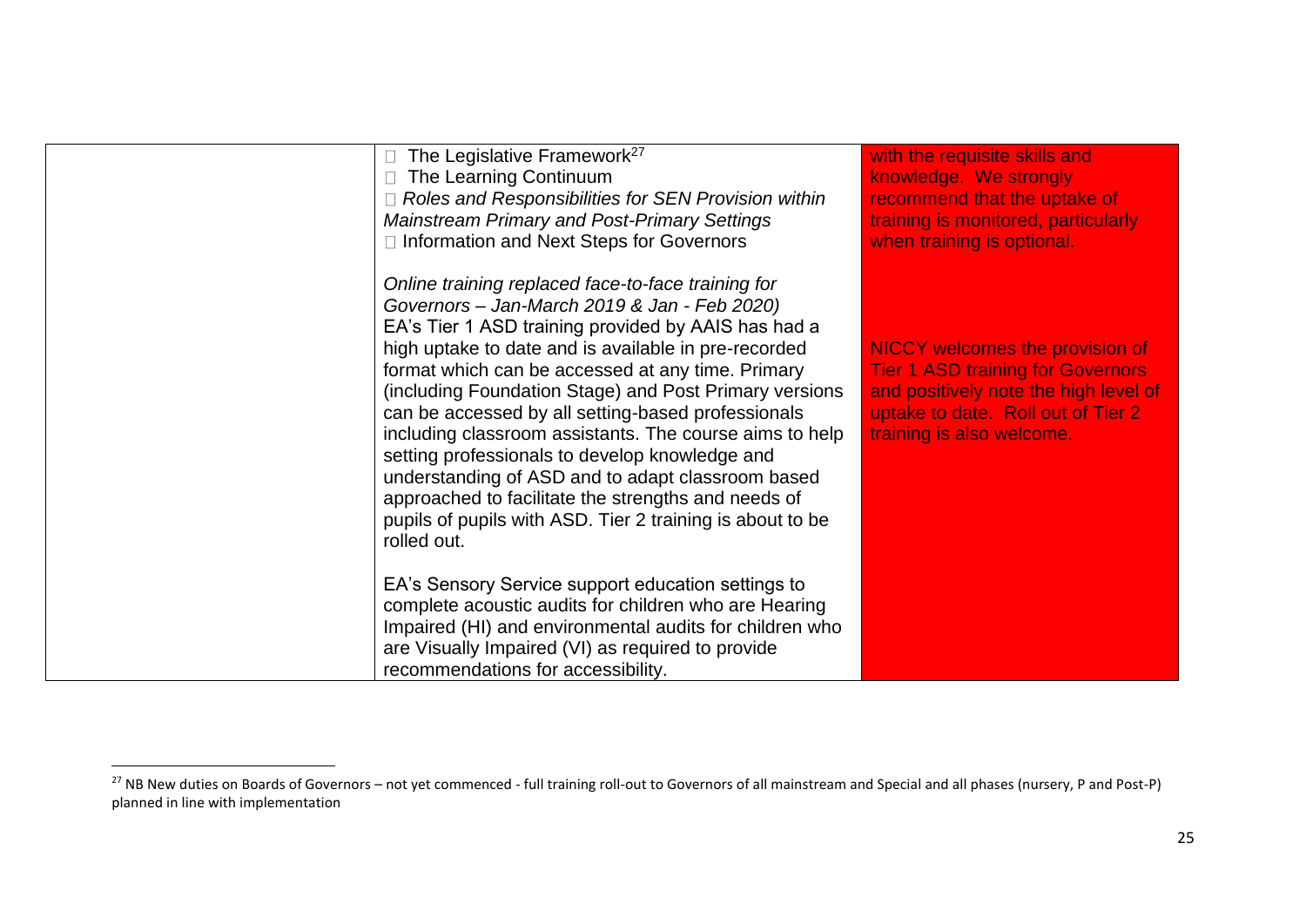| | | |
|---|---|---|
| | □ The Legislative Framework[27]<br>□ The Learning Continuum<br>□ *Roles and Responsibilities for SEN Provision within Mainstream Primary and Post-Primary Settings*<br>□ Information and Next Steps for Governors<br><br>*Online training replaced face-to-face training for Governors – Jan-March 2019 & Jan - Feb 2020)*<br>EA's Tier 1 ASD training provided by AAIS has had a high uptake to date and is available in pre-recorded format which can be accessed at any time. Primary (including Foundation Stage) and Post Primary versions can be accessed by all setting-based professionals including classroom assistants. The course aims to help setting professionals to develop knowledge and understanding of ASD and to adapt classroom based approached to facilitate the strengths and needs of pupils of pupils with ASD. Tier 2 training is about to be rolled out.<br><br>EA's Sensory Service support education settings to complete acoustic audits for children who are Hearing Impaired (HI) and environmental audits for children who are Visually Impaired (VI) as required to provide recommendations for accessibility. | with the requisite skills and knowledge. We strongly recommend that the uptake of training is monitored, particularly when training is optional.<br><br>NICCY welcomes the provision of Tier 1 ASD training for Governors and positively note the high level of uptake to date. Roll out of Tier 2 training is also welcome. |

[27] NB New duties on Boards of Governors – not yet commenced - full training roll-out to Governors of all mainstream and Special and all phases (nursery, P and Post-P) planned in line with implementation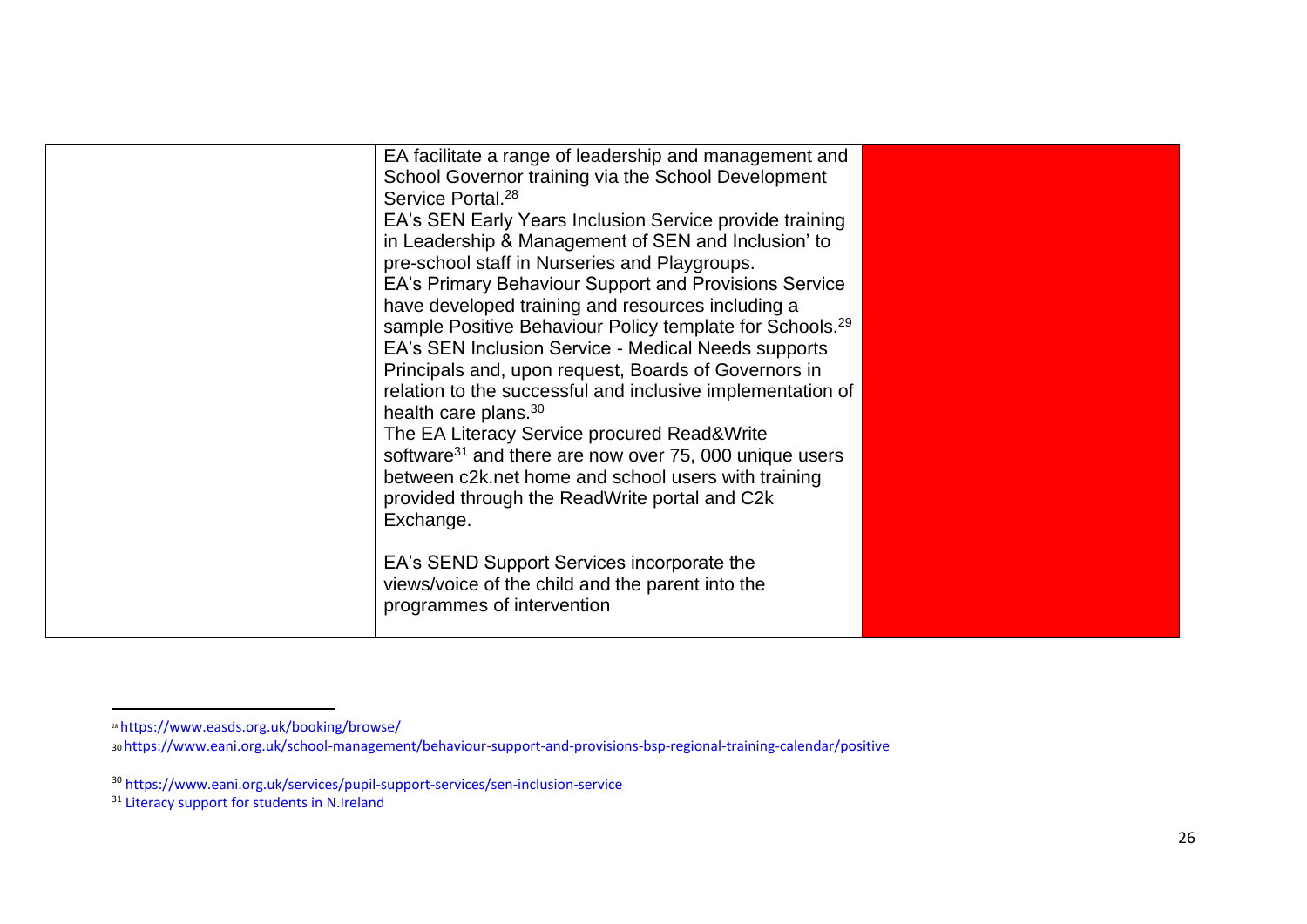|  |  |  |
|---|---|---|
|  | EA facilitate a range of leadership and management and School Governor training via the School Development Service Portal.[28]<br>EA's SEN Early Years Inclusion Service provide training in Leadership & Management of SEN and Inclusion' to pre-school staff in Nurseries and Playgroups.<br>EA's Primary Behaviour Support and Provisions Service have developed training and resources including a sample Positive Behaviour Policy template for Schools.[29]<br>EA's SEN Inclusion Service - Medical Needs supports Principals and, upon request, Boards of Governors in relation to the successful and inclusive implementation of health care plans.[30]<br>The EA Literacy Service procured Read&Write software[31] and there are now over 75, 000 unique users between c2k.net home and school users with training provided through the ReadWrite portal and C2k Exchange.<br><br>EA's SEND Support Services incorporate the views/voice of the child and the parent into the programmes of intervention |  |

[28] https://www.easds.org.uk/booking/browse/

[30] https://www.eani.org.uk/school-management/behaviour-support-and-provisions-bsp-regional-training-calendar/positive

[30] https://www.eani.org.uk/services/pupil-support-services/sen-inclusion-service

[31] Literacy support for students in N.Ireland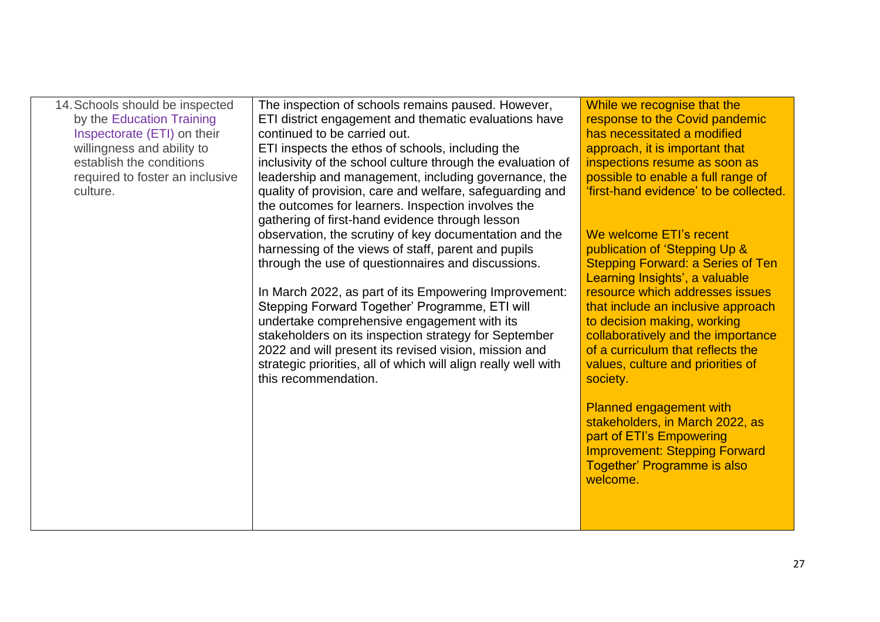| | | |
|---|---|---|
| 14. Schools should be inspected by the Education Training Inspectorate (ETI) on their willingness and ability to establish the conditions required to foster an inclusive culture. | The inspection of schools remains paused. However, ETI district engagement and thematic evaluations have continued to be carried out.<br>ETI inspects the ethos of schools, including the inclusivity of the school culture through the evaluation of leadership and management, including governance, the quality of provision, care and welfare, safeguarding and the outcomes for learners. Inspection involves the gathering of first-hand evidence through lesson observation, the scrutiny of key documentation and the harnessing of the views of staff, parent and pupils through the use of questionnaires and discussions.<br><br>In March 2022, as part of its Empowering Improvement: Stepping Forward Together' Programme, ETI will undertake comprehensive engagement with its stakeholders on its inspection strategy for September 2022 and will present its revised vision, mission and strategic priorities, all of which will align really well with this recommendation. | While we recognise that the response to the Covid pandemic has necessitated a modified approach, it is important that inspections resume as soon as possible to enable a full range of 'first-hand evidence' to be collected.<br><br>We welcome ETI's recent publication of 'Stepping Up & Stepping Forward: a Series of Ten Learning Insights', a valuable resource which addresses issues that include an inclusive approach to decision making, working collaboratively and the importance of a curriculum that reflects the values, culture and priorities of society.<br><br>Planned engagement with stakeholders, in March 2022, as part of ETI's Empowering Improvement: Stepping Forward Together' Programme is also welcome. |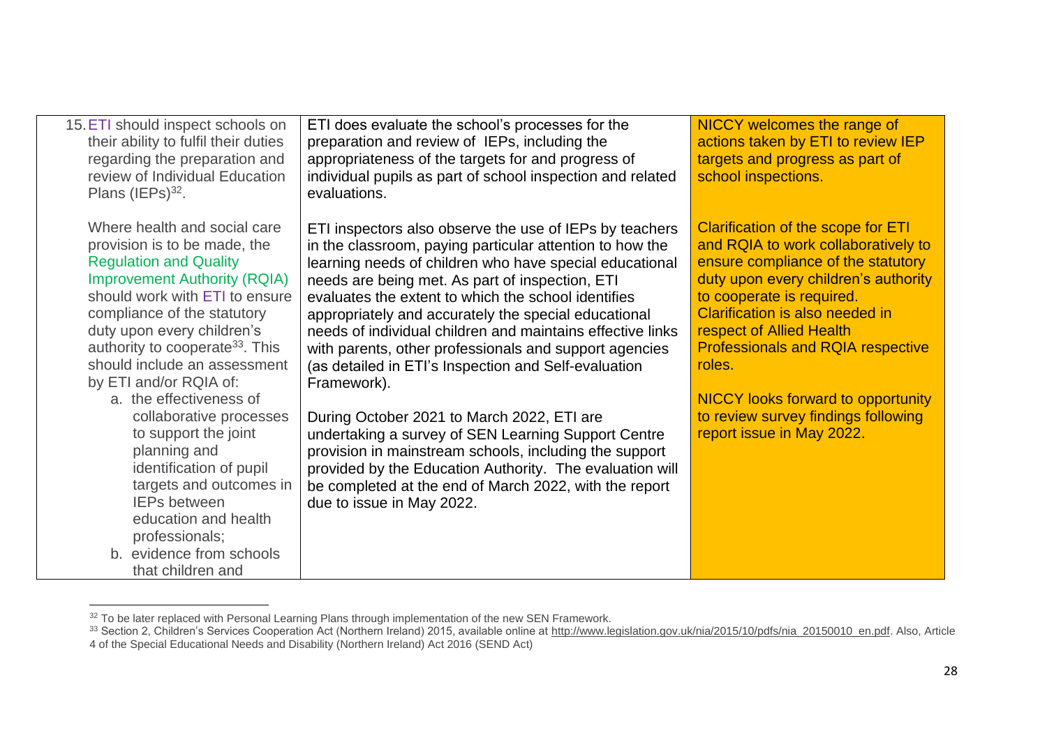| | | |
|---|---|---|
| 15. ETI should inspect schools on their ability to fulfil their duties regarding the preparation and review of Individual Education Plans (IEPs)[32].<br><br>Where health and social care provision is to be made, the Regulation and Quality Improvement Authority (RQIA) should work with ETI to ensure compliance of the statutory duty upon every children's authority to cooperate[33]. This should include an assessment by ETI and/or RQIA of:<br>a. the effectiveness of collaborative processes to support the joint planning and identification of pupil targets and outcomes in IEPs between education and health professionals;<br>b. evidence from schools that children and | ETI does evaluate the school's processes for the preparation and review of IEPs, including the appropriateness of the targets for and progress of individual pupils as part of school inspection and related evaluations.<br><br>ETI inspectors also observe the use of IEPs by teachers in the classroom, paying particular attention to how the learning needs of children who have special educational needs are being met. As part of inspection, ETI evaluates the extent to which the school identifies appropriately and accurately the special educational needs of individual children and maintains effective links with parents, other professionals and support agencies (as detailed in ETI's Inspection and Self-evaluation Framework).<br><br>During October 2021 to March 2022, ETI are undertaking a survey of SEN Learning Support Centre provision in mainstream schools, including the support provided by the Education Authority. The evaluation will be completed at the end of March 2022, with the report due to issue in May 2022. | NICCY welcomes the range of actions taken by ETI to review IEP targets and progress as part of school inspections.<br><br>Clarification of the scope for ETI and RQIA to work collaboratively to ensure compliance of the statutory duty upon every children's authority to cooperate is required. Clarification is also needed in respect of Allied Health Professionals and RQIA respective roles.<br><br>NICCY looks forward to opportunity to review survey findings following report issue in May 2022. |

[32] To be later replaced with Personal Learning Plans through implementation of the new SEN Framework.

[33] Section 2, Children's Services Cooperation Act (Northern Ireland) 2015, available online at http://www.legislation.gov.uk/nia/2015/10/pdfs/nia_20150010_en.pdf. Also, Article 4 of the Special Educational Needs and Disability (Northern Ireland) Act 2016 (SEND Act)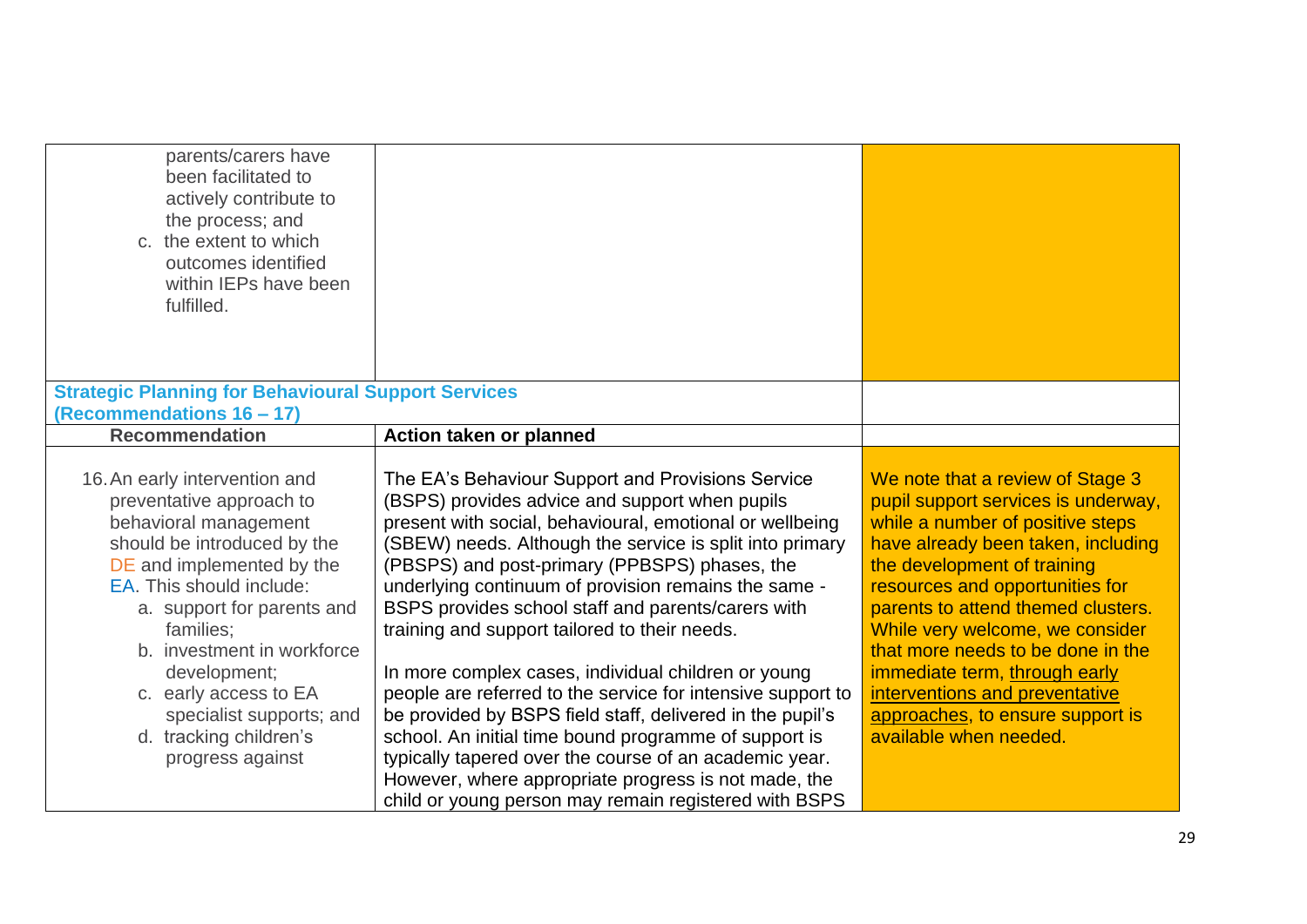| | | |
|---|---|---|
| parents/carers have been facilitated to actively contribute to the process; and<br>c. the extent to which outcomes identified within IEPs have been fulfilled. | | |
| **Strategic Planning for Behavioural Support Services (Recommendations 16 – 17)** | | |
| **Recommendation** | **Action taken or planned** | |
| 16. An early intervention and preventative approach to behavioral management should be introduced by the DE and implemented by the EA. This should include:<br>a. support for parents and families;<br>b. investment in workforce development;<br>c. early access to EA specialist supports; and<br>d. tracking children's progress against | The EA's Behaviour Support and Provisions Service (BSPS) provides advice and support when pupils present with social, behavioural, emotional or wellbeing (SBEW) needs. Although the service is split into primary (PBSPS) and post-primary (PPBSPS) phases, the underlying continuum of provision remains the same - BSPS provides school staff and parents/carers with training and support tailored to their needs.<br><br>In more complex cases, individual children or young people are referred to the service for intensive support to be provided by BSPS field staff, delivered in the pupil's school. An initial time bound programme of support is typically tapered over the course of an academic year. However, where appropriate progress is not made, the child or young person may remain registered with BSPS | We note that a review of Stage 3 pupil support services is underway, while a number of positive steps have already been taken, including the development of training resources and opportunities for parents to attend themed clusters. While very welcome, we consider that more needs to be done in the immediate term, through early interventions and preventative approaches, to ensure support is available when needed. |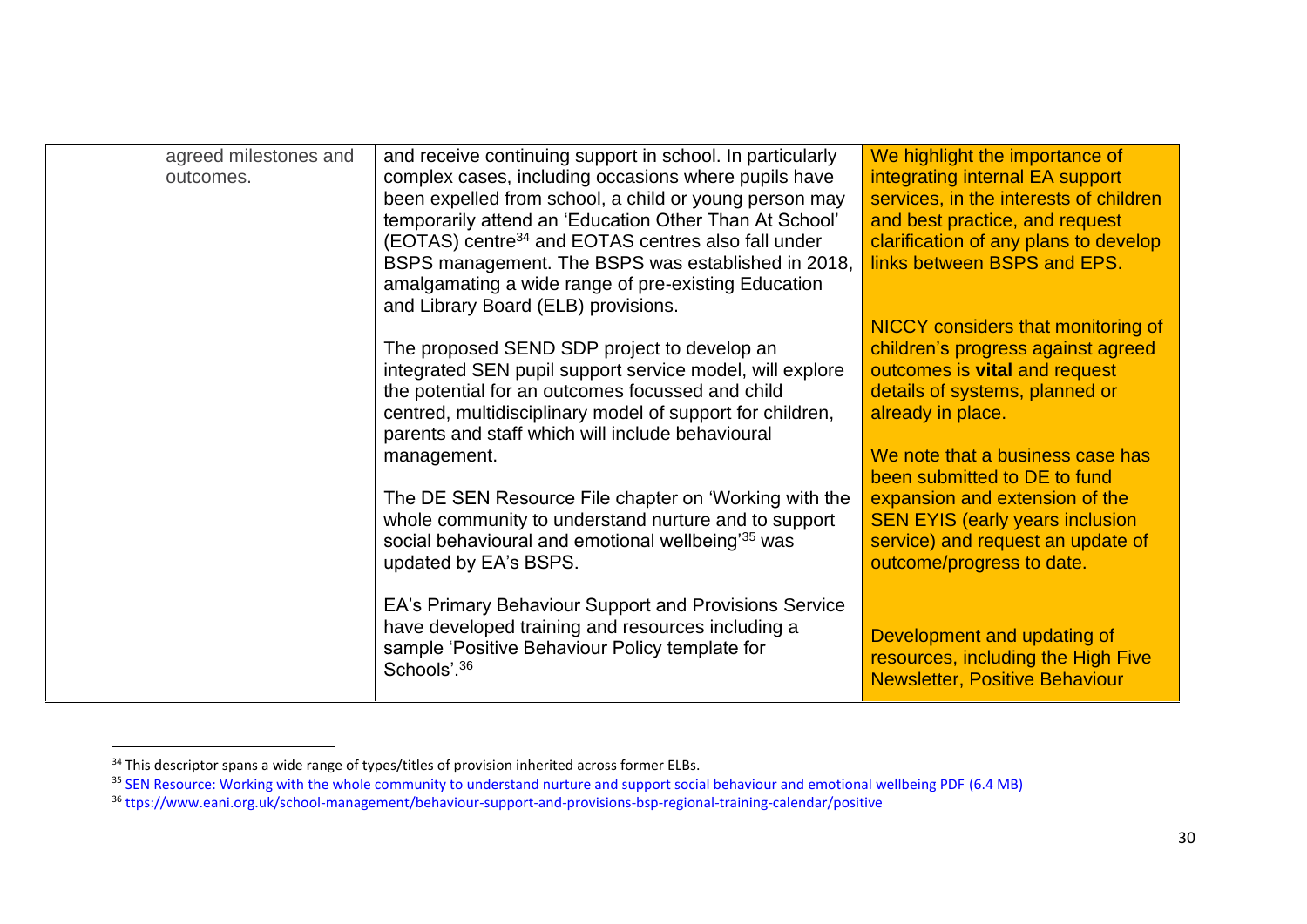| | | |
|---|---|---|
| agreed milestones and outcomes. | and receive continuing support in school. In particularly complex cases, including occasions where pupils have been expelled from school, a child or young person may temporarily attend an 'Education Other Than At School' (EOTAS) centre[34] and EOTAS centres also fall under BSPS management. The BSPS was established in 2018, amalgamating a wide range of pre-existing Education and Library Board (ELB) provisions.<br><br>The proposed SEND SDP project to develop an integrated SEN pupil support service model, will explore the potential for an outcomes focussed and child centred, multidisciplinary model of support for children, parents and staff which will include behavioural management.<br><br>The DE SEN Resource File chapter on 'Working with the whole community to understand nurture and to support social behavioural and emotional wellbeing'[35] was updated by EA's BSPS.<br><br>EA's Primary Behaviour Support and Provisions Service have developed training and resources including a sample 'Positive Behaviour Policy template for Schools'.[36] | We highlight the importance of integrating internal EA support services, in the interests of children and best practice, and request clarification of any plans to develop links between BSPS and EPS.<br><br>NICCY considers that monitoring of children's progress against agreed outcomes is **vital** and request details of systems, planned or already in place.<br><br>We note that a business case has been submitted to DE to fund expansion and extension of the SEN EYIS (early years inclusion service) and request an update of outcome/progress to date.<br><br>Development and updating of resources, including the High Five Newsletter, Positive Behaviour |

[34] This descriptor spans a wide range of types/titles of provision inherited across former ELBs.

[35] SEN Resource: Working with the whole community to understand nurture and support social behaviour and emotional wellbeing PDF (6.4 MB)

[36] ttps://www.eani.org.uk/school-management/behaviour-support-and-provisions-bsp-regional-training-calendar/positive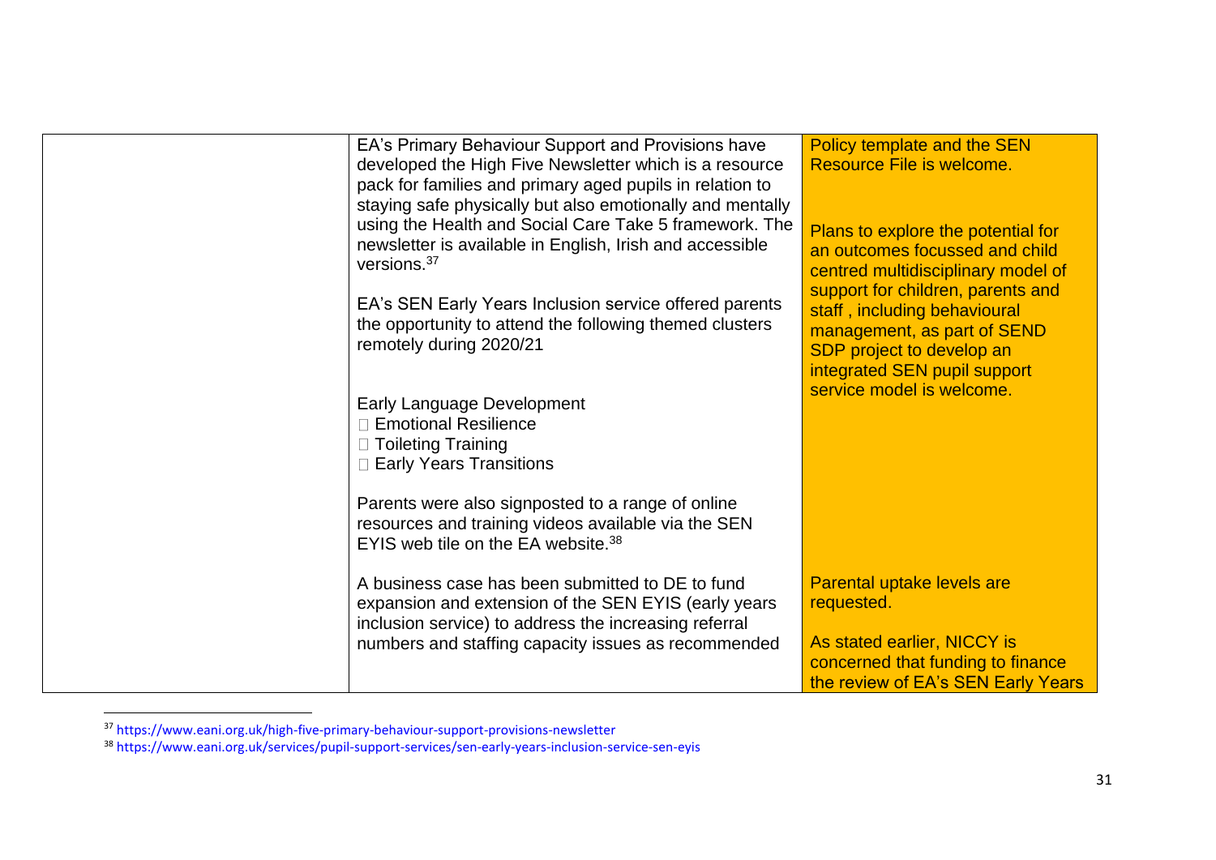| | | |
|---|---|---|
| | EA's Primary Behaviour Support and Provisions have developed the High Five Newsletter which is a resource pack for families and primary aged pupils in relation to staying safe physically but also emotionally and mentally using the Health and Social Care Take 5 framework. The newsletter is available in English, Irish and accessible versions.[37]<br><br>EA's SEN Early Years Inclusion service offered parents the opportunity to attend the following themed clusters remotely during 2020/21<br><br>Early Language Development<br>□ Emotional Resilience<br>□ Toileting Training<br>□ Early Years Transitions<br><br>Parents were also signposted to a range of online resources and training videos available via the SEN EYIS web tile on the EA website.[38] | Policy template and the SEN Resource File is welcome.<br><br>Plans to explore the potential for an outcomes focussed and child centred multidisciplinary model of support for children, parents and staff , including behavioural management, as part of SEND SDP project to develop an integrated SEN pupil support service model is welcome.<br><br>Parental uptake levels are requested. |
| | A business case has been submitted to DE to fund expansion and extension of the SEN EYIS (early years inclusion service) to address the increasing referral numbers and staffing capacity issues as recommended | As stated earlier, NICCY is concerned that funding to finance the review of EA's SEN Early Years |

[37] https://www.eani.org.uk/high-five-primary-behaviour-support-provisions-newsletter

[38] https://www.eani.org.uk/services/pupil-support-services/sen-early-years-inclusion-service-sen-eyis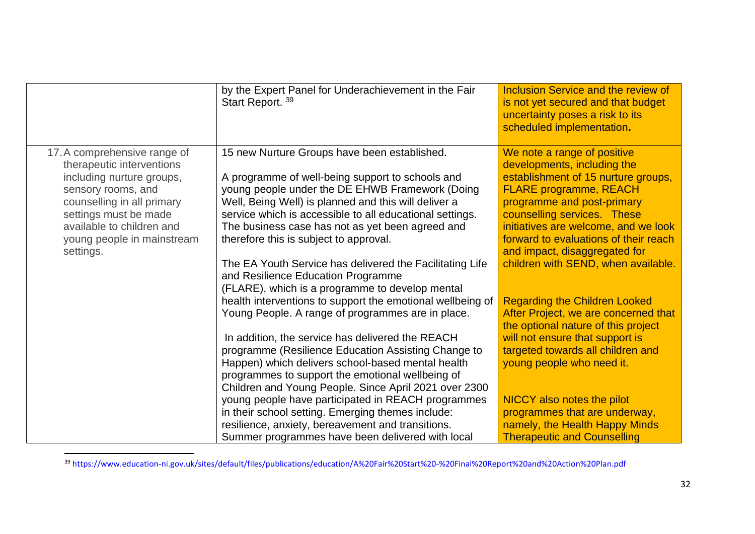| | | |
|---|---|---|
| | by the Expert Panel for Underachievement in the Fair Start Report. [39] | Inclusion Service and the review of is not yet secured and that budget uncertainty poses a risk to its scheduled implementation. |
| 17. A comprehensive range of therapeutic interventions including nurture groups, sensory rooms, and counselling in all primary settings must be made available to children and young people in mainstream settings. | 15 new Nurture Groups have been established.<br><br>A programme of well-being support to schools and young people under the DE EHWB Framework (Doing Well, Being Well) is planned and this will deliver a service which is accessible to all educational settings. The business case has not as yet been agreed and therefore this is subject to approval.<br><br>The EA Youth Service has delivered the Facilitating Life and Resilience Education Programme (FLARE), which is a programme to develop mental health interventions to support the emotional wellbeing of Young People. A range of programmes are in place.<br><br>In addition, the service has delivered the REACH programme (Resilience Education Assisting Change to Happen) which delivers school-based mental health programmes to support the emotional wellbeing of Children and Young People. Since April 2021 over 2300 young people have participated in REACH programmes in their school setting. Emerging themes include: resilience, anxiety, bereavement and transitions. Summer programmes have been delivered with local | We note a range of positive developments, including the establishment of 15 nurture groups, FLARE programme, REACH programme and post-primary counselling services. These initiatives are welcome, and we look forward to evaluations of their reach and impact, disaggregated for children with SEND, when available.<br><br>Regarding the Children Looked After Project, we are concerned that the optional nature of this project will not ensure that support is targeted towards all children and young people who need it.<br><br>NICCY also notes the pilot programmes that are underway, namely, the Health Happy Minds Therapeutic and Counselling |

[39] https://www.education-ni.gov.uk/sites/default/files/publications/education/A%20Fair%20Start%20-%20Final%20Report%20and%20Action%20Plan.pdf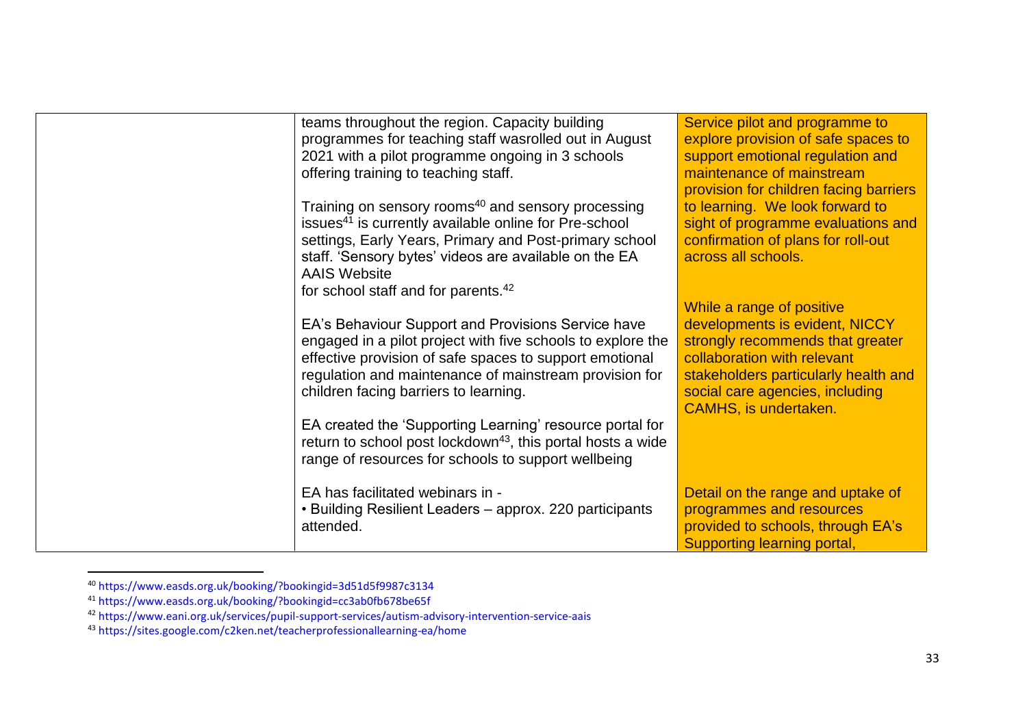| | | |
|---|---|---|
| | teams throughout the region. Capacity building programmes for teaching staff wasrolled out in August 2021 with a pilot programme ongoing in 3 schools offering training to teaching staff.<br><br>Training on sensory rooms[40] and sensory processing issues[41] is currently available online for Pre-school settings, Early Years, Primary and Post-primary school staff. 'Sensory bytes' videos are available on the EA AAIS Website for school staff and for parents.[42]<br><br>EA's Behaviour Support and Provisions Service have engaged in a pilot project with five schools to explore the effective provision of safe spaces to support emotional regulation and maintenance of mainstream provision for children facing barriers to learning.<br><br>EA created the 'Supporting Learning' resource portal for return to school post lockdown[43], this portal hosts a wide range of resources for schools to support wellbeing<br><br>EA has facilitated webinars in -<br>• Building Resilient Leaders – approx. 220 participants attended. | Service pilot and programme to explore provision of safe spaces to support emotional regulation and maintenance of mainstream provision for children facing barriers to learning. We look forward to sight of programme evaluations and confirmation of plans for roll-out across all schools.<br><br>While a range of positive developments is evident, NICCY strongly recommends that greater collaboration with relevant stakeholders particularly health and social care agencies, including CAMHS, is undertaken.<br><br>Detail on the range and uptake of programmes and resources provided to schools, through EA's Supporting learning portal, |

[40] https://www.easds.org.uk/booking/?bookingid=3d51d5f9987c3134

[41] https://www.easds.org.uk/booking/?bookingid=cc3ab0fb678be65f

[42] https://www.eani.org.uk/services/pupil-support-services/autism-advisory-intervention-service-aais

[43] https://sites.google.com/c2ken.net/teacherprofessionallearning-ea/home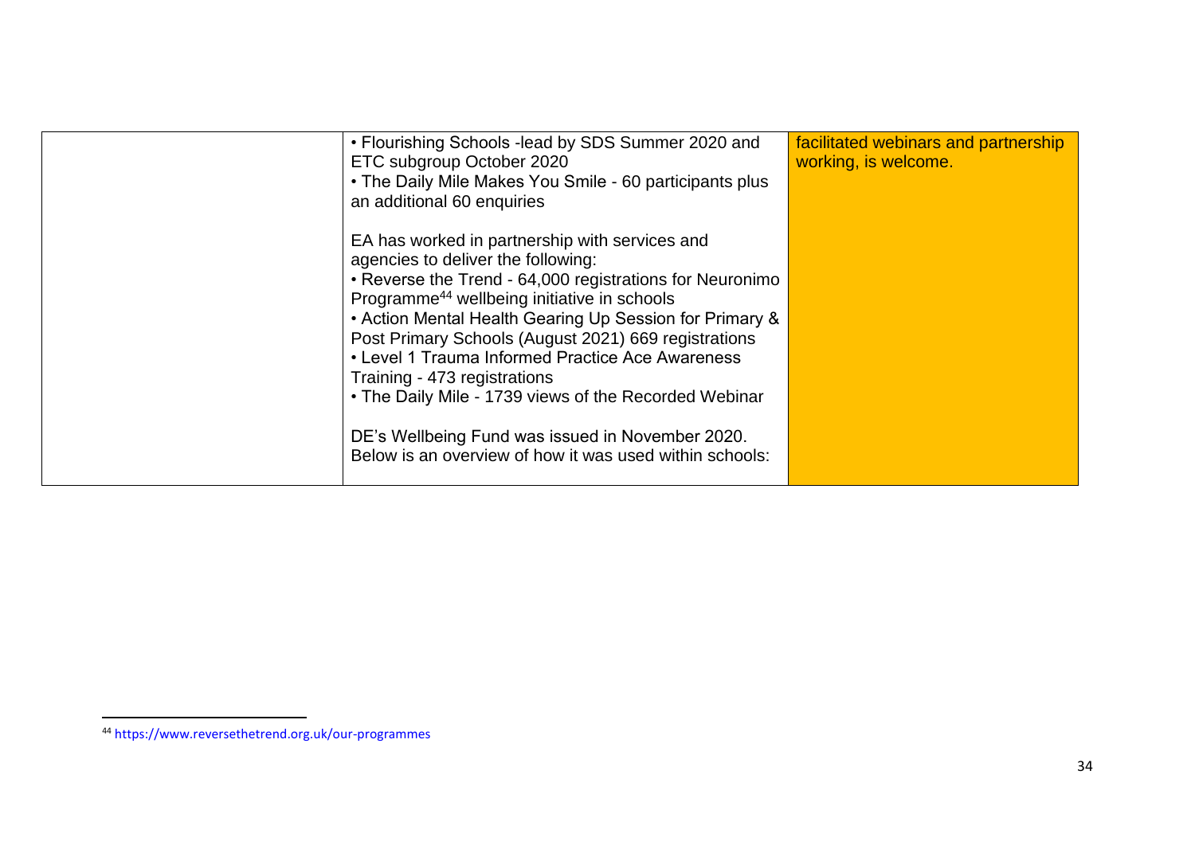| | | |
|---|---|---|
| | • Flourishing Schools -lead by SDS Summer 2020 and ETC subgroup October 2020<br>• The Daily Mile Makes You Smile - 60 participants plus an additional 60 enquiries<br><br>EA has worked in partnership with services and agencies to deliver the following:<br>• Reverse the Trend - 64,000 registrations for Neuronimo Programme[44] wellbeing initiative in schools<br>• Action Mental Health Gearing Up Session for Primary & Post Primary Schools (August 2021) 669 registrations<br>• Level 1 Trauma Informed Practice Ace Awareness Training - 473 registrations<br>• The Daily Mile - 1739 views of the Recorded Webinar<br><br>DE's Wellbeing Fund was issued in November 2020. Below is an overview of how it was used within schools: | facilitated webinars and partnership working, is welcome. |

[44] https://www.reversethetrend.org.uk/our-programmes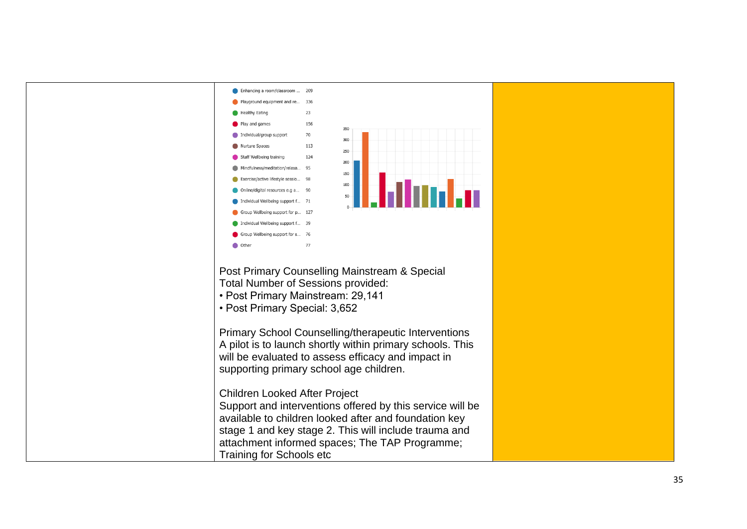| | | |
|---|---|---|
| | Enhancing a room/classroom ... 209<br>Playground equipment and re... 336<br>Healthy Eating 23<br>Play and games 156<br>Individual/group support 70<br>Nurture Spaces 113<br>Staff Wellbeing training 124<br>Mindfulness/meditation/relaxa... 95<br>Exercise/active lifestyle sessio... 98<br>Online/digital resources e.g a... 90<br>Individual Wellbeing support f... 71<br>Group Wellbeing support for p... 127<br>Individual Wellbeing support f... 39<br>Group Wellbeing support for s... 76<br>Other 77<br><br>Post Primary Counselling Mainstream & Special<br>Total Number of Sessions provided:<br>• Post Primary Mainstream: 29,141<br>• Post Primary Special: 3,652<br><br>Primary School Counselling/therapeutic Interventions<br>A pilot is to launch shortly within primary schools. This will be evaluated to assess efficacy and impact in supporting primary school age children.<br><br>Children Looked After Project<br>Support and interventions offered by this service will be available to children looked after and foundation key stage 1 and key stage 2. This will include trauma and attachment informed spaces; The TAP Programme; Training for Schools etc | |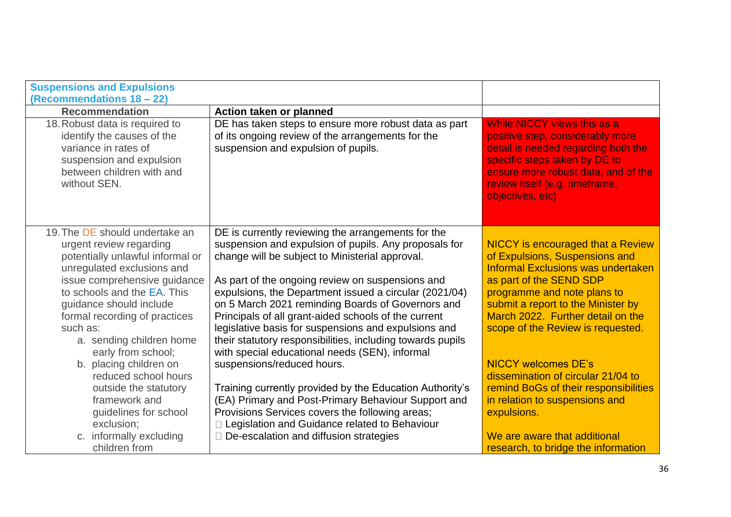| **Suspensions and Expulsions (Recommendations 18 – 22)** | | |
|---|---|---|
| **Recommendation** | **Action taken or planned** | |
| 18. Robust data is required to identify the causes of the variance in rates of suspension and expulsion between children with and without SEN. | DE has taken steps to ensure more robust data as part of its ongoing review of the arrangements for the suspension and expulsion of pupils. | While NICCY views this as a positive step, considerably more detail is needed regarding both the specific steps taken by DE to ensure more robust data, and of the review itself (e.g. timeframe, objectives, etc) |
| 19. The DE should undertake an urgent review regarding potentially unlawful informal or unregulated exclusions and issue comprehensive guidance to schools and the EA. This guidance should include formal recording of practices such as:<br>a. sending children home early from school;<br>b. placing children on reduced school hours outside the statutory framework and guidelines for school exclusion;<br>c. informally excluding children from | DE is currently reviewing the arrangements for the suspension and expulsion of pupils. Any proposals for change will be subject to Ministerial approval.<br><br>As part of the ongoing review on suspensions and expulsions, the Department issued a circular (2021/04) on 5 March 2021 reminding Boards of Governors and Principals of all grant-aided schools of the current legislative basis for suspensions and expulsions and their statutory responsibilities, including towards pupils with special educational needs (SEN), informal suspensions/reduced hours.<br><br>Training currently provided by the Education Authority's (EA) Primary and Post-Primary Behaviour Support and Provisions Services covers the following areas;<br>- Legislation and Guidance related to Behaviour<br>- De-escalation and diffusion strategies | NICCY is encouraged that a Review of Expulsions, Suspensions and Informal Exclusions was undertaken as part of the SEND SDP programme and note plans to submit a report to the Minister by March 2022. Further detail on the scope of the Review is requested.<br><br>NICCY welcomes DE's dissemination of circular 21/04 to remind BoGs of their responsibilities in relation to suspensions and expulsions.<br><br>We are aware that additional research, to bridge the information |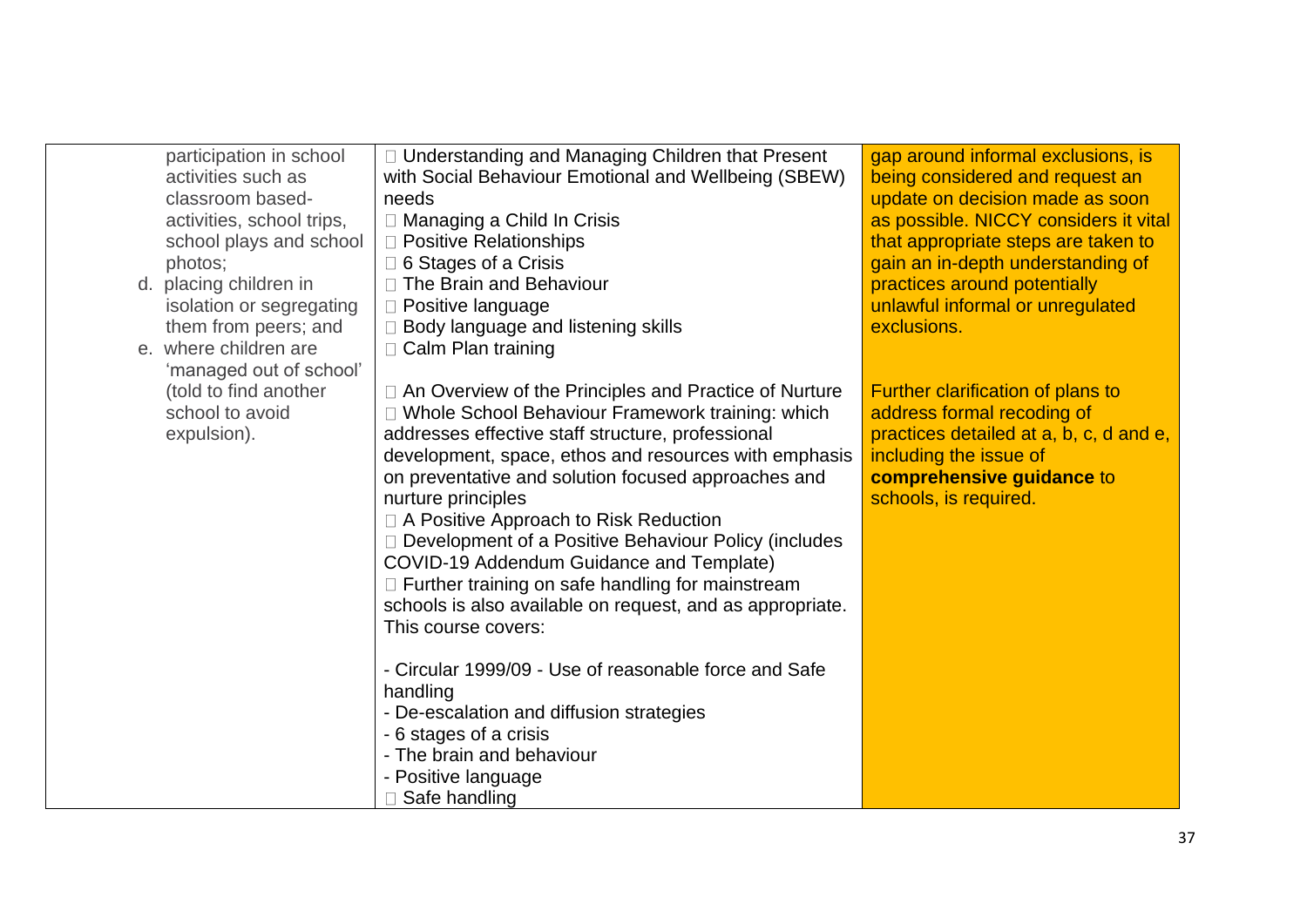| | | |
|---|---|---|
| participation in school activities such as classroom based-activities, school trips, school plays and school photos;<br>d. placing children in isolation or segregating them from peers; and<br>e. where children are 'managed out of school' (told to find another school to avoid expulsion). | □ Understanding and Managing Children that Present with Social Behaviour Emotional and Wellbeing (SBEW) needs<br>□ Managing a Child In Crisis<br>□ Positive Relationships<br>□ 6 Stages of a Crisis<br>□ The Brain and Behaviour<br>□ Positive language<br>□ Body language and listening skills<br>□ Calm Plan training<br><br>□ An Overview of the Principles and Practice of Nurture<br>□ Whole School Behaviour Framework training: which addresses effective staff structure, professional development, space, ethos and resources with emphasis on preventative and solution focused approaches and nurture principles<br>□ A Positive Approach to Risk Reduction<br>□ Development of a Positive Behaviour Policy (includes COVID-19 Addendum Guidance and Template)<br>□ Further training on safe handling for mainstream schools is also available on request, and as appropriate. This course covers:<br><br>- Circular 1999/09 - Use of reasonable force and Safe handling<br>- De-escalation and diffusion strategies<br>- 6 stages of a crisis<br>- The brain and behaviour<br>- Positive language<br>□ Safe handling | gap around informal exclusions, is being considered and request an update on decision made as soon as possible. NICCY considers it vital that appropriate steps are taken to gain an in-depth understanding of practices around potentially unlawful informal or unregulated exclusions.<br><br>Further clarification of plans to address formal recoding of practices detailed at a, b, c, d and e, including the issue of **comprehensive guidance** to schools, is required. |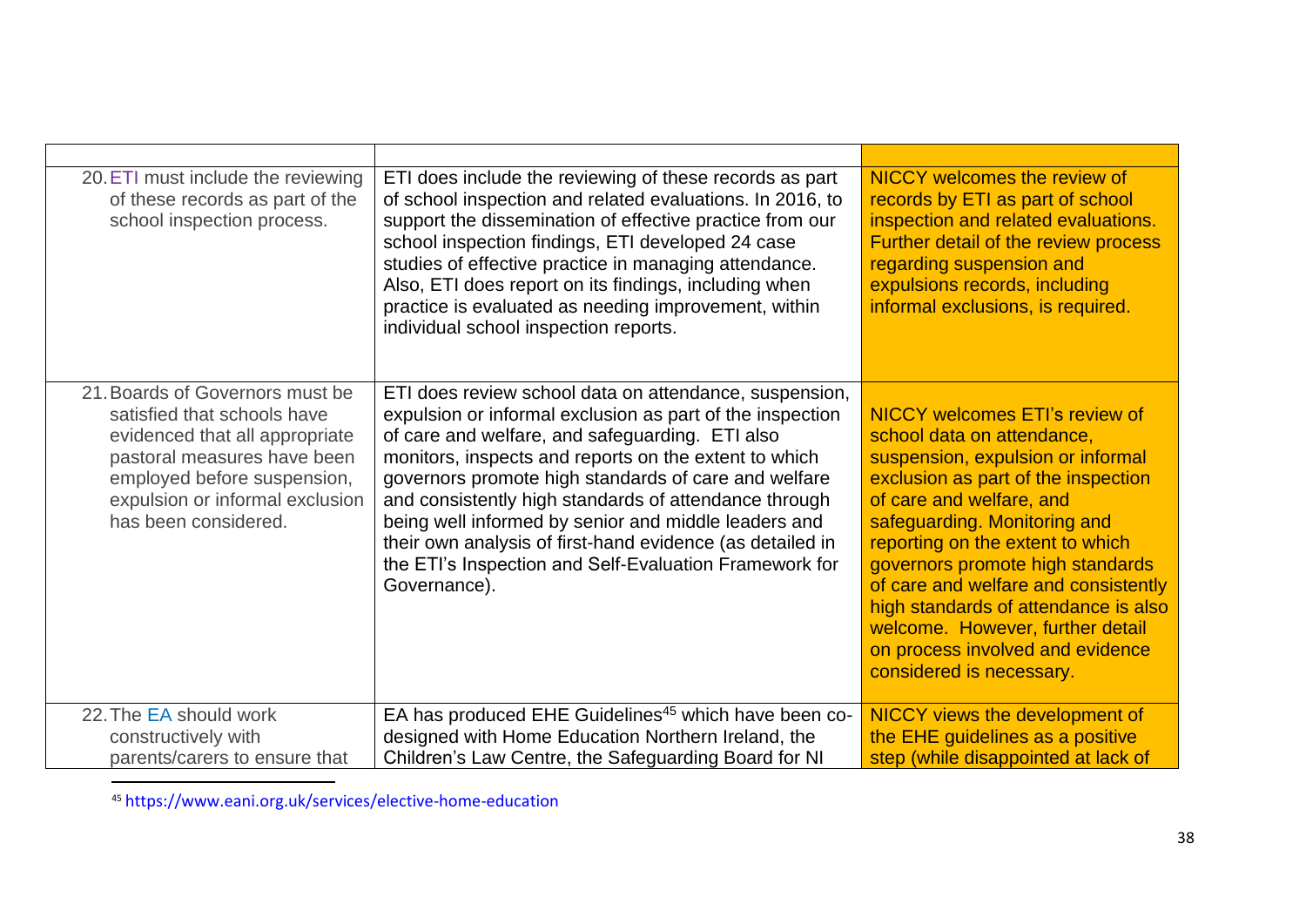| | | |
|---|---|---|
| 20. ETI must include the reviewing of these records as part of the school inspection process. | ETI does include the reviewing of these records as part of school inspection and related evaluations. In 2016, to support the dissemination of effective practice from our school inspection findings, ETI developed 24 case studies of effective practice in managing attendance. Also, ETI does report on its findings, including when practice is evaluated as needing improvement, within individual school inspection reports. | NICCY welcomes the review of records by ETI as part of school inspection and related evaluations. Further detail of the review process regarding suspension and expulsions records, including informal exclusions, is required. |
| 21. Boards of Governors must be satisfied that schools have evidenced that all appropriate pastoral measures have been employed before suspension, expulsion or informal exclusion has been considered. | ETI does review school data on attendance, suspension, expulsion or informal exclusion as part of the inspection of care and welfare, and safeguarding. ETI also monitors, inspects and reports on the extent to which governors promote high standards of care and welfare and consistently high standards of attendance through being well informed by senior and middle leaders and their own analysis of first-hand evidence (as detailed in the ETI's Inspection and Self-Evaluation Framework for Governance). | NICCY welcomes ETI's review of school data on attendance, suspension, expulsion or informal exclusion as part of the inspection of care and welfare, and safeguarding. Monitoring and reporting on the extent to which governors promote high standards of care and welfare and consistently high standards of attendance is also welcome. However, further detail on process involved and evidence considered is necessary. |
| 22. The EA should work constructively with parents/carers to ensure that | EA has produced EHE Guidelines[45] which have been co-designed with Home Education Northern Ireland, the Children's Law Centre, the Safeguarding Board for NI | NICCY views the development of the EHE guidelines as a positive step (while disappointed at lack of |

[45] https://www.eani.org.uk/services/elective-home-education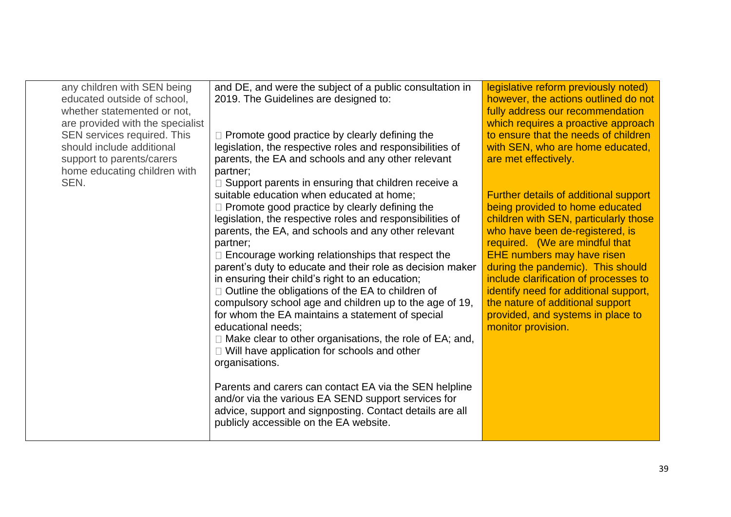| | | | |
|---|---|---|---|
| | any children with SEN being educated outside of school, whether statemented or not, are provided with the specialist SEN services required. This should include additional support to parents/carers home educating children with SEN. | and DE, and were the subject of a public consultation in 2019. The Guidelines are designed to:<br><br> Promote good practice by clearly defining the legislation, the respective roles and responsibilities of parents, the EA and schools and any other relevant partner;<br> Support parents in ensuring that children receive a suitable education when educated at home;<br> Promote good practice by clearly defining the legislation, the respective roles and responsibilities of parents, the EA, and schools and any other relevant partner;<br> Encourage working relationships that respect the parent's duty to educate and their role as decision maker in ensuring their child's right to an education;<br> Outline the obligations of the EA to children of compulsory school age and children up to the age of 19, for whom the EA maintains a statement of special educational needs;<br> Make clear to other organisations, the role of EA; and,<br> Will have application for schools and other organisations.<br><br>Parents and carers can contact EA via the SEN helpline and/or via the various EA SEND support services for advice, support and signposting. Contact details are all publicly accessible on the EA website. | legislative reform previously noted) however, the actions outlined do not fully address our recommendation which requires a proactive approach to ensure that the needs of children with SEN, who are home educated, are met effectively.<br><br>Further details of additional support being provided to home educated children with SEN, particularly those who have been de-registered, is required. (We are mindful that EHE numbers may have risen during the pandemic). This should include clarification of processes to identify need for additional support, the nature of additional support provided, and systems in place to monitor provision. |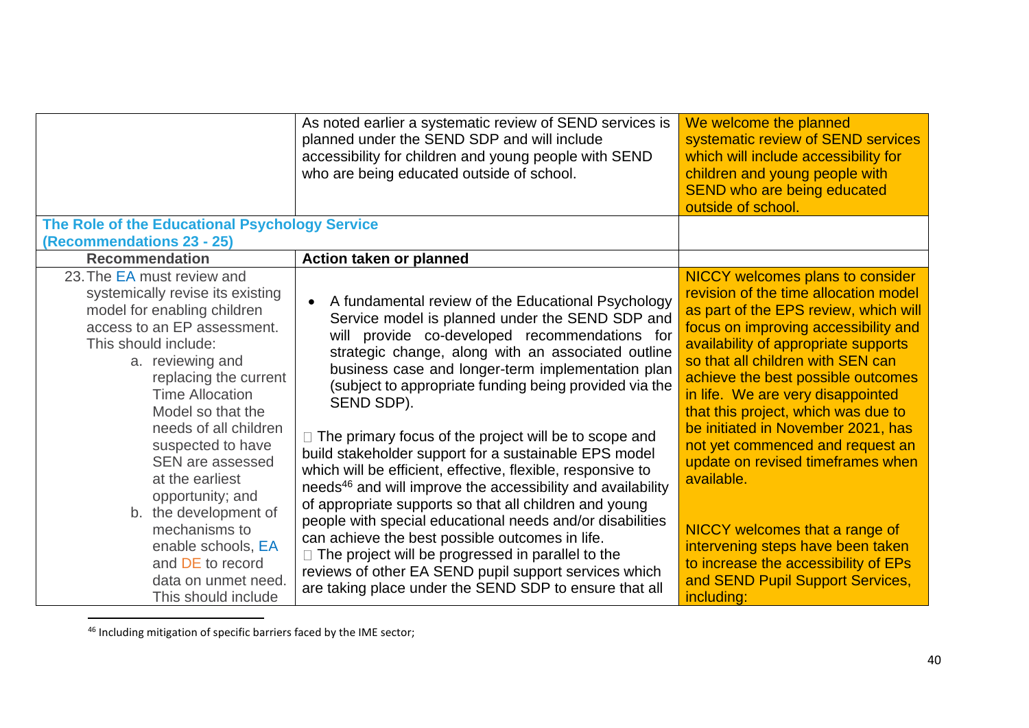| | | |
|---|---|---|
| | As noted earlier a systematic review of SEND services is planned under the SEND SDP and will include accessibility for children and young people with SEND who are being educated outside of school. | We welcome the planned systematic review of SEND services which will include accessibility for children and young people with SEND who are being educated outside of school. |
| **The Role of the Educational Psychology Service (Recommendations 23 - 25)** | | |
| **Recommendation** | **Action taken or planned** | |
| 23. The EA must review and systemically revise its existing model for enabling children access to an EP assessment. This should include:<br>a. reviewing and replacing the current Time Allocation Model so that the needs of all children suspected to have SEN are assessed at the earliest opportunity; and<br>b. the development of mechanisms to enable schools, EA and DE to record data on unmet need. This should include | • A fundamental review of the Educational Psychology Service model is planned under the SEND SDP and will provide co-developed recommendations for strategic change, along with an associated outline business case and longer-term implementation plan (subject to appropriate funding being provided via the SEND SDP).<br><br>□ The primary focus of the project will be to scope and build stakeholder support for a sustainable EPS model which will be efficient, effective, flexible, responsive to needs[46] and will improve the accessibility and availability of appropriate supports so that all children and young people with special educational needs and/or disabilities can achieve the best possible outcomes in life.<br>□ The project will be progressed in parallel to the reviews of other EA SEND pupil support services which are taking place under the SEND SDP to ensure that all | NICCY welcomes plans to consider revision of the time allocation model as part of the EPS review, which will focus on improving accessibility and availability of appropriate supports so that all children with SEN can achieve the best possible outcomes in life. We are very disappointed that this project, which was due to be initiated in November 2021, has not yet commenced and request an update on revised timeframes when available.<br><br>NICCY welcomes that a range of intervening steps have been taken to increase the accessibility of EPs and SEND Pupil Support Services, including: |

[46] Including mitigation of specific barriers faced by the IME sector;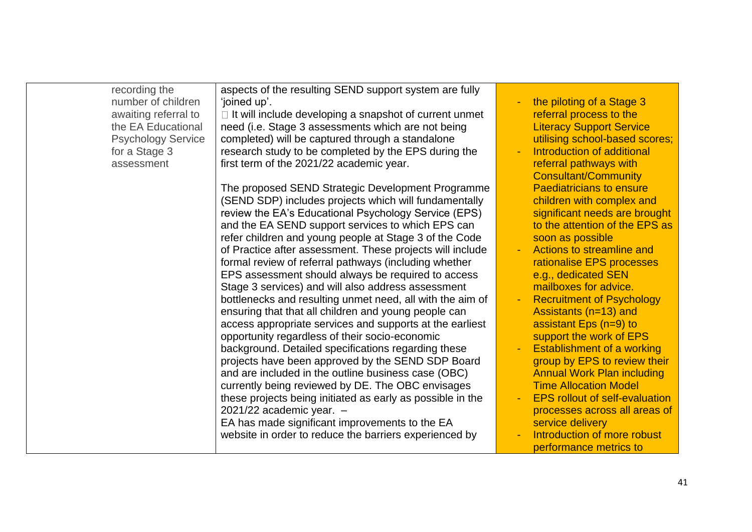| | | | |
|---|---|---|---|
| | recording the number of children awaiting referral to the EA Educational Psychology Service for a Stage 3 assessment | aspects of the resulting SEND support system are fully 'joined up'.<br> It will include developing a snapshot of current unmet need (i.e. Stage 3 assessments which are not being completed) will be captured through a standalone research study to be completed by the EPS during the first term of the 2021/22 academic year.<br><br>The proposed SEND Strategic Development Programme (SEND SDP) includes projects which will fundamentally review the EA's Educational Psychology Service (EPS) and the EA SEND support services to which EPS can refer children and young people at Stage 3 of the Code of Practice after assessment. These projects will include formal review of referral pathways (including whether EPS assessment should always be required to access Stage 3 services) and will also address assessment bottlenecks and resulting unmet need, all with the aim of ensuring that that all children and young people can access appropriate services and supports at the earliest opportunity regardless of their socio-economic background. Detailed specifications regarding these projects have been approved by the SEND SDP Board and are included in the outline business case (OBC) currently being reviewed by DE. The OBC envisages these projects being initiated as early as possible in the 2021/22 academic year. –<br>EA has made significant improvements to the EA website in order to reduce the barriers experienced by | - the piloting of a Stage 3 referral process to the Literacy Support Service utilising school-based scores;<br>- Introduction of additional referral pathways with Consultant/Community Paediatricians to ensure children with complex and significant needs are brought to the attention of the EPS as soon as possible<br>- Actions to streamline and rationalise EPS processes e.g., dedicated SEN mailboxes for advice.<br>- Recruitment of Psychology Assistants (n=13) and assistant Eps (n=9) to support the work of EPS<br>- Establishment of a working group by EPS to review their Annual Work Plan including Time Allocation Model<br>- EPS rollout of self-evaluation processes across all areas of service delivery<br>- Introduction of more robust performance metrics to |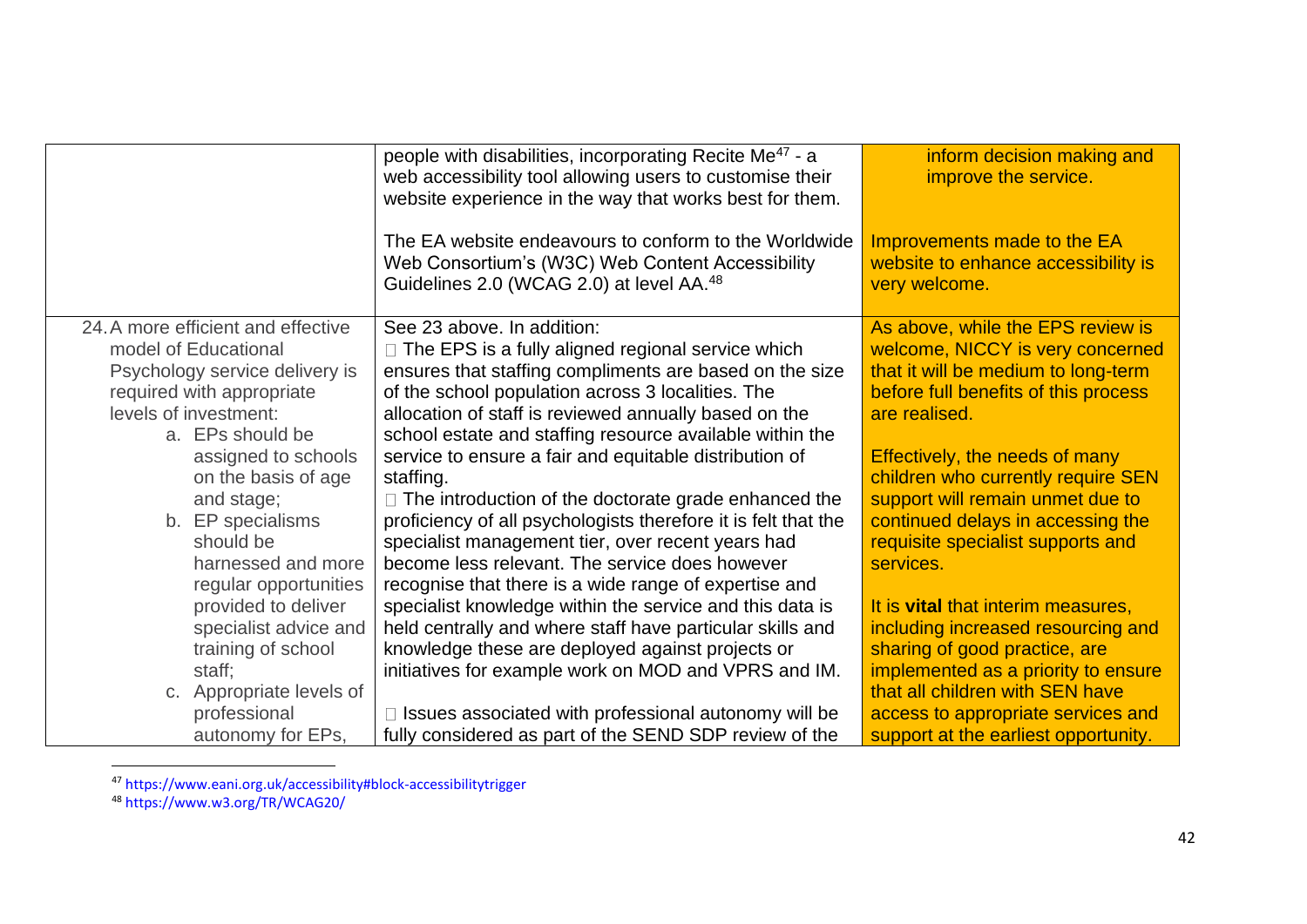| | | |
|---|---|---|
| | people with disabilities, incorporating Recite Me[47] - a web accessibility tool allowing users to customise their website experience in the way that works best for them.<br><br>The EA website endeavours to conform to the Worldwide Web Consortium's (W3C) Web Content Accessibility Guidelines 2.0 (WCAG 2.0) at level AA.[48] | inform decision making and improve the service.<br><br>Improvements made to the EA website to enhance accessibility is very welcome. |
| 24. A more efficient and effective model of Educational Psychology service delivery is required with appropriate levels of investment:<br>a. EPs should be assigned to schools on the basis of age and stage;<br>b. EP specialisms should be harnessed and more regular opportunities provided to deliver specialist advice and training of school staff;<br>c. Appropriate levels of professional autonomy for EPs, | See 23 above. In addition:<br>- The EPS is a fully aligned regional service which ensures that staffing compliments are based on the size of the school population across 3 localities. The allocation of staff is reviewed annually based on the school estate and staffing resource available within the service to ensure a fair and equitable distribution of staffing.<br>- The introduction of the doctorate grade enhanced the proficiency of all psychologists therefore it is felt that the specialist management tier, over recent years had become less relevant. The service does however recognise that there is a wide range of expertise and specialist knowledge within the service and this data is held centrally and where staff have particular skills and knowledge these are deployed against projects or initiatives for example work on MOD and VPRS and IM.<br><br>- Issues associated with professional autonomy will be fully considered as part of the SEND SDP review of the | As above, while the EPS review is welcome, NICCY is very concerned that it will be medium to long-term before full benefits of this process are realised.<br><br>Effectively, the needs of many children who currently require SEN support will remain unmet due to continued delays in accessing the requisite specialist supports and services.<br><br>It is **vital** that interim measures, including increased resourcing and sharing of good practice, are implemented as a priority to ensure that all children with SEN have access to appropriate services and support at the earliest opportunity. |

[47] https://www.eani.org.uk/accessibility#block-accessibilitytrigger

[48] https://www.w3.org/TR/WCAG20/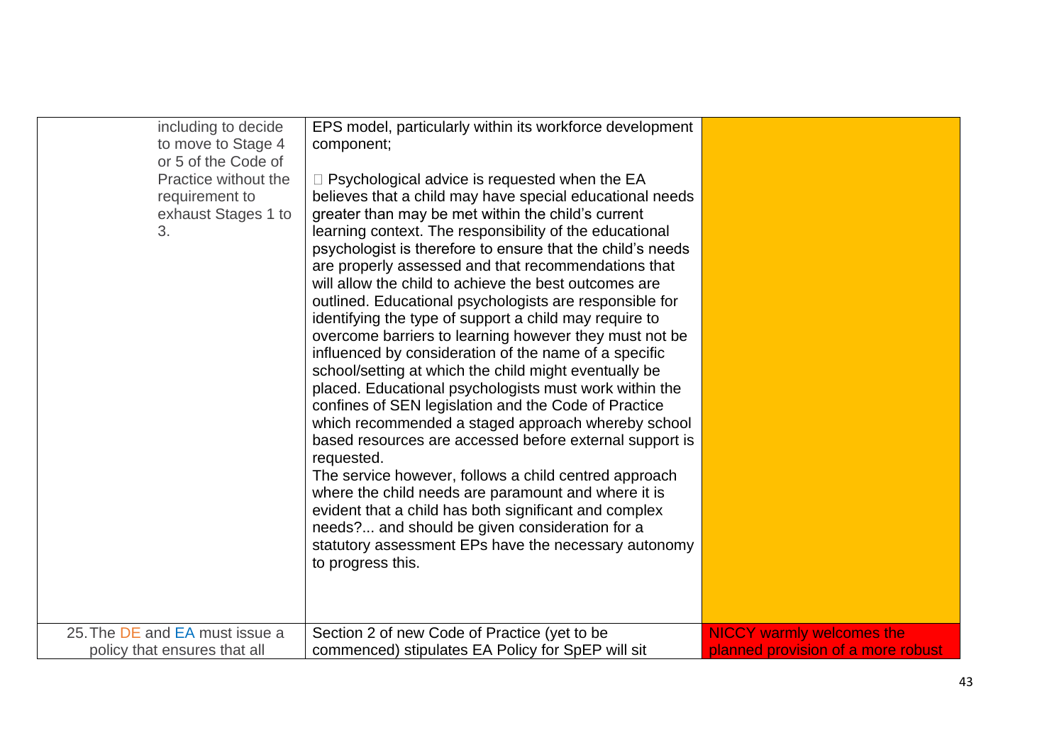| | | |
|---|---|---|
| including to decide to move to Stage 4 or 5 of the Code of Practice without the requirement to exhaust Stages 1 to 3. | EPS model, particularly within its workforce development component;<br><br> Psychological advice is requested when the EA believes that a child may have special educational needs greater than may be met within the child's current learning context. The responsibility of the educational psychologist is therefore to ensure that the child's needs are properly assessed and that recommendations that will allow the child to achieve the best outcomes are outlined. Educational psychologists are responsible for identifying the type of support a child may require to overcome barriers to learning however they must not be influenced by consideration of the name of a specific school/setting at which the child might eventually be placed. Educational psychologists must work within the confines of SEN legislation and the Code of Practice which recommended a staged approach whereby school based resources are accessed before external support is requested.<br>The service however, follows a child centred approach where the child needs are paramount and where it is evident that a child has both significant and complex needs?... and should be given consideration for a statutory assessment EPs have the necessary autonomy to progress this. | |
| 25. The DE and EA must issue a policy that ensures that all | Section 2 of new Code of Practice (yet to be commenced) stipulates EA Policy for SpEP will sit | NICCY warmly welcomes the planned provision of a more robust |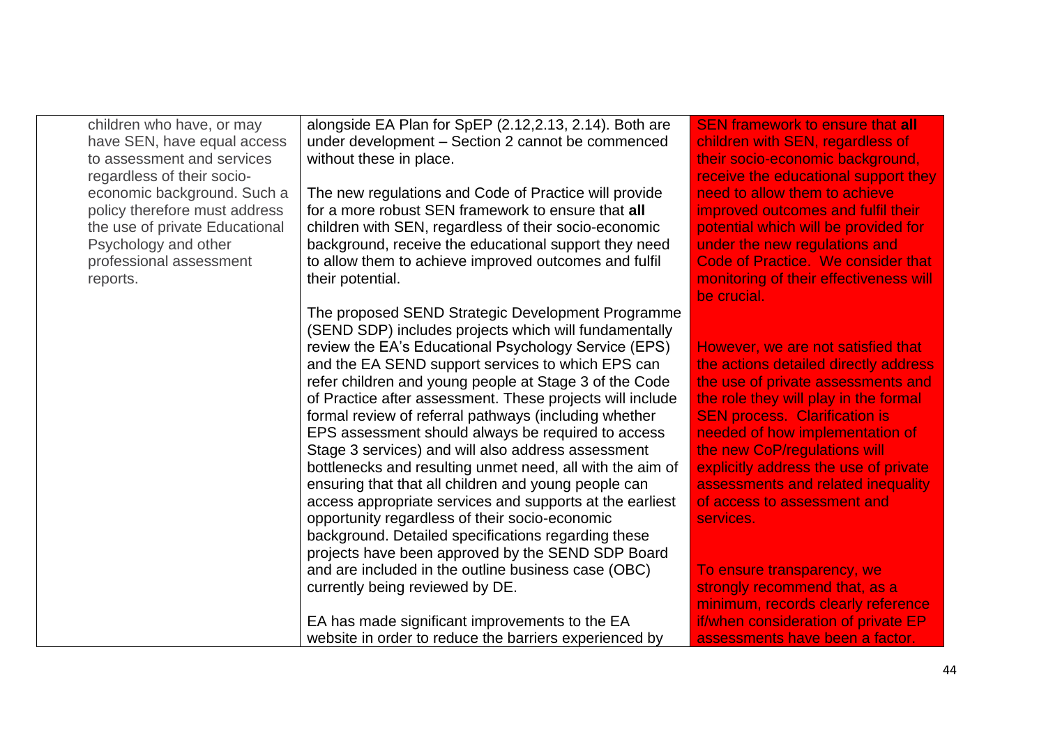| | | |
|---|---|---|
| children who have, or may have SEN, have equal access to assessment and services regardless of their socio-economic background. Such a policy therefore must address the use of private Educational Psychology and other professional assessment reports. | alongside EA Plan for SpEP (2.12,2.13, 2.14). Both are under development – Section 2 cannot be commenced without these in place.<br><br>The new regulations and Code of Practice will provide for a more robust SEN framework to ensure that **all** children with SEN, regardless of their socio-economic background, receive the educational support they need to allow them to achieve improved outcomes and fulfil their potential.<br><br>The proposed SEND Strategic Development Programme (SEND SDP) includes projects which will fundamentally review the EA's Educational Psychology Service (EPS) and the EA SEND support services to which EPS can refer children and young people at Stage 3 of the Code of Practice after assessment. These projects will include formal review of referral pathways (including whether EPS assessment should always be required to access Stage 3 services) and will also address assessment bottlenecks and resulting unmet need, all with the aim of ensuring that that all children and young people can access appropriate services and supports at the earliest opportunity regardless of their socio-economic background. Detailed specifications regarding these projects have been approved by the SEND SDP Board and are included in the outline business case (OBC) currently being reviewed by DE.<br><br>EA has made significant improvements to the EA website in order to reduce the barriers experienced by | SEN framework to ensure that **all** children with SEN, regardless of their socio-economic background, receive the educational support they need to allow them to achieve improved outcomes and fulfil their potential which will be provided for under the new regulations and Code of Practice. We consider that monitoring of their effectiveness will be crucial.<br><br>However, we are not satisfied that the actions detailed directly address the use of private assessments and the role they will play in the formal SEN process. Clarification is needed of how implementation of the new CoP/regulations will explicitly address the use of private assessments and related inequality of access to assessment and services.<br><br>To ensure transparency, we strongly recommend that, as a minimum, records clearly reference if/when consideration of private EP assessments have been a factor. |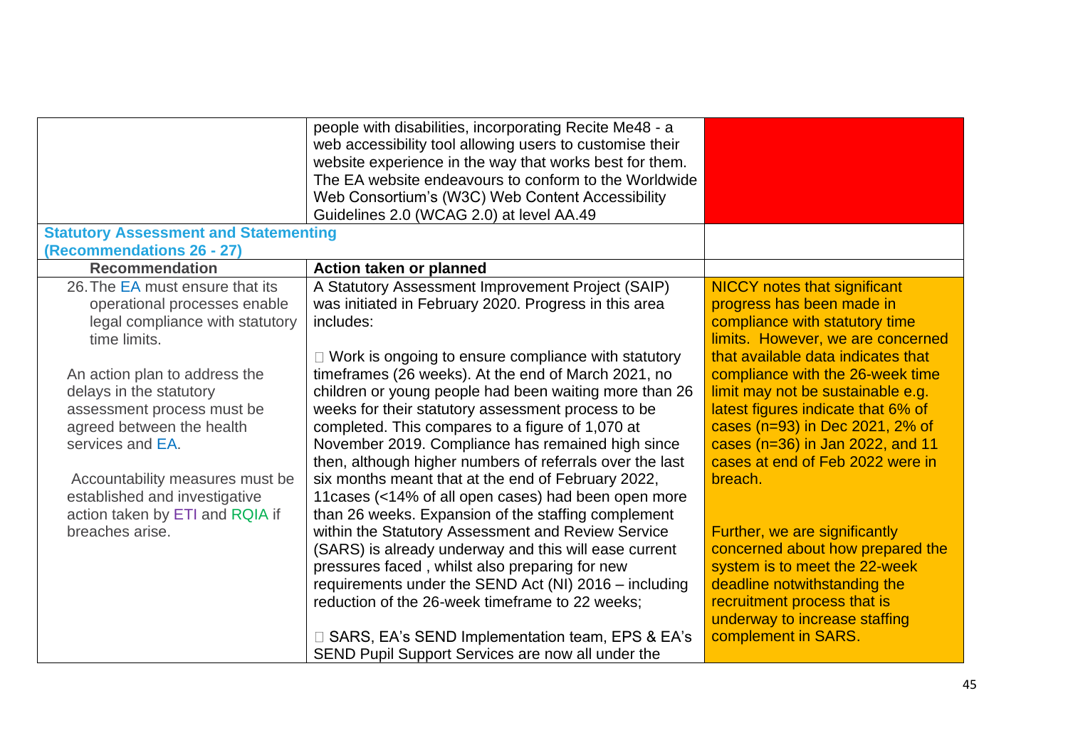| | people with disabilities, incorporating Recite Me48 - a web accessibility tool allowing users to customise their website experience in the way that works best for them. The EA website endeavours to conform to the Worldwide Web Consortium's (W3C) Web Content Accessibility Guidelines 2.0 (WCAG 2.0) at level AA.49 | |
|---|---|---|
| **Statutory Assessment and Statementing (Recommendations 26 - 27)** | | |
| **Recommendation** | **Action taken or planned** | |
| 26. The EA must ensure that its operational processes enable legal compliance with statutory time limits.<br><br>An action plan to address the delays in the statutory assessment process must be agreed between the health services and EA.<br><br>Accountability measures must be established and investigative action taken by ETI and RQIA if breaches arise. | A Statutory Assessment Improvement Project (SAIP) was initiated in February 2020. Progress in this area includes:<br><br>- Work is ongoing to ensure compliance with statutory timeframes (26 weeks). At the end of March 2021, no children or young people had been waiting more than 26 weeks for their statutory assessment process to be completed. This compares to a figure of 1,070 at November 2019. Compliance has remained high since then, although higher numbers of referrals over the last six months meant that at the end of February 2022, 11cases (<14% of all open cases) had been open more than 26 weeks. Expansion of the staffing complement within the Statutory Assessment and Review Service (SARS) is already underway and this will ease current pressures faced , whilst also preparing for new requirements under the SEND Act (NI) 2016 – including reduction of the 26-week timeframe to 22 weeks;<br><br>- SARS, EA's SEND Implementation team, EPS & EA's SEND Pupil Support Services are now all under the | NICCY notes that significant progress has been made in compliance with statutory time limits. However, we are concerned that available data indicates that compliance with the 26-week time limit may not be sustainable e.g. latest figures indicate that 6% of cases (n=93) in Dec 2021, 2% of cases (n=36) in Jan 2022, and 11 cases at end of Feb 2022 were in breach.<br><br>Further, we are significantly concerned about how prepared the system is to meet the 22-week deadline notwithstanding the recruitment process that is underway to increase staffing complement in SARS. |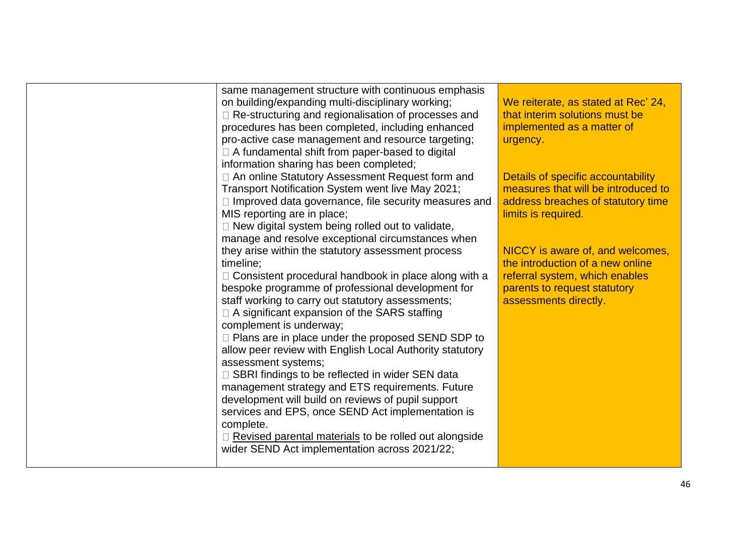| | | |
|---|---|---|
| | same management structure with continuous emphasis on building/expanding multi-disciplinary working;<br>□ Re-structuring and regionalisation of processes and procedures has been completed, including enhanced pro-active case management and resource targeting;<br>□ A fundamental shift from paper-based to digital information sharing has been completed;<br>□ An online Statutory Assessment Request form and Transport Notification System went live May 2021;<br>□ Improved data governance, file security measures and MIS reporting are in place;<br>□ New digital system being rolled out to validate, manage and resolve exceptional circumstances when they arise within the statutory assessment process timeline;<br>□ Consistent procedural handbook in place along with a bespoke programme of professional development for staff working to carry out statutory assessments;<br>□ A significant expansion of the SARS staffing complement is underway;<br>□ Plans are in place under the proposed SEND SDP to allow peer review with English Local Authority statutory assessment systems;<br>□ SBRI findings to be reflected in wider SEN data management strategy and ETS requirements. Future development will build on reviews of pupil support services and EPS, once SEND Act implementation is complete.<br>□ Revised parental materials to be rolled out alongside wider SEND Act implementation across 2021/22; | We reiterate, as stated at Rec' 24, that interim solutions must be implemented as a matter of urgency.<br><br>Details of specific accountability measures that will be introduced to address breaches of statutory time limits is required.<br><br>NICCY is aware of, and welcomes, the introduction of a new online referral system, which enables parents to request statutory assessments directly. |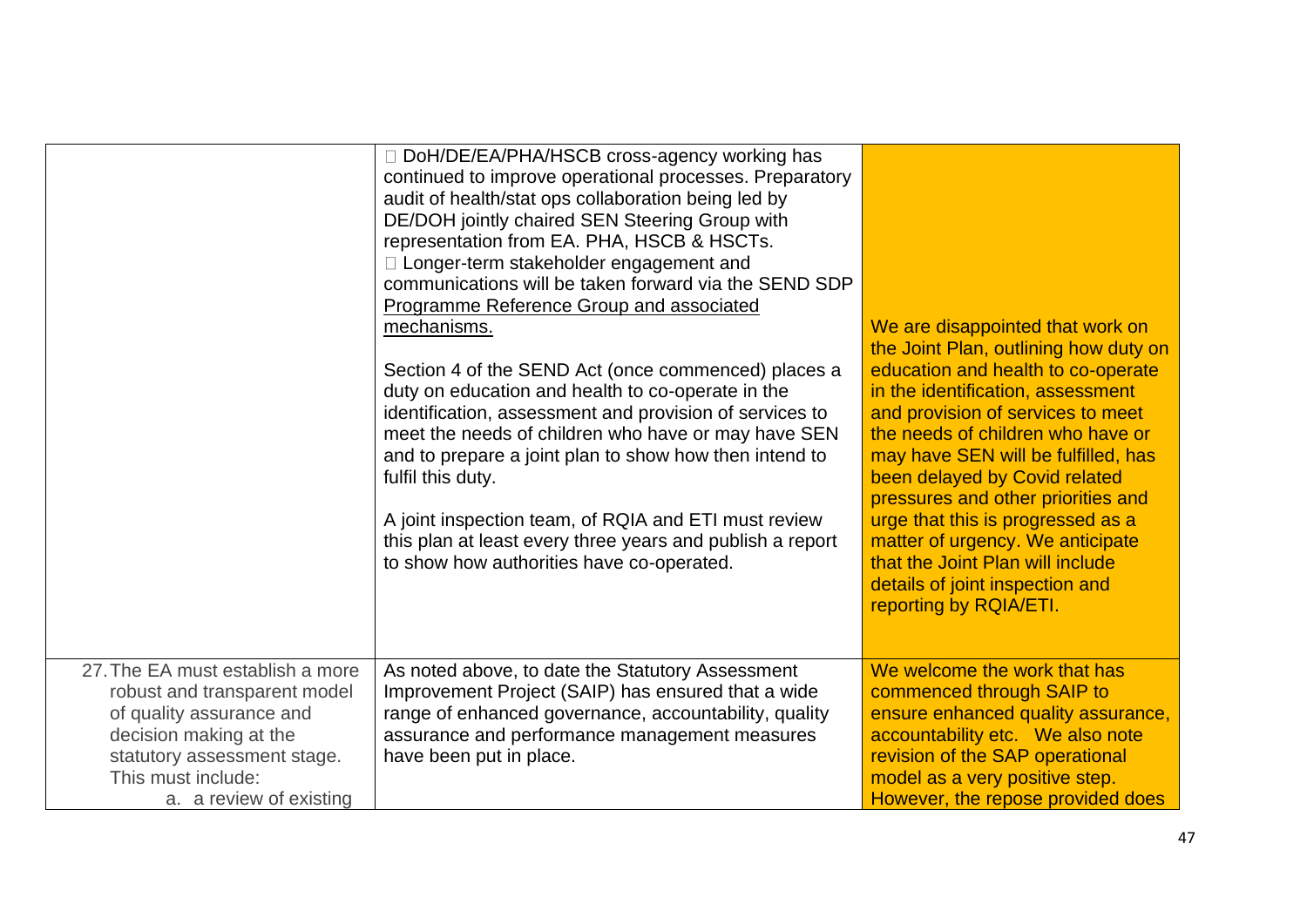| | | |
|---|---|---|
| | □ DoH/DE/EA/PHA/HSCB cross-agency working has continued to improve operational processes. Preparatory audit of health/stat ops collaboration being led by DE/DOH jointly chaired SEN Steering Group with representation from EA. PHA, HSCB & HSCTs.<br>□ Longer-term stakeholder engagement and communications will be taken forward via the SEND SDP Programme Reference Group and associated mechanisms.<br><br>Section 4 of the SEND Act (once commenced) places a duty on education and health to co-operate in the identification, assessment and provision of services to meet the needs of children who have or may have SEN and to prepare a joint plan to show how then intend to fulfil this duty.<br><br>A joint inspection team, of RQIA and ETI must review this plan at least every three years and publish a report to show how authorities have co-operated. | We are disappointed that work on the Joint Plan, outlining how duty on education and health to co-operate in the identification, assessment and provision of services to meet the needs of children who have or may have SEN will be fulfilled, has been delayed by Covid related pressures and other priorities and urge that this is progressed as a matter of urgency. We anticipate that the Joint Plan will include details of joint inspection and reporting by RQIA/ETI. |
| 27. The EA must establish a more robust and transparent model of quality assurance and decision making at the statutory assessment stage. This must include:<br>a. a review of existing | As noted above, to date the Statutory Assessment Improvement Project (SAIP) has ensured that a wide range of enhanced governance, accountability, quality assurance and performance management measures have been put in place. | We welcome the work that has commenced through SAIP to ensure enhanced quality assurance, accountability etc. We also note revision of the SAP operational model as a very positive step. However, the repose provided does |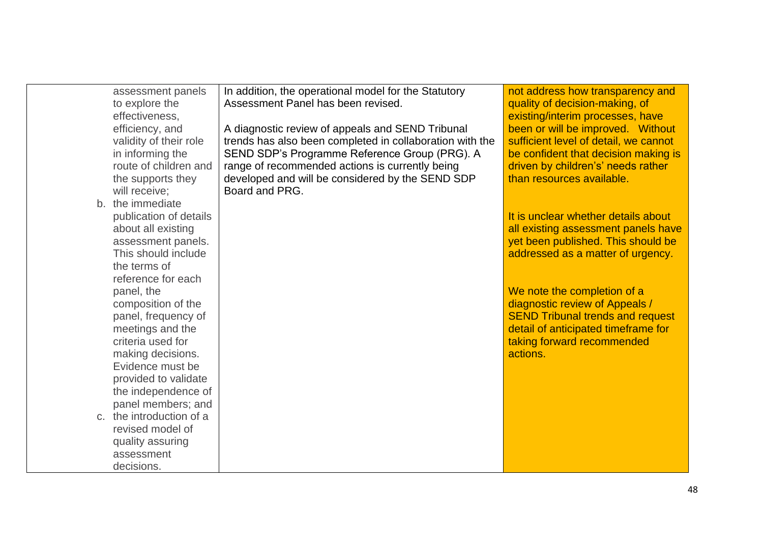| | | |
|---|---|---|
| assessment panels to explore the effectiveness, efficiency, and validity of their role in informing the route of children and the supports they will receive;<br>b. the immediate publication of details about all existing assessment panels. This should include the terms of reference for each panel, the composition of the panel, frequency of meetings and the criteria used for making decisions. Evidence must be provided to validate the independence of panel members; and<br>c. the introduction of a revised model of quality assuring assessment decisions. | In addition, the operational model for the Statutory Assessment Panel has been revised.<br><br>A diagnostic review of appeals and SEND Tribunal trends has also been completed in collaboration with the SEND SDP's Programme Reference Group (PRG). A range of recommended actions is currently being developed and will be considered by the SEND SDP Board and PRG. | not address how transparency and quality of decision-making, of existing/interim processes, have been or will be improved. Without sufficient level of detail, we cannot be confident that decision making is driven by children's' needs rather than resources available.<br><br>It is unclear whether details about all existing assessment panels have yet been published. This should be addressed as a matter of urgency.<br><br>We note the completion of a diagnostic review of Appeals / SEND Tribunal trends and request detail of anticipated timeframe for taking forward recommended actions. |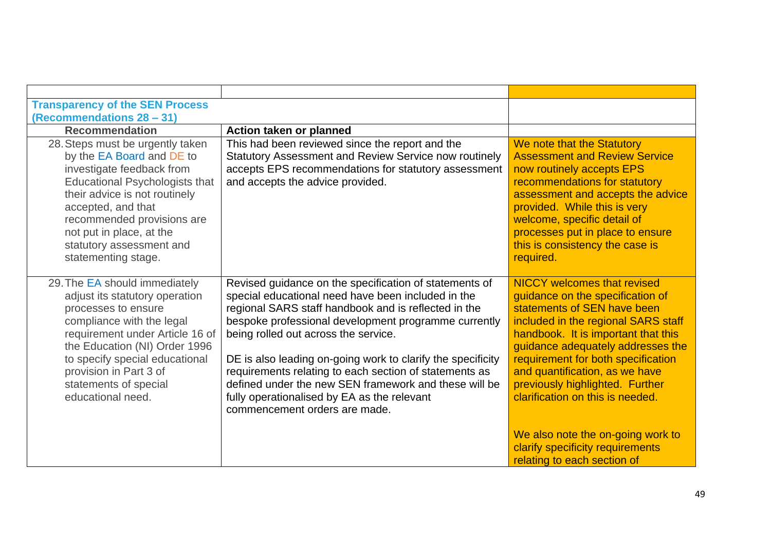| | | |
|---|---|---|
| **Transparency of the SEN Process (Recommendations 28 – 31)** | | |
| **Recommendation** | **Action taken or planned** | |
| 28. Steps must be urgently taken by the EA Board and DE to investigate feedback from Educational Psychologists that their advice is not routinely accepted, and that recommended provisions are not put in place, at the statutory assessment and statementing stage. | This had been reviewed since the report and the Statutory Assessment and Review Service now routinely accepts EPS recommendations for statutory assessment and accepts the advice provided. | We note that the Statutory Assessment and Review Service now routinely accepts EPS recommendations for statutory assessment and accepts the advice provided. While this is very welcome, specific detail of processes put in place to ensure this is consistency the case is required. |
| 29. The EA should immediately adjust its statutory operation processes to ensure compliance with the legal requirement under Article 16 of the Education (NI) Order 1996 to specify special educational provision in Part 3 of statements of special educational need. | Revised guidance on the specification of statements of special educational need have been included in the regional SARS staff handbook and is reflected in the bespoke professional development programme currently being rolled out across the service.<br><br>DE is also leading on-going work to clarify the specificity requirements relating to each section of statements as defined under the new SEN framework and these will be fully operationalised by EA as the relevant commencement orders are made. | NICCY welcomes that revised guidance on the specification of statements of SEN have been included in the regional SARS staff handbook. It is important that this guidance adequately addresses the requirement for both specification and quantification, as we have previously highlighted. Further clarification on this is needed.<br><br>We also note the on-going work to clarify specificity requirements relating to each section of |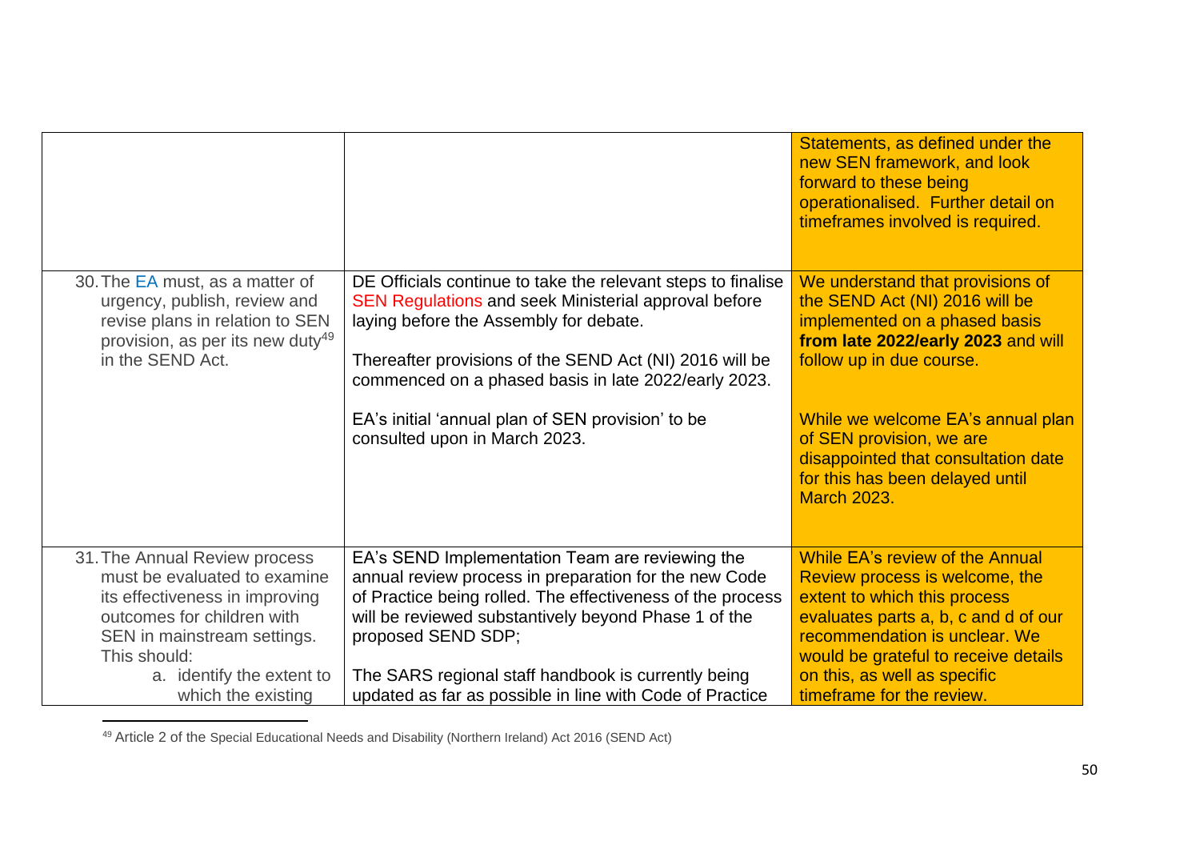| | | |
|---|---|---|
| | | Statements, as defined under the new SEN framework, and look forward to these being operationalised. Further detail on timeframes involved is required. |
| 30. The EA must, as a matter of urgency, publish, review and revise plans in relation to SEN provision, as per its new duty[49] in the SEND Act. | DE Officials continue to take the relevant steps to finalise SEN Regulations and seek Ministerial approval before laying before the Assembly for debate.<br><br>Thereafter provisions of the SEND Act (NI) 2016 will be commenced on a phased basis in late 2022/early 2023.<br><br>EA's initial 'annual plan of SEN provision' to be consulted upon in March 2023. | We understand that provisions of the SEND Act (NI) 2016 will be implemented on a phased basis **from late 2022/early 2023** and will follow up in due course.<br><br>While we welcome EA's annual plan of SEN provision, we are disappointed that consultation date for this has been delayed until March 2023. |
| 31. The Annual Review process must be evaluated to examine its effectiveness in improving outcomes for children with SEN in mainstream settings. This should:<br>a. identify the extent to which the existing | EA's SEND Implementation Team are reviewing the annual review process in preparation for the new Code of Practice being rolled. The effectiveness of the process will be reviewed substantively beyond Phase 1 of the proposed SEND SDP;<br><br>The SARS regional staff handbook is currently being updated as far as possible in line with Code of Practice | While EA's review of the Annual Review process is welcome, the extent to which this process evaluates parts a, b, c and d of our recommendation is unclear. We would be grateful to receive details on this, as well as specific timeframe for the review. |

[49] Article 2 of the Special Educational Needs and Disability (Northern Ireland) Act 2016 (SEND Act)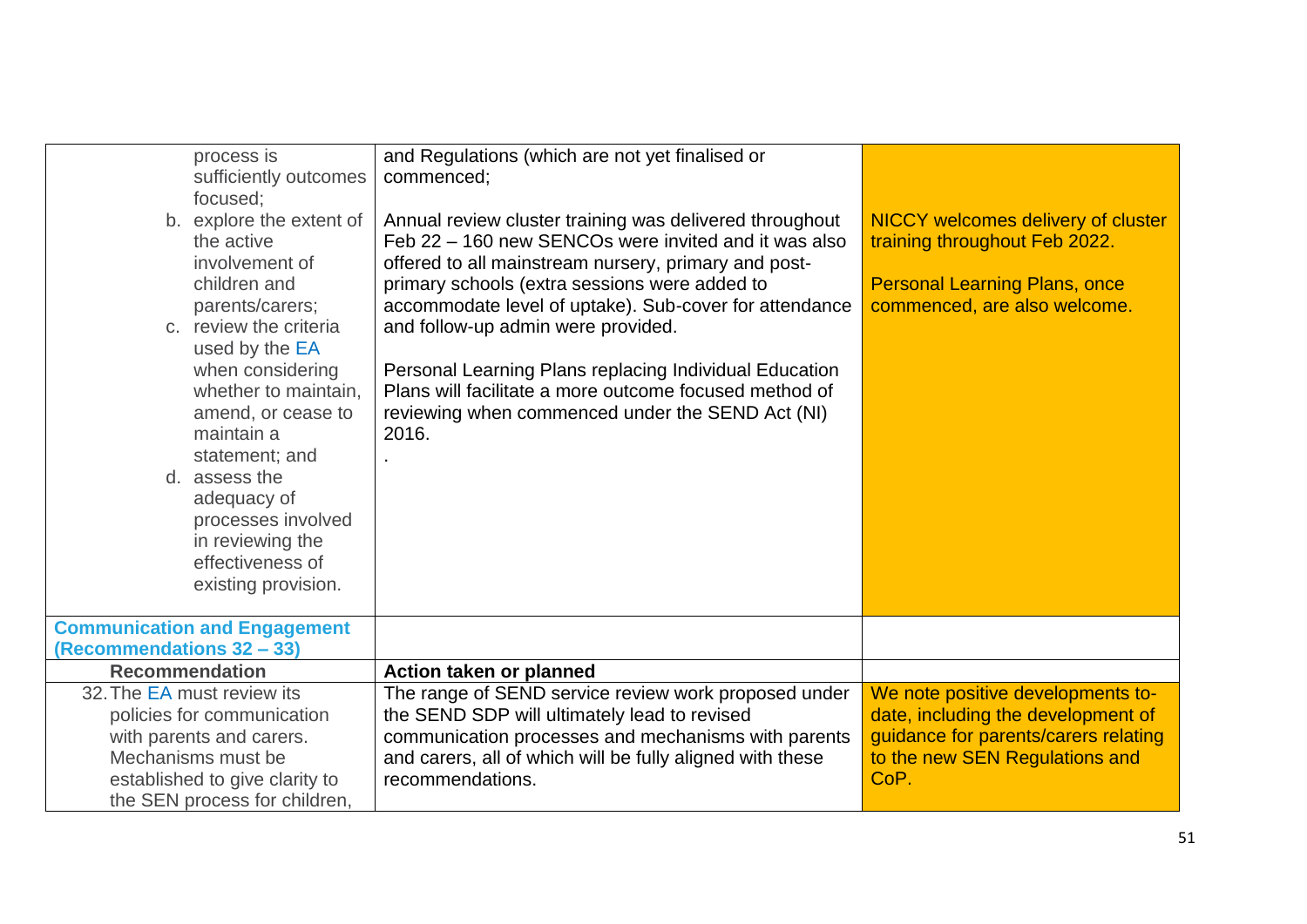| | | |
|---|---|---|
| process is sufficiently outcomes focused;<br>b. explore the extent of the active involvement of children and parents/carers;<br>c. review the criteria used by the EA when considering whether to maintain, amend, or cease to maintain a statement; and<br>d. assess the adequacy of processes involved in reviewing the effectiveness of existing provision. | and Regulations (which are not yet finalised or commenced;<br><br>Annual review cluster training was delivered throughout Feb 22 – 160 new SENCOs were invited and it was also offered to all mainstream nursery, primary and post-primary schools (extra sessions were added to accommodate level of uptake). Sub-cover for attendance and follow-up admin were provided.<br><br>Personal Learning Plans replacing Individual Education Plans will facilitate a more outcome focused method of reviewing when commenced under the SEND Act (NI) 2016.<br>. | NICCY welcomes delivery of cluster training throughout Feb 2022.<br><br>Personal Learning Plans, once commenced, are also welcome. |
| **Communication and Engagement (Recommendations 32 – 33)** | | |
| **Recommendation** | **Action taken or planned** | |
| 32. The EA must review its policies for communication with parents and carers. Mechanisms must be established to give clarity to the SEN process for children, | The range of SEND service review work proposed under the SEND SDP will ultimately lead to revised communication processes and mechanisms with parents and carers, all of which will be fully aligned with these recommendations. | We note positive developments to-date, including the development of guidance for parents/carers relating to the new SEN Regulations and CoP. |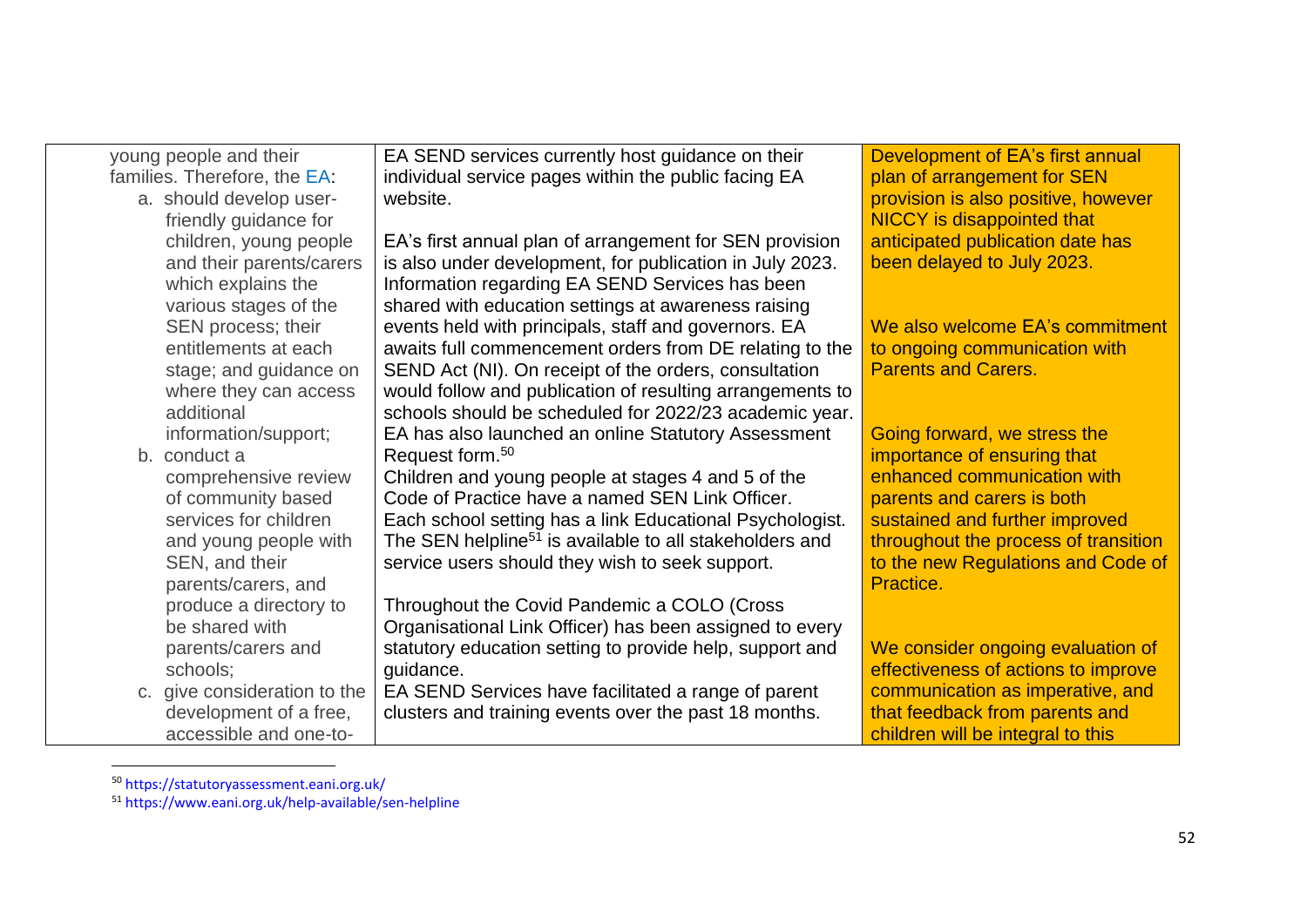| | | |
|---|---|---|
| young people and their families. Therefore, the EA:<br>a. should develop user-friendly guidance for children, young people and their parents/carers which explains the various stages of the SEN process; their entitlements at each stage; and guidance on where they can access additional information/support;<br>b. conduct a comprehensive review of community based services for children and young people with SEN, and their parents/carers, and produce a directory to be shared with parents/carers and schools;<br>c. give consideration to the development of a free, accessible and one-to- | EA SEND services currently host guidance on their individual service pages within the public facing EA website.<br><br>EA's first annual plan of arrangement for SEN provision is also under development, for publication in July 2023. Information regarding EA SEND Services has been shared with education settings at awareness raising events held with principals, staff and governors. EA awaits full commencement orders from DE relating to the SEND Act (NI). On receipt of the orders, consultation would follow and publication of resulting arrangements to schools should be scheduled for 2022/23 academic year. EA has also launched an online Statutory Assessment Request form.[50]<br>Children and young people at stages 4 and 5 of the Code of Practice have a named SEN Link Officer. Each school setting has a link Educational Psychologist. The SEN helpline[51] is available to all stakeholders and service users should they wish to seek support.<br><br>Throughout the Covid Pandemic a COLO (Cross Organisational Link Officer) has been assigned to every statutory education setting to provide help, support and guidance.<br>EA SEND Services have facilitated a range of parent clusters and training events over the past 18 months. | Development of EA's first annual plan of arrangement for SEN provision is also positive, however NICCY is disappointed that anticipated publication date has been delayed to July 2023.<br><br>We also welcome EA's commitment to ongoing communication with Parents and Carers.<br><br>Going forward, we stress the importance of ensuring that enhanced communication with parents and carers is both sustained and further improved throughout the process of transition to the new Regulations and Code of Practice.<br><br>We consider ongoing evaluation of effectiveness of actions to improve communication as imperative, and that feedback from parents and children will be integral to this |

[50] https://statutoryassessment.eani.org.uk/

[51] https://www.eani.org.uk/help-available/sen-helpline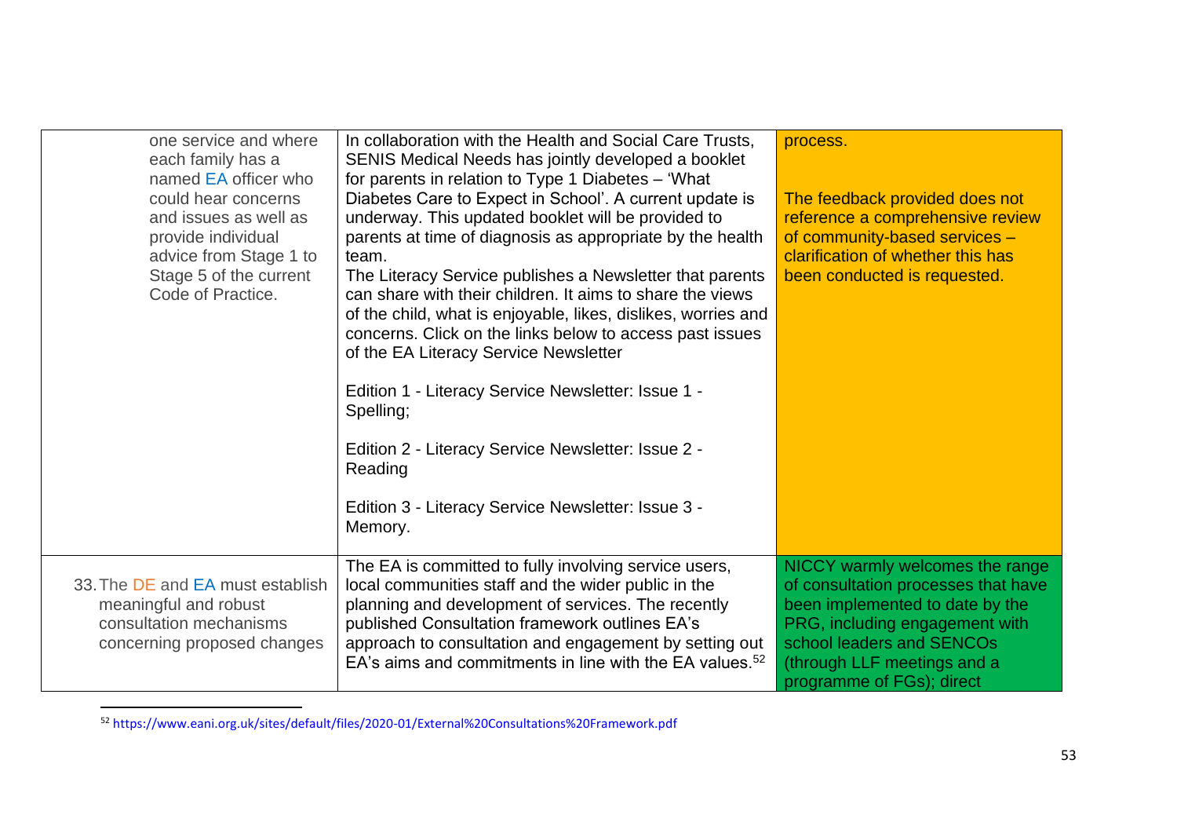| | | |
|---|---|---|
| one service and where each family has a named EA officer who could hear concerns and issues as well as provide individual advice from Stage 1 to Stage 5 of the current Code of Practice. | In collaboration with the Health and Social Care Trusts, SENIS Medical Needs has jointly developed a booklet for parents in relation to Type 1 Diabetes – 'What Diabetes Care to Expect in School'. A current update is underway. This updated booklet will be provided to parents at time of diagnosis as appropriate by the health team.<br>The Literacy Service publishes a Newsletter that parents can share with their children. It aims to share the views of the child, what is enjoyable, likes, dislikes, worries and concerns. Click on the links below to access past issues of the EA Literacy Service Newsletter<br><br>Edition 1 - Literacy Service Newsletter: Issue 1 - Spelling;<br><br>Edition 2 - Literacy Service Newsletter: Issue 2 - Reading<br><br>Edition 3 - Literacy Service Newsletter: Issue 3 - Memory. | process.<br><br>The feedback provided does not reference a comprehensive review of community-based services – clarification of whether this has been conducted is requested. |
| 33. The DE and EA must establish meaningful and robust consultation mechanisms concerning proposed changes | The EA is committed to fully involving service users, local communities staff and the wider public in the planning and development of services. The recently published Consultation framework outlines EA's approach to consultation and engagement by setting out EA's aims and commitments in line with the EA values.[52] | NICCY warmly welcomes the range of consultation processes that have been implemented to date by the PRG, including engagement with school leaders and SENCOs (through LLF meetings and a programme of FGs); direct |

[52] https://www.eani.org.uk/sites/default/files/2020-01/External%20Consultations%20Framework.pdf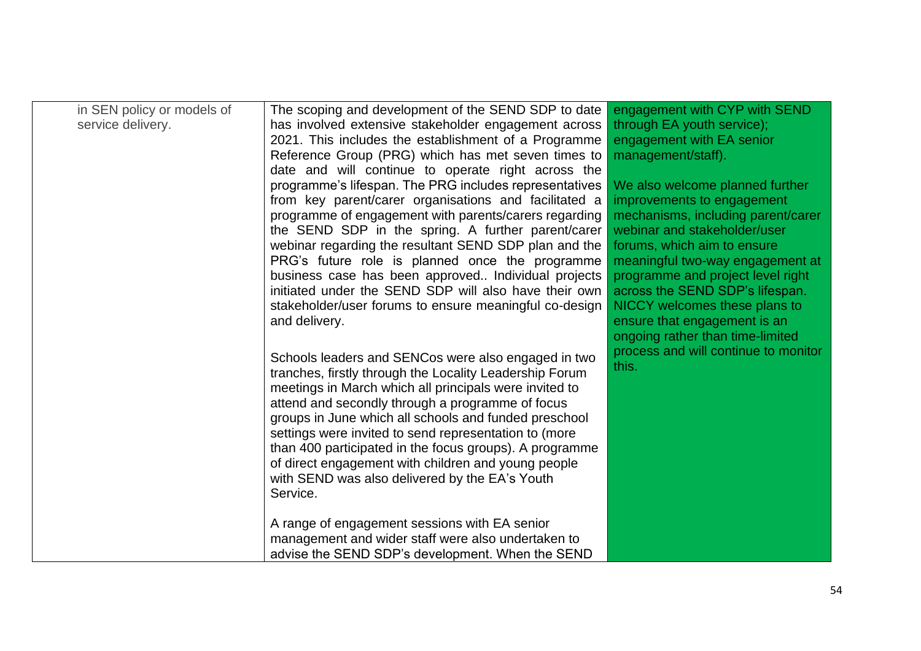| | | |
|---|---|---|
| in SEN policy or models of service delivery. | The scoping and development of the SEND SDP to date has involved extensive stakeholder engagement across 2021. This includes the establishment of a Programme Reference Group (PRG) which has met seven times to date and will continue to operate right across the programme's lifespan. The PRG includes representatives from key parent/carer organisations and facilitated a programme of engagement with parents/carers regarding the SEND SDP in the spring. A further parent/carer webinar regarding the resultant SEND SDP plan and the PRG's future role is planned once the programme business case has been approved.. Individual projects initiated under the SEND SDP will also have their own stakeholder/user forums to ensure meaningful co-design and delivery.<br><br>Schools leaders and SENCos were also engaged in two tranches, firstly through the Locality Leadership Forum meetings in March which all principals were invited to attend and secondly through a programme of focus groups in June which all schools and funded preschool settings were invited to send representation to (more than 400 participated in the focus groups). A programme of direct engagement with children and young people with SEND was also delivered by the EA's Youth Service.<br><br>A range of engagement sessions with EA senior management and wider staff were also undertaken to advise the SEND SDP's development. When the SEND | engagement with CYP with SEND through EA youth service); engagement with EA senior management/staff).<br><br>We also welcome planned further improvements to engagement mechanisms, including parent/carer webinar and stakeholder/user forums, which aim to ensure meaningful two-way engagement at programme and project level right across the SEND SDP's lifespan. NICCY welcomes these plans to ensure that engagement is an ongoing rather than time-limited process and will continue to monitor this. |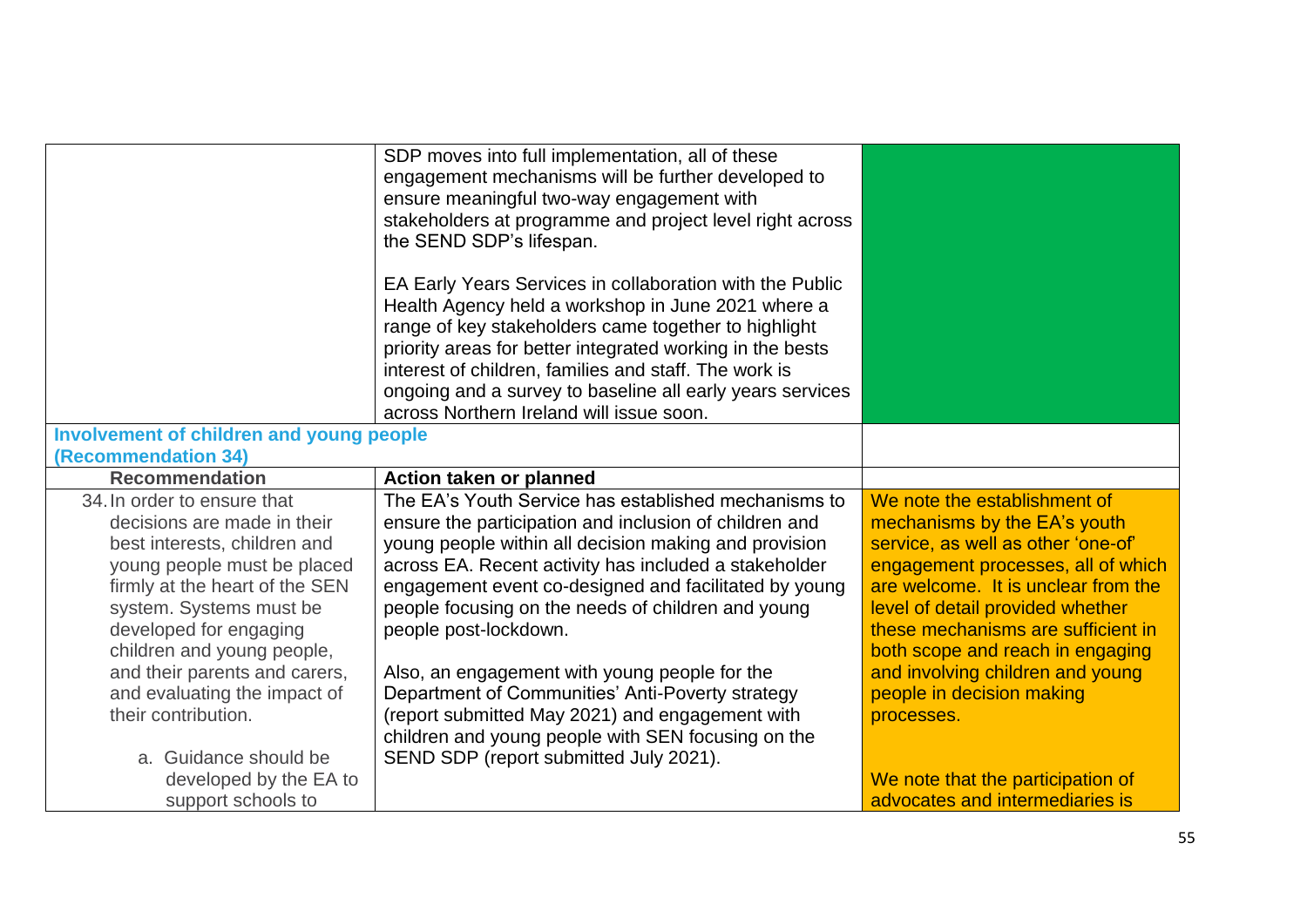| | | |
|---|---|---|
| | SDP moves into full implementation, all of these engagement mechanisms will be further developed to ensure meaningful two-way engagement with stakeholders at programme and project level right across the SEND SDP's lifespan.<br><br>EA Early Years Services in collaboration with the Public Health Agency held a workshop in June 2021 where a range of key stakeholders came together to highlight priority areas for better integrated working in the bests interest of children, families and staff. The work is ongoing and a survey to baseline all early years services across Northern Ireland will issue soon. | |
| **Involvement of children and young people (Recommendation 34)** | | |
| **Recommendation** | **Action taken or planned** | |
| 34. In order to ensure that decisions are made in their best interests, children and young people must be placed firmly at the heart of the SEN system. Systems must be developed for engaging children and young people, and their parents and carers, and evaluating the impact of their contribution.<br><br>a. Guidance should be developed by the EA to support schools to | The EA's Youth Service has established mechanisms to ensure the participation and inclusion of children and young people within all decision making and provision across EA. Recent activity has included a stakeholder engagement event co-designed and facilitated by young people focusing on the needs of children and young people post-lockdown.<br><br>Also, an engagement with young people for the Department of Communities' Anti-Poverty strategy (report submitted May 2021) and engagement with children and young people with SEN focusing on the SEND SDP (report submitted July 2021). | We note the establishment of mechanisms by the EA's youth service, as well as other 'one-of' engagement processes, all of which are welcome. It is unclear from the level of detail provided whether these mechanisms are sufficient in both scope and reach in engaging and involving children and young people in decision making processes.<br><br>We note that the participation of advocates and intermediaries is |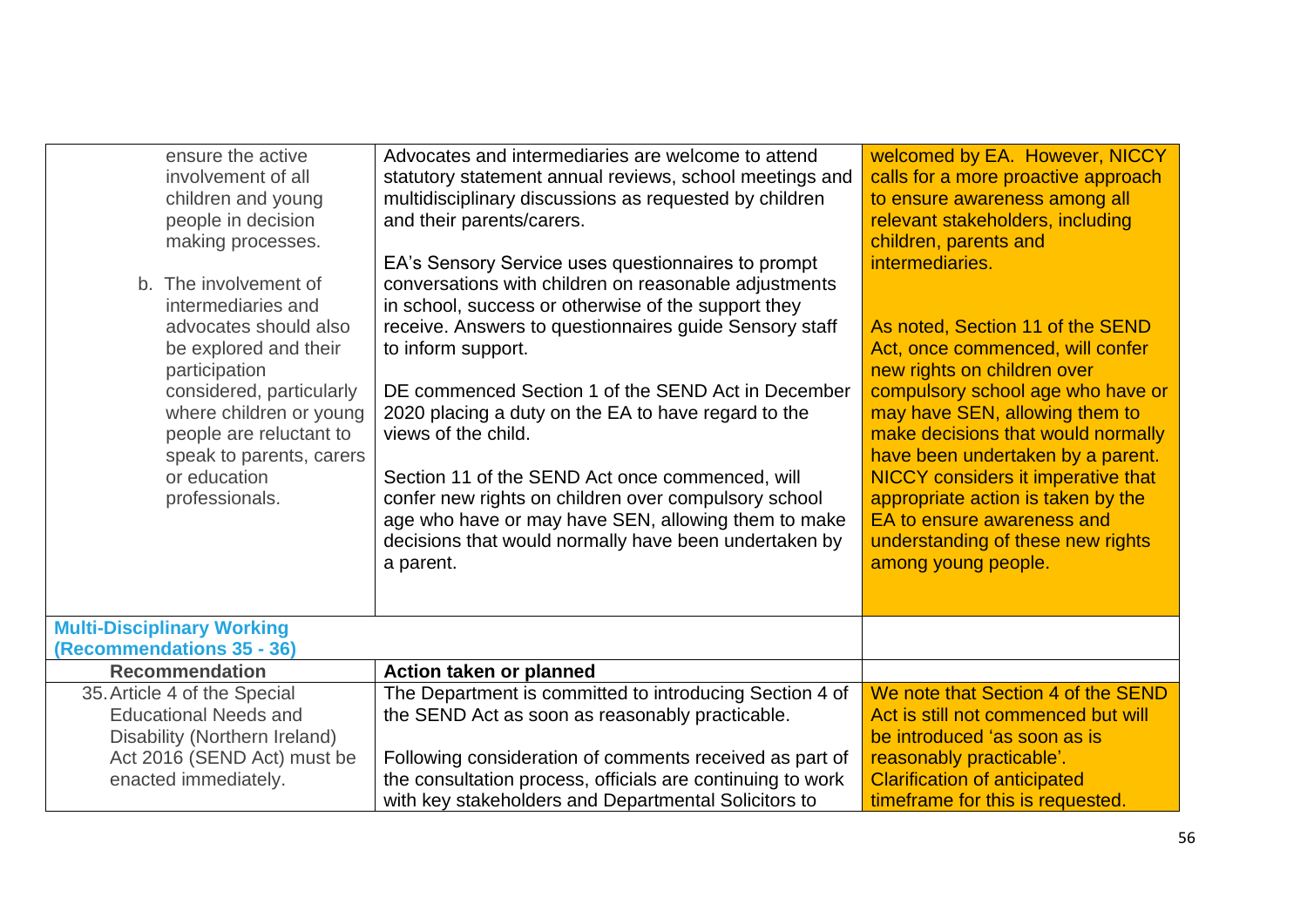| | | |
|---|---|---|
| ensure the active involvement of all children and young people in decision making processes.<br><br>b. The involvement of intermediaries and advocates should also be explored and their participation considered, particularly where children or young people are reluctant to speak to parents, carers or education professionals. | Advocates and intermediaries are welcome to attend statutory statement annual reviews, school meetings and multidisciplinary discussions as requested by children and their parents/carers.<br><br>EA's Sensory Service uses questionnaires to prompt conversations with children on reasonable adjustments in school, success or otherwise of the support they receive. Answers to questionnaires guide Sensory staff to inform support.<br><br>DE commenced Section 1 of the SEND Act in December 2020 placing a duty on the EA to have regard to the views of the child.<br><br>Section 11 of the SEND Act once commenced, will confer new rights on children over compulsory school age who have or may have SEN, allowing them to make decisions that would normally have been undertaken by a parent. | welcomed by EA. However, NICCY calls for a more proactive approach to ensure awareness among all relevant stakeholders, including children, parents and intermediaries.<br><br>As noted, Section 11 of the SEND Act, once commenced, will confer new rights on children over compulsory school age who have or may have SEN, allowing them to make decisions that would normally have been undertaken by a parent. NICCY considers it imperative that appropriate action is taken by the EA to ensure awareness and understanding of these new rights among young people. |
| **Multi-Disciplinary Working (Recommendations 35 - 36)** | | |
| **Recommendation** | **Action taken or planned** | |
| 35. Article 4 of the Special Educational Needs and Disability (Northern Ireland) Act 2016 (SEND Act) must be enacted immediately. | The Department is committed to introducing Section 4 of the SEND Act as soon as reasonably practicable.<br><br>Following consideration of comments received as part of the consultation process, officials are continuing to work with key stakeholders and Departmental Solicitors to | We note that Section 4 of the SEND Act is still not commenced but will be introduced 'as soon as is reasonably practicable'. Clarification of anticipated timeframe for this is requested. |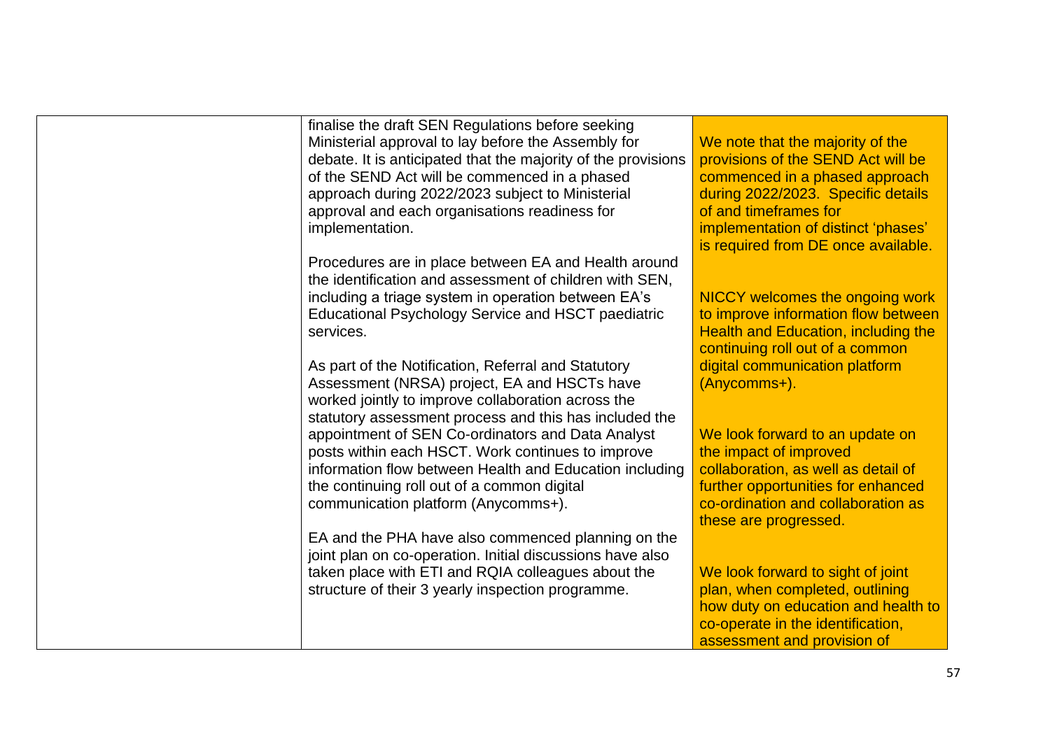| | | |
|---|---|---|
| | finalise the draft SEN Regulations before seeking Ministerial approval to lay before the Assembly for debate. It is anticipated that the majority of the provisions of the SEND Act will be commenced in a phased approach during 2022/2023 subject to Ministerial approval and each organisations readiness for implementation.<br><br>Procedures are in place between EA and Health around the identification and assessment of children with SEN, including a triage system in operation between EA's Educational Psychology Service and HSCT paediatric services.<br><br>As part of the Notification, Referral and Statutory Assessment (NRSA) project, EA and HSCTs have worked jointly to improve collaboration across the statutory assessment process and this has included the appointment of SEN Co-ordinators and Data Analyst posts within each HSCT. Work continues to improve information flow between Health and Education including the continuing roll out of a common digital communication platform (Anycomms+).<br><br>EA and the PHA have also commenced planning on the joint plan on co-operation. Initial discussions have also taken place with ETI and RQIA colleagues about the structure of their 3 yearly inspection programme. | We note that the majority of the provisions of the SEND Act will be commenced in a phased approach during 2022/2023. Specific details of and timeframes for implementation of distinct 'phases' is required from DE once available.<br><br>NICCY welcomes the ongoing work to improve information flow between Health and Education, including the continuing roll out of a common digital communication platform (Anycomms+).<br><br>We look forward to an update on the impact of improved collaboration, as well as detail of further opportunities for enhanced co-ordination and collaboration as these are progressed.<br><br>We look forward to sight of joint plan, when completed, outlining how duty on education and health to co-operate in the identification, assessment and provision of |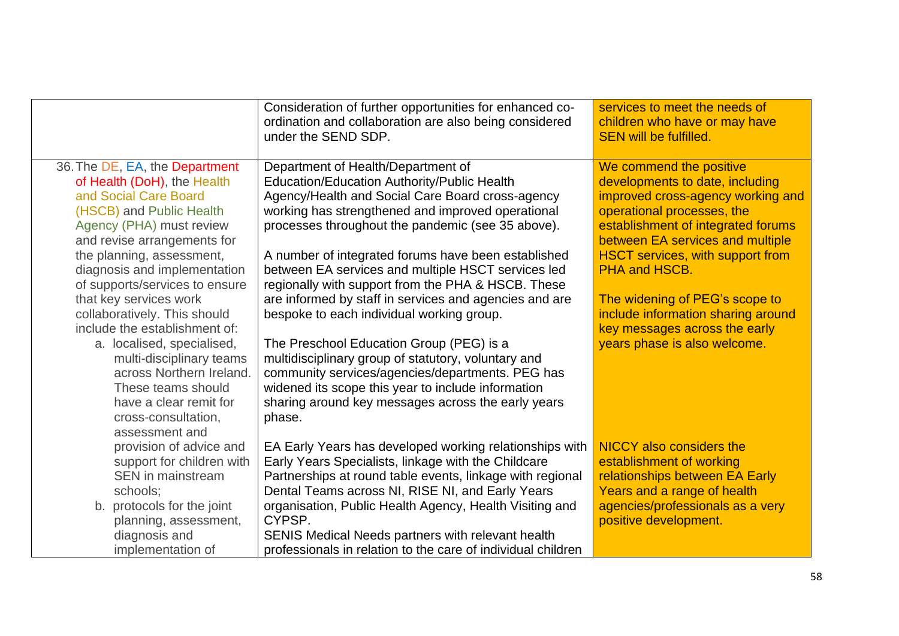| | | |
|---|---|---|
| | Consideration of further opportunities for enhanced co-ordination and collaboration are also being considered under the SEND SDP. | services to meet the needs of children who have or may have SEN will be fulfilled. |
| 36. The DE, EA, the Department of Health (DoH), the Health and Social Care Board (HSCB) and Public Health Agency (PHA) must review and revise arrangements for the planning, assessment, diagnosis and implementation of supports/services to ensure that key services work collaboratively. This should include the establishment of:<br>a. localised, specialised, multi-disciplinary teams across Northern Ireland. These teams should have a clear remit for cross-consultation, assessment and provision of advice and support for children with SEN in mainstream schools;<br>b. protocols for the joint planning, assessment, diagnosis and implementation of | Department of Health/Department of Education/Education Authority/Public Health Agency/Health and Social Care Board cross-agency working has strengthened and improved operational processes throughout the pandemic (see 35 above).<br><br>A number of integrated forums have been established between EA services and multiple HSCT services led regionally with support from the PHA & HSCB. These are informed by staff in services and agencies and are bespoke to each individual working group.<br><br>The Preschool Education Group (PEG) is a multidisciplinary group of statutory, voluntary and community services/agencies/departments. PEG has widened its scope this year to include information sharing around key messages across the early years phase.<br><br>EA Early Years has developed working relationships with Early Years Specialists, linkage with the Childcare Partnerships at round table events, linkage with regional Dental Teams across NI, RISE NI, and Early Years organisation, Public Health Agency, Health Visiting and CYPSP.<br>SENIS Medical Needs partners with relevant health professionals in relation to the care of individual children | We commend the positive developments to date, including improved cross-agency working and operational processes, the establishment of integrated forums between EA services and multiple HSCT services, with support from PHA and HSCB.<br><br>The widening of PEG's scope to include information sharing around key messages across the early years phase is also welcome.<br><br>NICCY also considers the establishment of working relationships between EA Early Years and a range of health agencies/professionals as a very positive development. |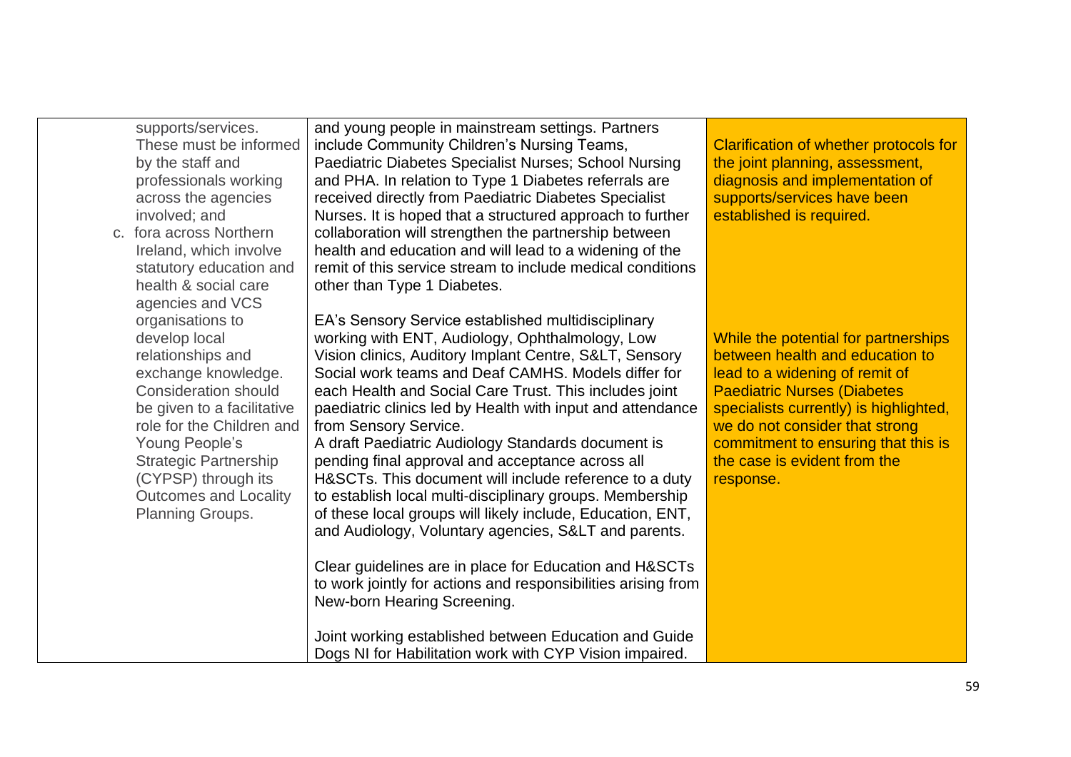| | | | |
|---|---|---|---|
| | supports/services. These must be informed by the staff and professionals working across the agencies involved; and<br>c. fora across Northern Ireland, which involve statutory education and health & social care agencies and VCS organisations to develop local relationships and exchange knowledge. Consideration should be given to a facilitative role for the Children and Young People's Strategic Partnership (CYPSP) through its Outcomes and Locality Planning Groups. | and young people in mainstream settings. Partners include Community Children's Nursing Teams, Paediatric Diabetes Specialist Nurses; School Nursing and PHA. In relation to Type 1 Diabetes referrals are received directly from Paediatric Diabetes Specialist Nurses. It is hoped that a structured approach to further collaboration will strengthen the partnership between health and education and will lead to a widening of the remit of this service stream to include medical conditions other than Type 1 Diabetes.<br><br>EA's Sensory Service established multidisciplinary working with ENT, Audiology, Ophthalmology, Low Vision clinics, Auditory Implant Centre, S&LT, Sensory Social work teams and Deaf CAMHS. Models differ for each Health and Social Care Trust. This includes joint paediatric clinics led by Health with input and attendance from Sensory Service.<br>A draft Paediatric Audiology Standards document is pending final approval and acceptance across all H&SCTs. This document will include reference to a duty to establish local multi-disciplinary groups. Membership of these local groups will likely include, Education, ENT, and Audiology, Voluntary agencies, S&LT and parents.<br><br>Clear guidelines are in place for Education and H&SCTs to work jointly for actions and responsibilities arising from New-born Hearing Screening.<br><br>Joint working established between Education and Guide Dogs NI for Habilitation work with CYP Vision impaired. | Clarification of whether protocols for the joint planning, assessment, diagnosis and implementation of supports/services have been established is required.<br><br>While the potential for partnerships between health and education to lead to a widening of remit of Paediatric Nurses (Diabetes specialists currently) is highlighted, we do not consider that strong commitment to ensuring that this is the case is evident from the response. |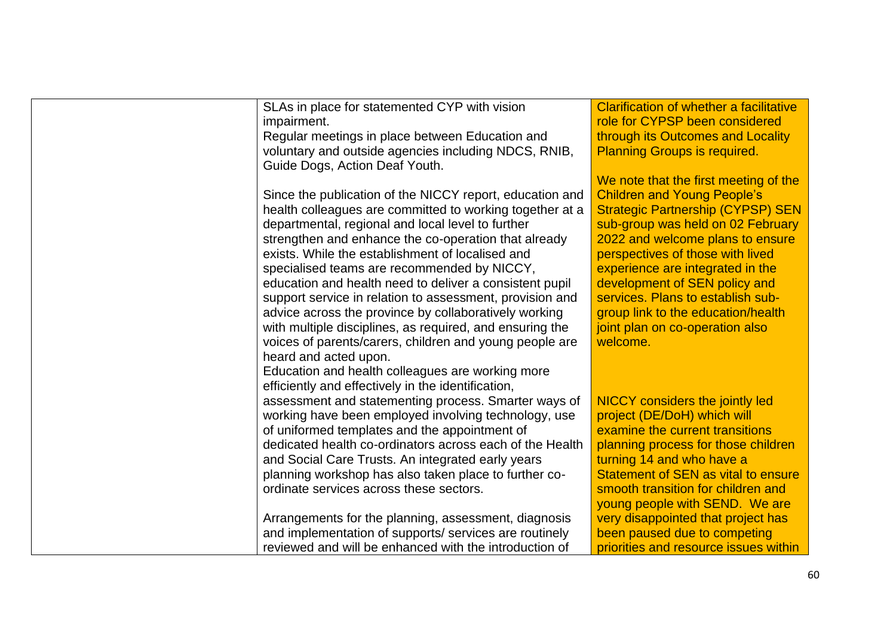|  |  |  |
| --- | --- | --- |
|  | SLAs in place for statemented CYP with vision impairment.<br>Regular meetings in place between Education and voluntary and outside agencies including NDCS, RNIB, Guide Dogs, Action Deaf Youth.<br><br>Since the publication of the NICCY report, education and health colleagues are committed to working together at a departmental, regional and local level to further strengthen and enhance the co-operation that already exists. While the establishment of localised and specialised teams are recommended by NICCY, education and health need to deliver a consistent pupil support service in relation to assessment, provision and advice across the province by collaboratively working with multiple disciplines, as required, and ensuring the voices of parents/carers, children and young people are heard and acted upon.<br>Education and health colleagues are working more efficiently and effectively in the identification, assessment and statementing process. Smarter ways of working have been employed involving technology, use of uniformed templates and the appointment of dedicated health co-ordinators across each of the Health and Social Care Trusts. An integrated early years planning workshop has also taken place to further co-ordinate services across these sectors.<br><br>Arrangements for the planning, assessment, diagnosis and implementation of supports/ services are routinely reviewed and will be enhanced with the introduction of | Clarification of whether a facilitative role for CYPSP been considered through its Outcomes and Locality Planning Groups is required.<br><br>We note that the first meeting of the Children and Young People's Strategic Partnership (CYPSP) SEN sub-group was held on 02 February 2022 and welcome plans to ensure perspectives of those with lived experience are integrated in the development of SEN policy and services. Plans to establish sub-group link to the education/health joint plan on co-operation also welcome.<br><br>NICCY considers the jointly led project (DE/DoH) which will examine the current transitions planning process for those children turning 14 and who have a Statement of SEN as vital to ensure smooth transition for children and young people with SEND. We are very disappointed that project has been paused due to competing priorities and resource issues within |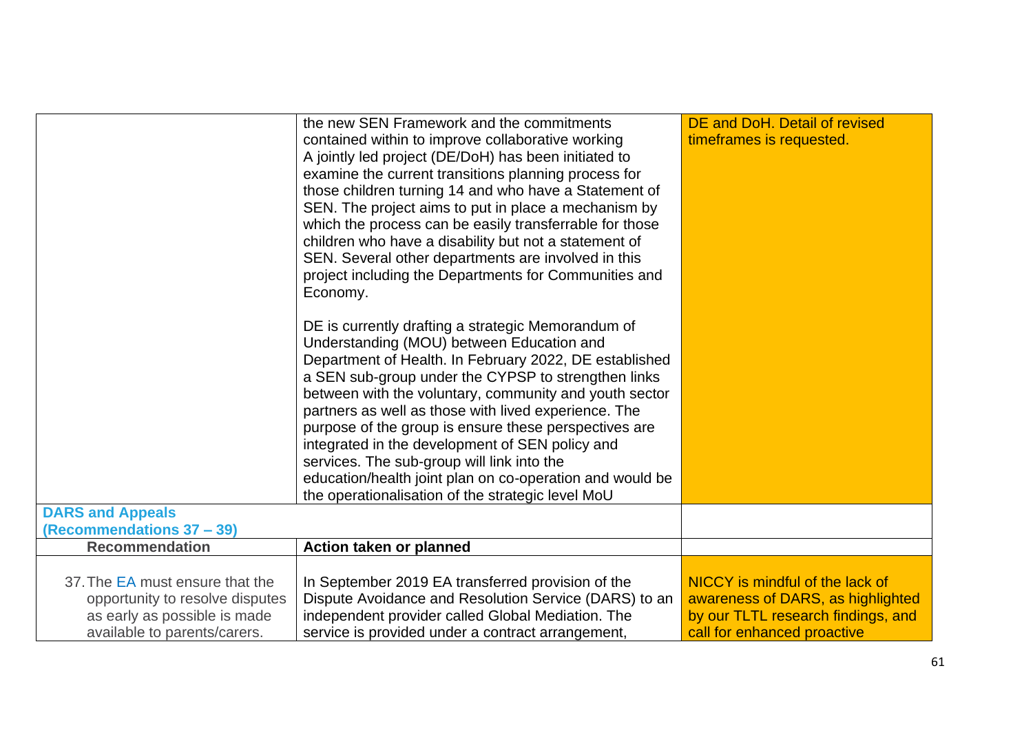| | | |
|---|---|---|
| | the new SEN Framework and the commitments contained within to improve collaborative working<br>A jointly led project (DE/DoH) has been initiated to examine the current transitions planning process for those children turning 14 and who have a Statement of SEN. The project aims to put in place a mechanism by which the process can be easily transferrable for those children who have a disability but not a statement of SEN. Several other departments are involved in this project including the Departments for Communities and Economy.<br><br>DE is currently drafting a strategic Memorandum of Understanding (MOU) between Education and Department of Health. In February 2022, DE established a SEN sub-group under the CYPSP to strengthen links between with the voluntary, community and youth sector partners as well as those with lived experience. The purpose of the group is ensure these perspectives are integrated in the development of SEN policy and services. The sub-group will link into the education/health joint plan on co-operation and would be the operationalisation of the strategic level MoU | DE and DoH. Detail of revised timeframes is requested. |
| **DARS and Appeals (Recommendations 37 – 39)** | | |
| **Recommendation** | **Action taken or planned** | |
| 37. The EA must ensure that the opportunity to resolve disputes as early as possible is made available to parents/carers. | In September 2019 EA transferred provision of the Dispute Avoidance and Resolution Service (DARS) to an independent provider called Global Mediation. The service is provided under a contract arrangement, | NICCY is mindful of the lack of awareness of DARS, as highlighted by our TLTL research findings, and call for enhanced proactive |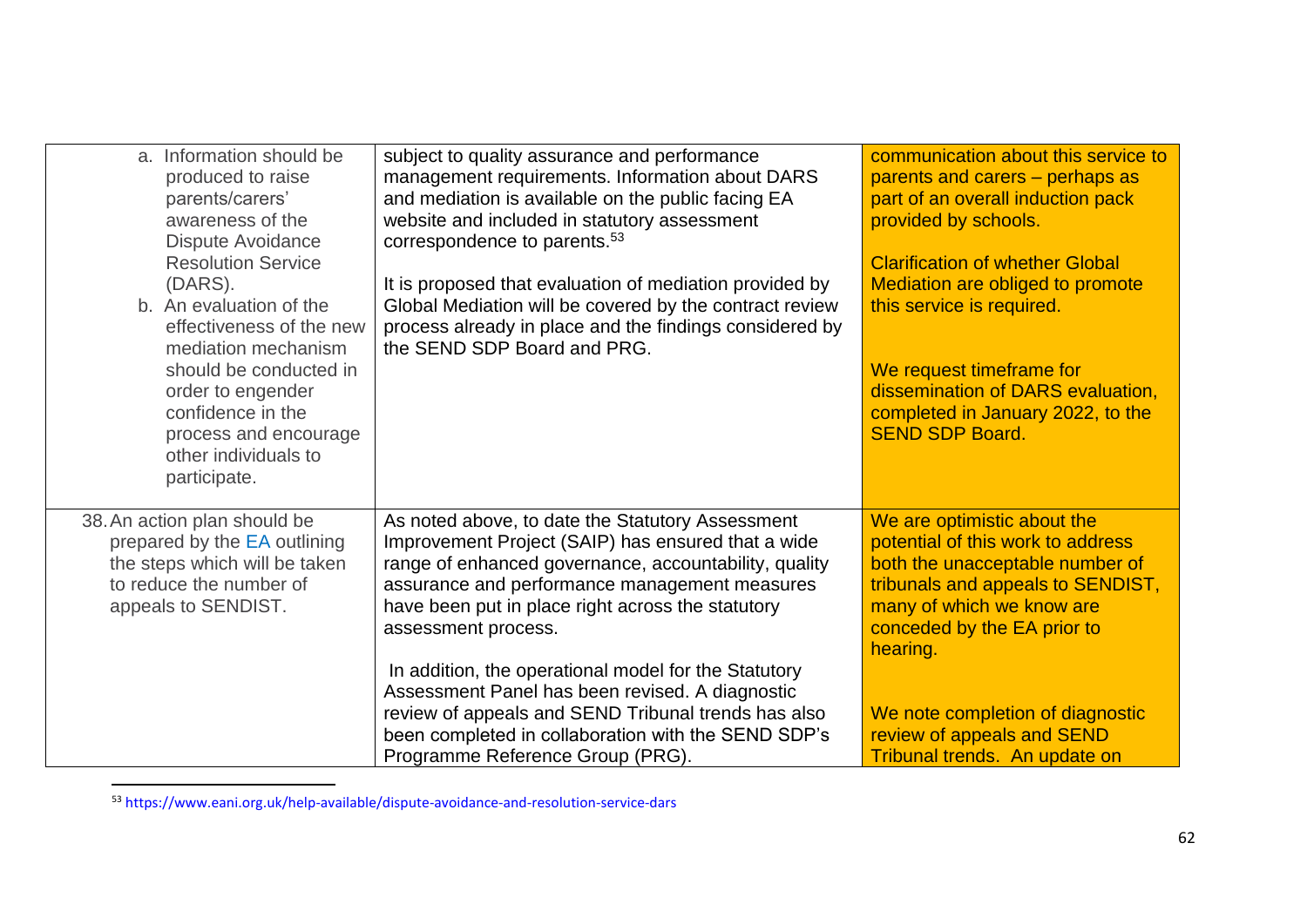| | | |
|---|---|---|
| a. Information should be produced to raise parents/carers' awareness of the Dispute Avoidance Resolution Service (DARS).<br>b. An evaluation of the effectiveness of the new mediation mechanism should be conducted in order to engender confidence in the process and encourage other individuals to participate. | subject to quality assurance and performance management requirements. Information about DARS and mediation is available on the public facing EA website and included in statutory assessment correspondence to parents.[53]<br><br>It is proposed that evaluation of mediation provided by Global Mediation will be covered by the contract review process already in place and the findings considered by the SEND SDP Board and PRG. | communication about this service to parents and carers – perhaps as part of an overall induction pack provided by schools.<br><br>Clarification of whether Global Mediation are obliged to promote this service is required.<br><br>We request timeframe for dissemination of DARS evaluation, completed in January 2022, to the SEND SDP Board. |
| 38. An action plan should be prepared by the EA outlining the steps which will be taken to reduce the number of appeals to SENDIST. | As noted above, to date the Statutory Assessment Improvement Project (SAIP) has ensured that a wide range of enhanced governance, accountability, quality assurance and performance management measures have been put in place right across the statutory assessment process.<br><br>In addition, the operational model for the Statutory Assessment Panel has been revised. A diagnostic review of appeals and SEND Tribunal trends has also been completed in collaboration with the SEND SDP's Programme Reference Group (PRG). | We are optimistic about the potential of this work to address both the unacceptable number of tribunals and appeals to SENDIST, many of which we know are conceded by the EA prior to hearing.<br><br>We note completion of diagnostic review of appeals and SEND Tribunal trends. An update on |

[53] https://www.eani.org.uk/help-available/dispute-avoidance-and-resolution-service-dars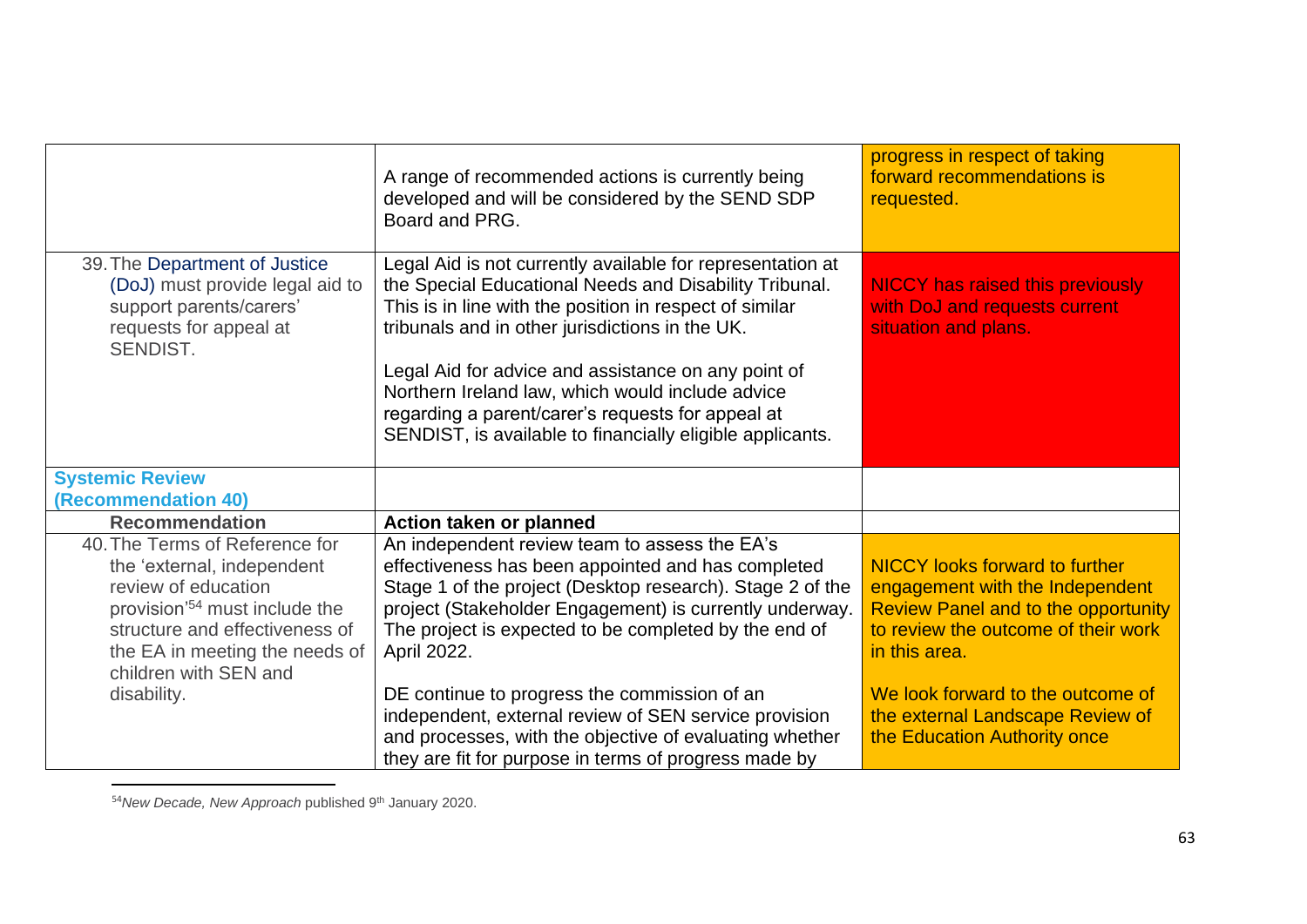| | | |
|---|---|---|
| | A range of recommended actions is currently being developed and will be considered by the SEND SDP Board and PRG. | progress in respect of taking forward recommendations is requested. |
| 39. The Department of Justice (DoJ) must provide legal aid to support parents/carers' requests for appeal at SENDIST. | Legal Aid is not currently available for representation at the Special Educational Needs and Disability Tribunal. This is in line with the position in respect of similar tribunals and in other jurisdictions in the UK.<br><br>Legal Aid for advice and assistance on any point of Northern Ireland law, which would include advice regarding a parent/carer's requests for appeal at SENDIST, is available to financially eligible applicants. | NICCY has raised this previously with DoJ and requests current situation and plans. |
| **Systemic Review (Recommendation 40)** | | |
| **Recommendation** | **Action taken or planned** | |
| 40. The Terms of Reference for the 'external, independent review of education provision'[54] must include the structure and effectiveness of the EA in meeting the needs of children with SEN and disability. | An independent review team to assess the EA's effectiveness has been appointed and has completed Stage 1 of the project (Desktop research). Stage 2 of the project (Stakeholder Engagement) is currently underway. The project is expected to be completed by the end of April 2022.<br><br>DE continue to progress the commission of an independent, external review of SEN service provision and processes, with the objective of evaluating whether they are fit for purpose in terms of progress made by | NICCY looks forward to further engagement with the Independent Review Panel and to the opportunity to review the outcome of their work in this area.<br><br>We look forward to the outcome of the external Landscape Review of the Education Authority once |

[54] *New Decade, New Approach* published 9th January 2020.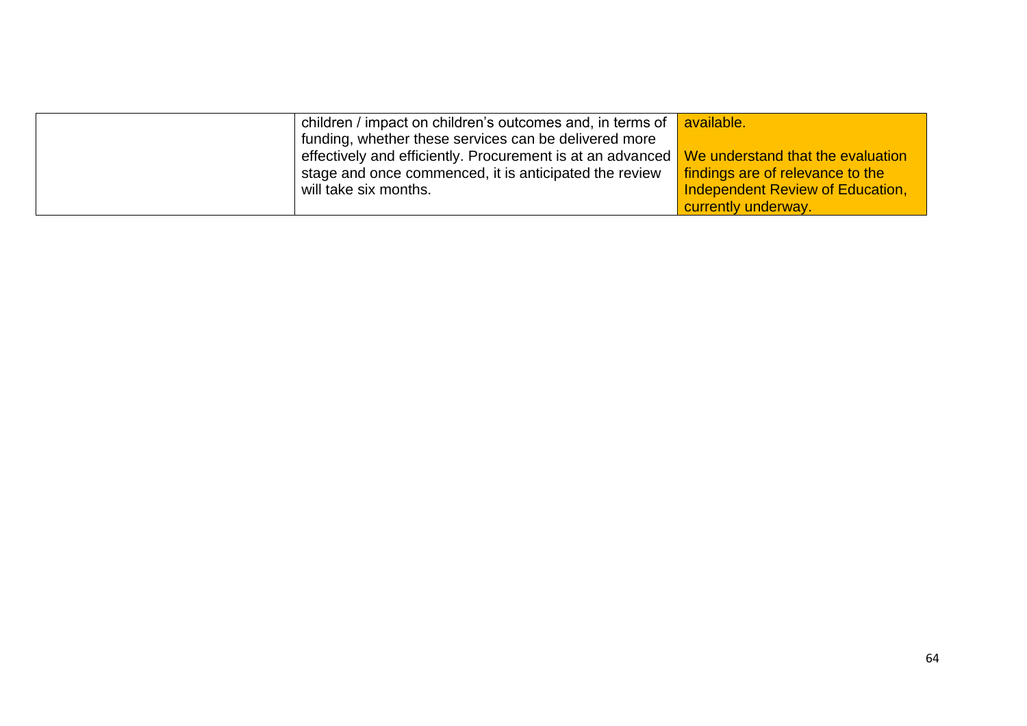| | | |
|---|---|---|
| | children / impact on children's outcomes and, in terms of funding, whether these services can be delivered more effectively and efficiently. Procurement is at an advanced stage and once commenced, it is anticipated the review will take six months. | available.<br><br>We understand that the evaluation findings are of relevance to the Independent Review of Education, currently underway. |